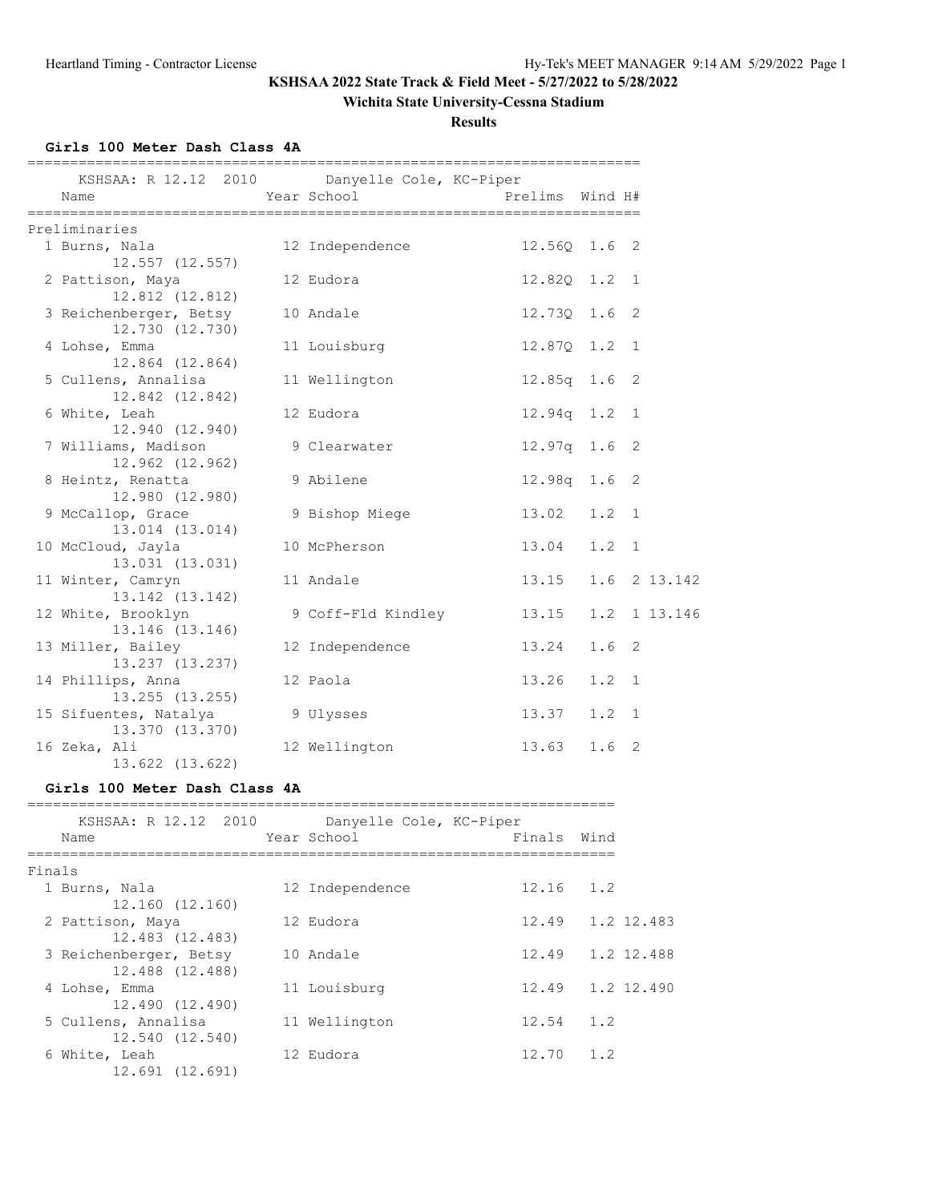**KSHSAA 2022 State Track & Field Meet - 5/27/2022 to 5/28/2022**

**Wichita State University-Cessna Stadium**

**Results**

### Girls 100 Meter Dash Class 4A

KSHSAA: R 12.12 2010 Danyelle Cole, KC-Piper

Preliminaries

| Place | Name | Year | School | Prelims | Wind | H# | |
|---|---|---|---|---|---|---|---|
| 1 | Burns, Nala | 12 | Independence | 12.56Q | 1.6 | 2 | |
| | 12.557 (12.557) | | | | | | |
| 2 | Pattison, Maya | 12 | Eudora | 12.82Q | 1.2 | 1 | |
| | 12.812 (12.812) | | | | | | |
| 3 | Reichenberger, Betsy | 10 | Andale | 12.73Q | 1.6 | 2 | |
| | 12.730 (12.730) | | | | | | |
| 4 | Lohse, Emma | 11 | Louisburg | 12.87Q | 1.2 | 1 | |
| | 12.864 (12.864) | | | | | | |
| 5 | Cullens, Annalisa | 11 | Wellington | 12.85q | 1.6 | 2 | |
| | 12.842 (12.842) | | | | | | |
| 6 | White, Leah | 12 | Eudora | 12.94q | 1.2 | 1 | |
| | 12.940 (12.940) | | | | | | |
| 7 | Williams, Madison | 9 | Clearwater | 12.97q | 1.6 | 2 | |
| | 12.962 (12.962) | | | | | | |
| 8 | Heintz, Renatta | 9 | Abilene | 12.98q | 1.6 | 2 | |
| | 12.980 (12.980) | | | | | | |
| 9 | McCallop, Grace | 9 | Bishop Miege | 13.02 | 1.2 | 1 | |
| | 13.014 (13.014) | | | | | | |
| 10 | McCloud, Jayla | 10 | McPherson | 13.04 | 1.2 | 1 | |
| | 13.031 (13.031) | | | | | | |
| 11 | Winter, Camryn | 11 | Andale | 13.15 | 1.6 | 2 | 13.142 |
| | 13.142 (13.142) | | | | | | |
| 12 | White, Brooklyn | 9 | Coff-Fld Kindley | 13.15 | 1.2 | 1 | 13.146 |
| | 13.146 (13.146) | | | | | | |
| 13 | Miller, Bailey | 12 | Independence | 13.24 | 1.6 | 2 | |
| | 13.237 (13.237) | | | | | | |
| 14 | Phillips, Anna | 12 | Paola | 13.26 | 1.2 | 1 | |
| | 13.255 (13.255) | | | | | | |
| 15 | Sifuentes, Natalya | 9 | Ulysses | 13.37 | 1.2 | 1 | |
| | 13.370 (13.370) | | | | | | |
| 16 | Zeka, Ali | 12 | Wellington | 13.63 | 1.6 | 2 | |
| | 13.622 (13.622) | | | | | | |

### Girls 100 Meter Dash Class 4A

KSHSAA: R 12.12 2010 Danyelle Cole, KC-Piper

Finals

| Place | Name | Year | School | Finals | Wind | |
|---|---|---|---|---|---|---|
| 1 | Burns, Nala | 12 | Independence | 12.16 | 1.2 | |
| | 12.160 (12.160) | | | | | |
| 2 | Pattison, Maya | 12 | Eudora | 12.49 | 1.2 | 12.483 |
| | 12.483 (12.483) | | | | | |
| 3 | Reichenberger, Betsy | 10 | Andale | 12.49 | 1.2 | 12.488 |
| | 12.488 (12.488) | | | | | |
| 4 | Lohse, Emma | 11 | Louisburg | 12.49 | 1.2 | 12.490 |
| | 12.490 (12.490) | | | | | |
| 5 | Cullens, Annalisa | 11 | Wellington | 12.54 | 1.2 | |
| | 12.540 (12.540) | | | | | |
| 6 | White, Leah | 12 | Eudora | 12.70 | 1.2 | |
| | 12.691 (12.691) | | | | | |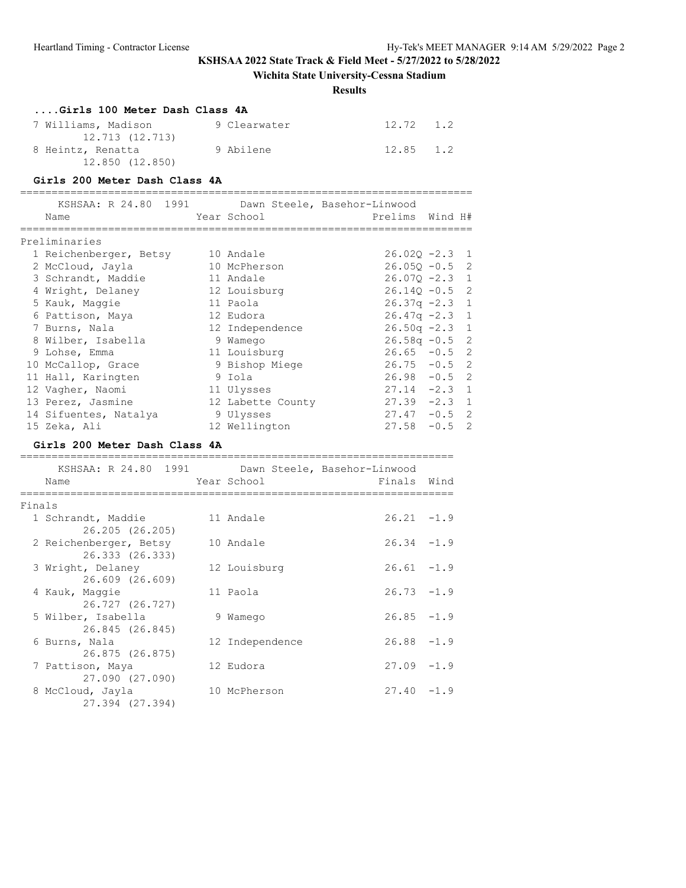## KSHSAA 2022 State Track & Field Meet - 5/27/2022 to 5/28/2022

**Wichita State University-Cessna Stadium**

**Results**

### ....Girls 100 Meter Dash Class 4A

| Place | Name | Year | School | Finals | Wind |
|---|---|---|---|---|---|
| 7 | Williams, Madison (12.713 (12.713)) | 9 | Clearwater | 12.72 | 1.2 |
| 8 | Heintz, Renatta (12.850 (12.850)) | 9 | Abilene | 12.85 | 1.2 |

### Girls 200 Meter Dash Class 4A

KSHSAA: R 24.80 1991 Dawn Steele, Basehor-Linwood

**Preliminaries**

| Place | Name | Year | School | Prelims | Wind | H# |
|---|---|---|---|---|---|---|
| 1 | Reichenberger, Betsy | 10 | Andale | 26.02Q | -2.3 | 1 |
| 2 | McCloud, Jayla | 10 | McPherson | 26.05Q | -0.5 | 2 |
| 3 | Schrandt, Maddie | 11 | Andale | 26.07Q | -2.3 | 1 |
| 4 | Wright, Delaney | 12 | Louisburg | 26.14Q | -0.5 | 2 |
| 5 | Kauk, Maggie | 11 | Paola | 26.37q | -2.3 | 1 |
| 6 | Pattison, Maya | 12 | Eudora | 26.47q | -2.3 | 1 |
| 7 | Burns, Nala | 12 | Independence | 26.50q | -2.3 | 1 |
| 8 | Wilber, Isabella | 9 | Wamego | 26.58q | -0.5 | 2 |
| 9 | Lohse, Emma | 11 | Louisburg | 26.65 | -0.5 | 2 |
| 10 | McCallop, Grace | 9 | Bishop Miege | 26.75 | -0.5 | 2 |
| 11 | Hall, Karingten | 9 | Iola | 26.98 | -0.5 | 2 |
| 12 | Vagher, Naomi | 11 | Ulysses | 27.14 | -2.3 | 1 |
| 13 | Perez, Jasmine | 12 | Labette County | 27.39 | -2.3 | 1 |
| 14 | Sifuentes, Natalya | 9 | Ulysses | 27.47 | -0.5 | 2 |
| 15 | Zeka, Ali | 12 | Wellington | 27.58 | -0.5 | 2 |

### Girls 200 Meter Dash Class 4A

KSHSAA: R 24.80 1991 Dawn Steele, Basehor-Linwood

**Finals**

| Place | Name | Year | School | Finals | Wind |
|---|---|---|---|---|---|
| 1 | Schrandt, Maddie (26.205 (26.205)) | 11 | Andale | 26.21 | -1.9 |
| 2 | Reichenberger, Betsy (26.333 (26.333)) | 10 | Andale | 26.34 | -1.9 |
| 3 | Wright, Delaney (26.609 (26.609)) | 12 | Louisburg | 26.61 | -1.9 |
| 4 | Kauk, Maggie (26.727 (26.727)) | 11 | Paola | 26.73 | -1.9 |
| 5 | Wilber, Isabella (26.845 (26.845)) | 9 | Wamego | 26.85 | -1.9 |
| 6 | Burns, Nala (26.875 (26.875)) | 12 | Independence | 26.88 | -1.9 |
| 7 | Pattison, Maya (27.090 (27.090)) | 12 | Eudora | 27.09 | -1.9 |
| 8 | McCloud, Jayla (27.394 (27.394)) | 10 | McPherson | 27.40 | -1.9 |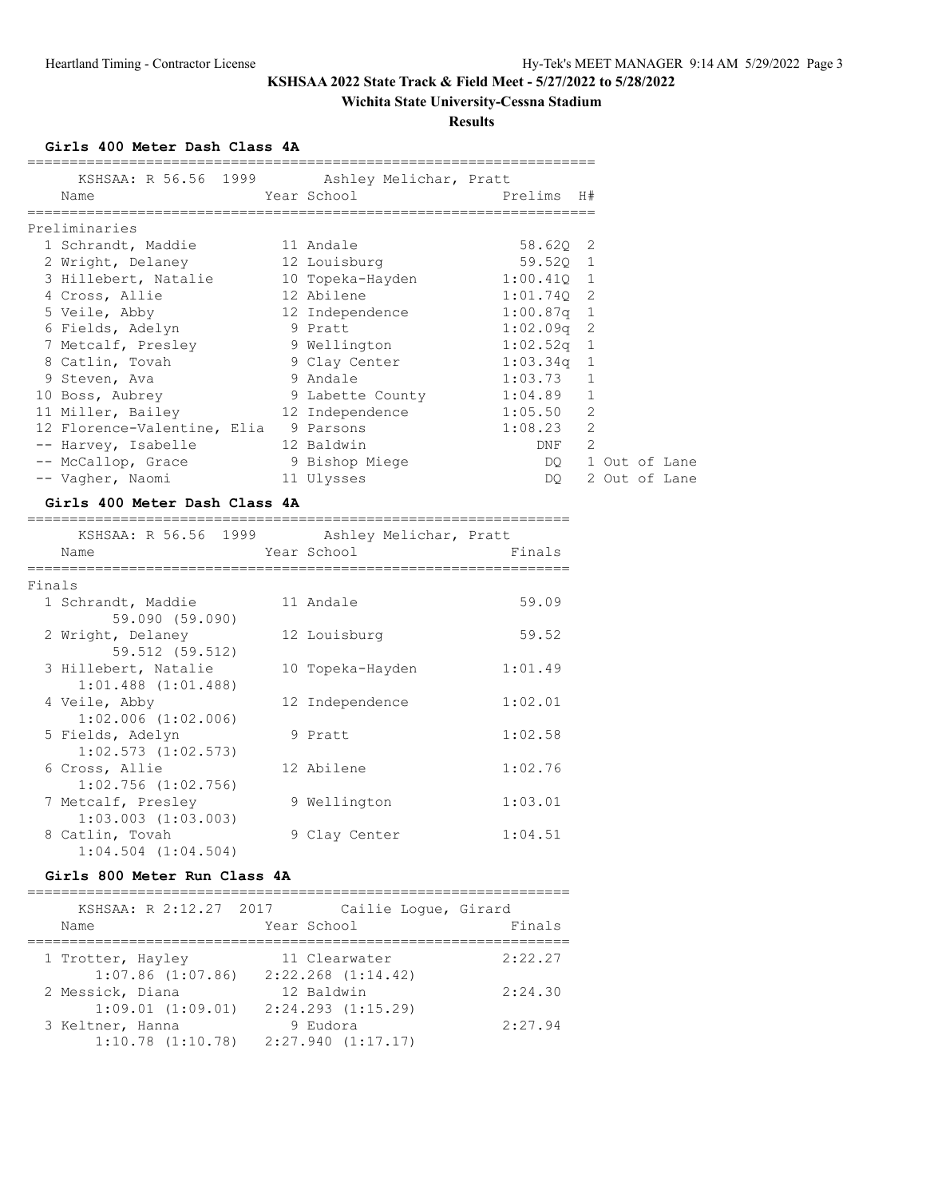**KSHSAA 2022 State Track & Field Meet - 5/27/2022 to 5/28/2022**

**Wichita State University-Cessna Stadium**

**Results**

### Girls 400 Meter Dash Class 4A

KSHSAA: R 56.56 1999 Ashley Melichar, Pratt

Preliminaries

| Place | Name | Year | School | Prelims | H# | |
|---|---|---|---|---|---|---|
| 1 | Schrandt, Maddie | 11 | Andale | 58.62Q | 2 | |
| 2 | Wright, Delaney | 12 | Louisburg | 59.52Q | 1 | |
| 3 | Hillebert, Natalie | 10 | Topeka-Hayden | 1:00.41Q | 1 | |
| 4 | Cross, Allie | 12 | Abilene | 1:01.74Q | 2 | |
| 5 | Veile, Abby | 12 | Independence | 1:00.87q | 1 | |
| 6 | Fields, Adelyn | 9 | Pratt | 1:02.09q | 2 | |
| 7 | Metcalf, Presley | 9 | Wellington | 1:02.52q | 1 | |
| 8 | Catlin, Tovah | 9 | Clay Center | 1:03.34q | 1 | |
| 9 | Steven, Ava | 9 | Andale | 1:03.73 | 1 | |
| 10 | Boss, Aubrey | 9 | Labette County | 1:04.89 | 1 | |
| 11 | Miller, Bailey | 12 | Independence | 1:05.50 | 2 | |
| 12 | Florence-Valentine, Elia | 9 | Parsons | 1:08.23 | 2 | |
| -- | Harvey, Isabelle | 12 | Baldwin | DNF | 2 | |
| -- | McCallop, Grace | 9 | Bishop Miege | DQ | 1 | Out of Lane |
| -- | Vagher, Naomi | 11 | Ulysses | DQ | 2 | Out of Lane |

### Girls 400 Meter Dash Class 4A

KSHSAA: R 56.56 1999 Ashley Melichar, Pratt

Finals

| Place | Name | Year | School | Finals |
|---|---|---|---|---|
| 1 | Schrandt, Maddie<br>59.090 (59.090) | 11 | Andale | 59.09 |
| 2 | Wright, Delaney<br>59.512 (59.512) | 12 | Louisburg | 59.52 |
| 3 | Hillebert, Natalie<br>1:01.488 (1:01.488) | 10 | Topeka-Hayden | 1:01.49 |
| 4 | Veile, Abby<br>1:02.006 (1:02.006) | 12 | Independence | 1:02.01 |
| 5 | Fields, Adelyn<br>1:02.573 (1:02.573) | 9 | Pratt | 1:02.58 |
| 6 | Cross, Allie<br>1:02.756 (1:02.756) | 12 | Abilene | 1:02.76 |
| 7 | Metcalf, Presley<br>1:03.003 (1:03.003) | 9 | Wellington | 1:03.01 |
| 8 | Catlin, Tovah<br>1:04.504 (1:04.504) | 9 | Clay Center | 1:04.51 |

### Girls 800 Meter Run Class 4A

KSHSAA: R 2:12.27 2017 Cailie Logue, Girard

| Place | Name | Year | School | Finals |
|---|---|---|---|---|
| 1 | Trotter, Hayley<br>1:07.86 (1:07.86) 2:22.268 (1:14.42) | 11 | Clearwater | 2:22.27 |
| 2 | Messick, Diana<br>1:09.01 (1:09.01) 2:24.293 (1:15.29) | 12 | Baldwin | 2:24.30 |
| 3 | Keltner, Hanna<br>1:10.78 (1:10.78) 2:27.940 (1:17.17) | 9 | Eudora | 2:27.94 |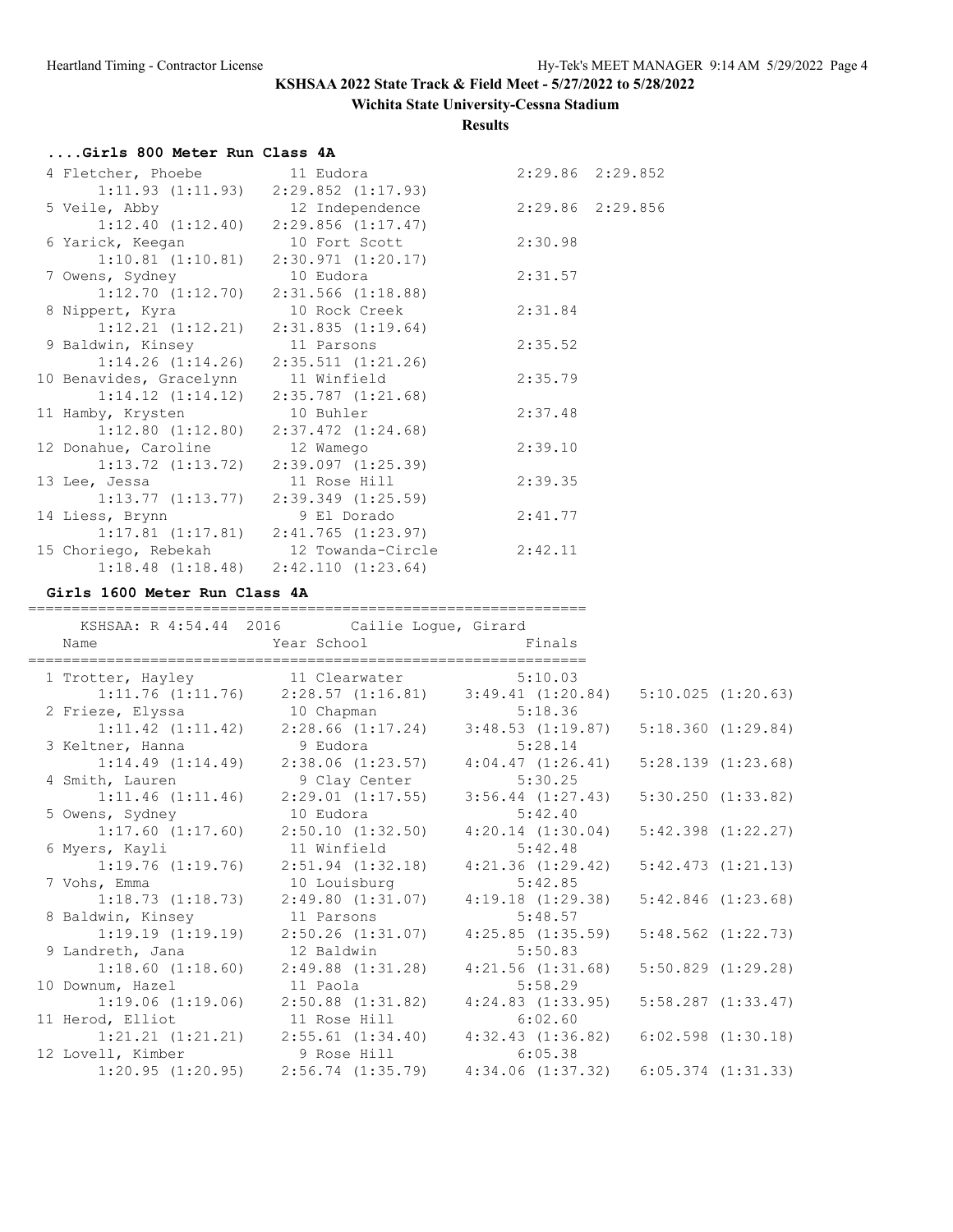KSHSAA 2022 State Track & Field Meet - 5/27/2022 to 5/28/2022

Wichita State University-Cessna Stadium

Results

### ....Girls 800 Meter Run Class 4A

```
  4 Fletcher, Phoebe            11 Eudora                 2:29.86  2:29.852
        1:11.93 (1:11.93)    2:29.852 (1:17.93)
  5 Veile, Abby                 12 Independence           2:29.86  2:29.856
        1:12.40 (1:12.40)    2:29.856 (1:17.47)
  6 Yarick, Keegan              10 Fort Scott             2:30.98
        1:10.81 (1:10.81)    2:30.971 (1:20.17)
  7 Owens, Sydney               10 Eudora                 2:31.57
        1:12.70 (1:12.70)    2:31.566 (1:18.88)
  8 Nippert, Kyra               10 Rock Creek             2:31.84
        1:12.21 (1:12.21)    2:31.835 (1:19.64)
  9 Baldwin, Kinsey             11 Parsons                2:35.52
        1:14.26 (1:14.26)    2:35.511 (1:21.26)
 10 Benavides, Gracelynn        11 Winfield               2:35.79
        1:14.12 (1:14.12)    2:35.787 (1:21.68)
 11 Hamby, Krysten              10 Buhler                 2:37.48
        1:12.80 (1:12.80)    2:37.472 (1:24.68)
 12 Donahue, Caroline           12 Wamego                 2:39.10
        1:13.72 (1:13.72)    2:39.097 (1:25.39)
 13 Lee, Jessa                  11 Rose Hill              2:39.35
        1:13.77 (1:13.77)    2:39.349 (1:25.59)
 14 Liess, Brynn                 9 El Dorado              2:41.77
        1:17.81 (1:17.81)    2:41.765 (1:23.97)
 15 Choriego, Rebekah           12 Towanda-Circle         2:42.11
        1:18.48 (1:18.48)    2:42.110 (1:23.64)
```

### Girls 1600 Meter Run Class 4A

```
================================================================
    KSHSAA: R 4:54.44  2016        Cailie Logue, Girard
    Name                    Year School                 Finals
================================================================
  1 Trotter, Hayley             11 Clearwater             5:10.03
        1:11.76 (1:11.76)    2:28.57 (1:16.81)    3:49.41 (1:20.84)    5:10.025 (1:20.63)
  2 Frieze, Elyssa              10 Chapman                5:18.36
        1:11.42 (1:11.42)    2:28.66 (1:17.24)    3:48.53 (1:19.87)    5:18.360 (1:29.84)
  3 Keltner, Hanna               9 Eudora                 5:28.14
        1:14.49 (1:14.49)    2:38.06 (1:23.57)    4:04.47 (1:26.41)    5:28.139 (1:23.68)
  4 Smith, Lauren                9 Clay Center            5:30.25
        1:11.46 (1:11.46)    2:29.01 (1:17.55)    3:56.44 (1:27.43)    5:30.250 (1:33.82)
  5 Owens, Sydney               10 Eudora                 5:42.40
        1:17.60 (1:17.60)    2:50.10 (1:32.50)    4:20.14 (1:30.04)    5:42.398 (1:22.27)
  6 Myers, Kayli                11 Winfield               5:42.48
        1:19.76 (1:19.76)    2:51.94 (1:32.18)    4:21.36 (1:29.42)    5:42.473 (1:21.13)
  7 Vohs, Emma                  10 Louisburg              5:42.85
        1:18.73 (1:18.73)    2:49.80 (1:31.07)    4:19.18 (1:29.38)    5:42.846 (1:23.68)
  8 Baldwin, Kinsey             11 Parsons                5:48.57
        1:19.19 (1:19.19)    2:50.26 (1:31.07)    4:25.85 (1:35.59)    5:48.562 (1:22.73)
  9 Landreth, Jana              12 Baldwin                5:50.83
        1:18.60 (1:18.60)    2:49.88 (1:31.28)    4:21.56 (1:31.68)    5:50.829 (1:29.28)
 10 Downum, Hazel               11 Paola                  5:58.29
        1:19.06 (1:19.06)    2:50.88 (1:31.82)    4:24.83 (1:33.95)    5:58.287 (1:33.47)
 11 Herod, Elliot               11 Rose Hill              6:02.60
        1:21.21 (1:21.21)    2:55.61 (1:34.40)    4:32.43 (1:36.82)    6:02.598 (1:30.18)
 12 Lovell, Kimber               9 Rose Hill              6:05.38
        1:20.95 (1:20.95)    2:56.74 (1:35.79)    4:34.06 (1:37.32)    6:05.374 (1:31.33)
```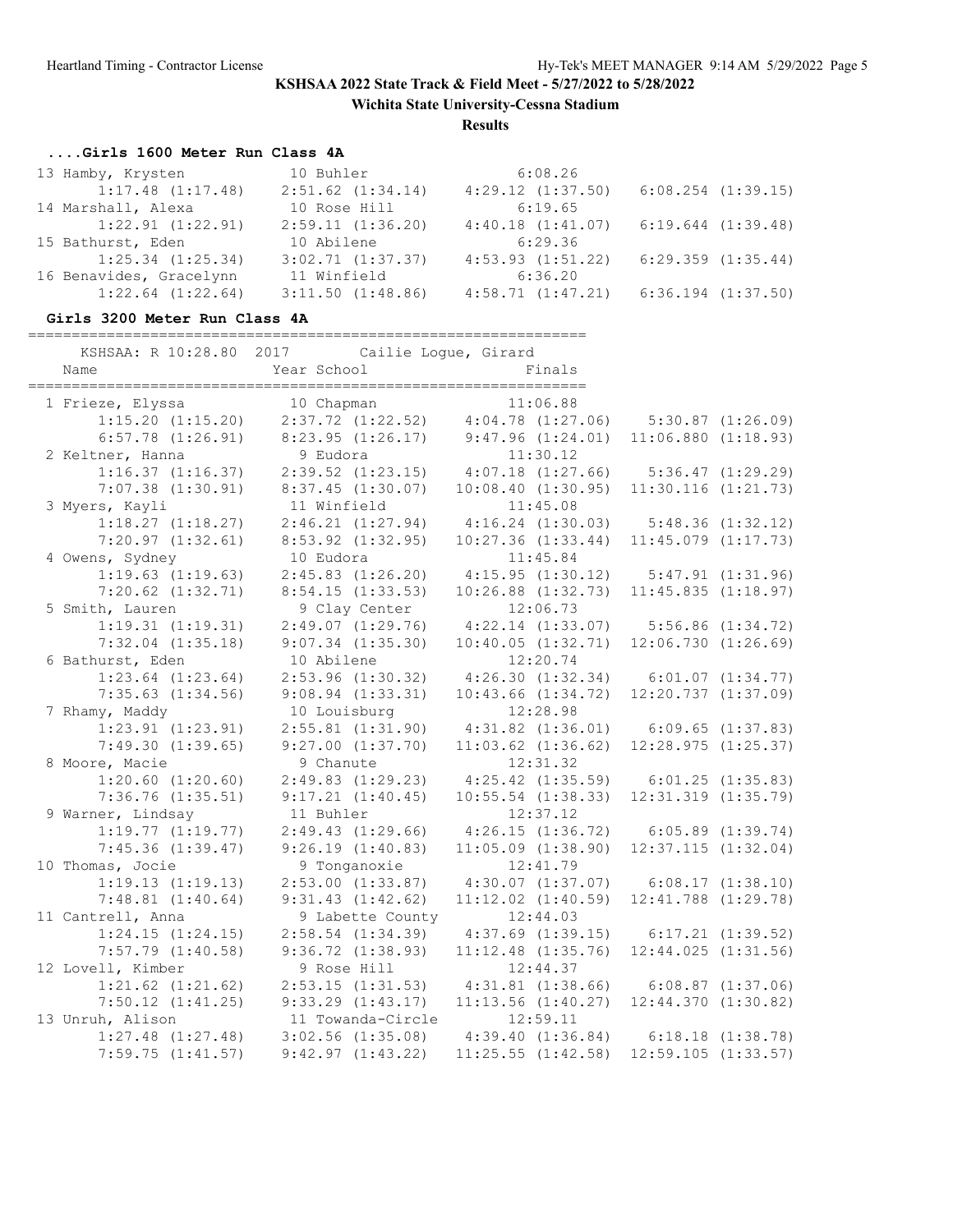**KSHSAA 2022 State Track & Field Meet - 5/27/2022 to 5/28/2022**

**Wichita State University-Cessna Stadium**

**Results**

### ....Girls 1600 Meter Run Class 4A

```
 13 Hamby, Krysten            10 Buhler                6:08.26
       1:17.48 (1:17.48)     2:51.62 (1:34.14)     4:29.12 (1:37.50)    6:08.254 (1:39.15)
 14 Marshall, Alexa           10 Rose Hill             6:19.65
       1:22.91 (1:22.91)     2:59.11 (1:36.20)     4:40.18 (1:41.07)    6:19.644 (1:39.48)
 15 Bathurst, Eden            10 Abilene               6:29.36
       1:25.34 (1:25.34)     3:02.71 (1:37.37)     4:53.93 (1:51.22)    6:29.359 (1:35.44)
 16 Benavides, Gracelynn      11 Winfield              6:36.20
       1:22.64 (1:22.64)     3:11.50 (1:48.86)     4:58.71 (1:47.21)    6:36.194 (1:37.50)
```

### Girls 3200 Meter Run Class 4A

```
================================================================
    KSHSAA: R 10:28.80  2017        Cailie Logue, Girard
    Name                    Year School                  Finals
================================================================
  1 Frieze, Elyssa            10 Chapman              11:06.88
       1:15.20 (1:15.20)     2:37.72 (1:22.52)     4:04.78 (1:27.06)     5:30.87 (1:26.09)
       6:57.78 (1:26.91)     8:23.95 (1:26.17)     9:47.96 (1:24.01)    11:06.880 (1:18.93)
  2 Keltner, Hanna            9 Eudora                11:30.12
       1:16.37 (1:16.37)     2:39.52 (1:23.15)     4:07.18 (1:27.66)     5:36.47 (1:29.29)
       7:07.38 (1:30.91)     8:37.45 (1:30.07)    10:08.40 (1:30.95)    11:30.116 (1:21.73)
  3 Myers, Kayli              11 Winfield             11:45.08
       1:18.27 (1:18.27)     2:46.21 (1:27.94)     4:16.24 (1:30.03)     5:48.36 (1:32.12)
       7:20.97 (1:32.61)     8:53.92 (1:32.95)    10:27.36 (1:33.44)    11:45.079 (1:17.73)
  4 Owens, Sydney             10 Eudora               11:45.84
       1:19.63 (1:19.63)     2:45.83 (1:26.20)     4:15.95 (1:30.12)     5:47.91 (1:31.96)
       7:20.62 (1:32.71)     8:54.15 (1:33.53)    10:26.88 (1:32.73)    11:45.835 (1:18.97)
  5 Smith, Lauren             9 Clay Center           12:06.73
       1:19.31 (1:19.31)     2:49.07 (1:29.76)     4:22.14 (1:33.07)     5:56.86 (1:34.72)
       7:32.04 (1:35.18)     9:07.34 (1:35.30)    10:40.05 (1:32.71)    12:06.730 (1:26.69)
  6 Bathurst, Eden            10 Abilene              12:20.74
       1:23.64 (1:23.64)     2:53.96 (1:30.32)     4:26.30 (1:32.34)     6:01.07 (1:34.77)
       7:35.63 (1:34.56)     9:08.94 (1:33.31)    10:43.66 (1:34.72)    12:20.737 (1:37.09)
  7 Rhamy, Maddy              10 Louisburg            12:28.98
       1:23.91 (1:23.91)     2:55.81 (1:31.90)     4:31.82 (1:36.01)     6:09.65 (1:37.83)
       7:49.30 (1:39.65)     9:27.00 (1:37.70)    11:03.62 (1:36.62)    12:28.975 (1:25.37)
  8 Moore, Macie              9 Chanute               12:31.32
       1:20.60 (1:20.60)     2:49.83 (1:29.23)     4:25.42 (1:35.59)     6:01.25 (1:35.83)
       7:36.76 (1:35.51)     9:17.21 (1:40.45)    10:55.54 (1:38.33)    12:31.319 (1:35.79)
  9 Warner, Lindsay           11 Buhler               12:37.12
       1:19.77 (1:19.77)     2:49.43 (1:29.66)     4:26.15 (1:36.72)     6:05.89 (1:39.74)
       7:45.36 (1:39.47)     9:26.19 (1:40.83)    11:05.09 (1:38.90)    12:37.115 (1:32.04)
 10 Thomas, Jocie             9 Tonganoxie            12:41.79
       1:19.13 (1:19.13)     2:53.00 (1:33.87)     4:30.07 (1:37.07)     6:08.17 (1:38.10)
       7:48.81 (1:40.64)     9:31.43 (1:42.62)    11:12.02 (1:40.59)    12:41.788 (1:29.78)
 11 Cantrell, Anna            9 Labette County        12:44.03
       1:24.15 (1:24.15)     2:58.54 (1:34.39)     4:37.69 (1:39.15)     6:17.21 (1:39.52)
       7:57.79 (1:40.58)     9:36.72 (1:38.93)    11:12.48 (1:35.76)    12:44.025 (1:31.56)
 12 Lovell, Kimber            9 Rose Hill             12:44.37
       1:21.62 (1:21.62)     2:53.15 (1:31.53)     4:31.81 (1:38.66)     6:08.87 (1:37.06)
       7:50.12 (1:41.25)     9:33.29 (1:43.17)    11:13.56 (1:40.27)    12:44.370 (1:30.82)
 13 Unruh, Alison             11 Towanda-Circle       12:59.11
       1:27.48 (1:27.48)     3:02.56 (1:35.08)     4:39.40 (1:36.84)     6:18.18 (1:38.78)
       7:59.75 (1:41.57)     9:42.97 (1:43.22)    11:25.55 (1:42.58)    12:59.105 (1:33.57)
```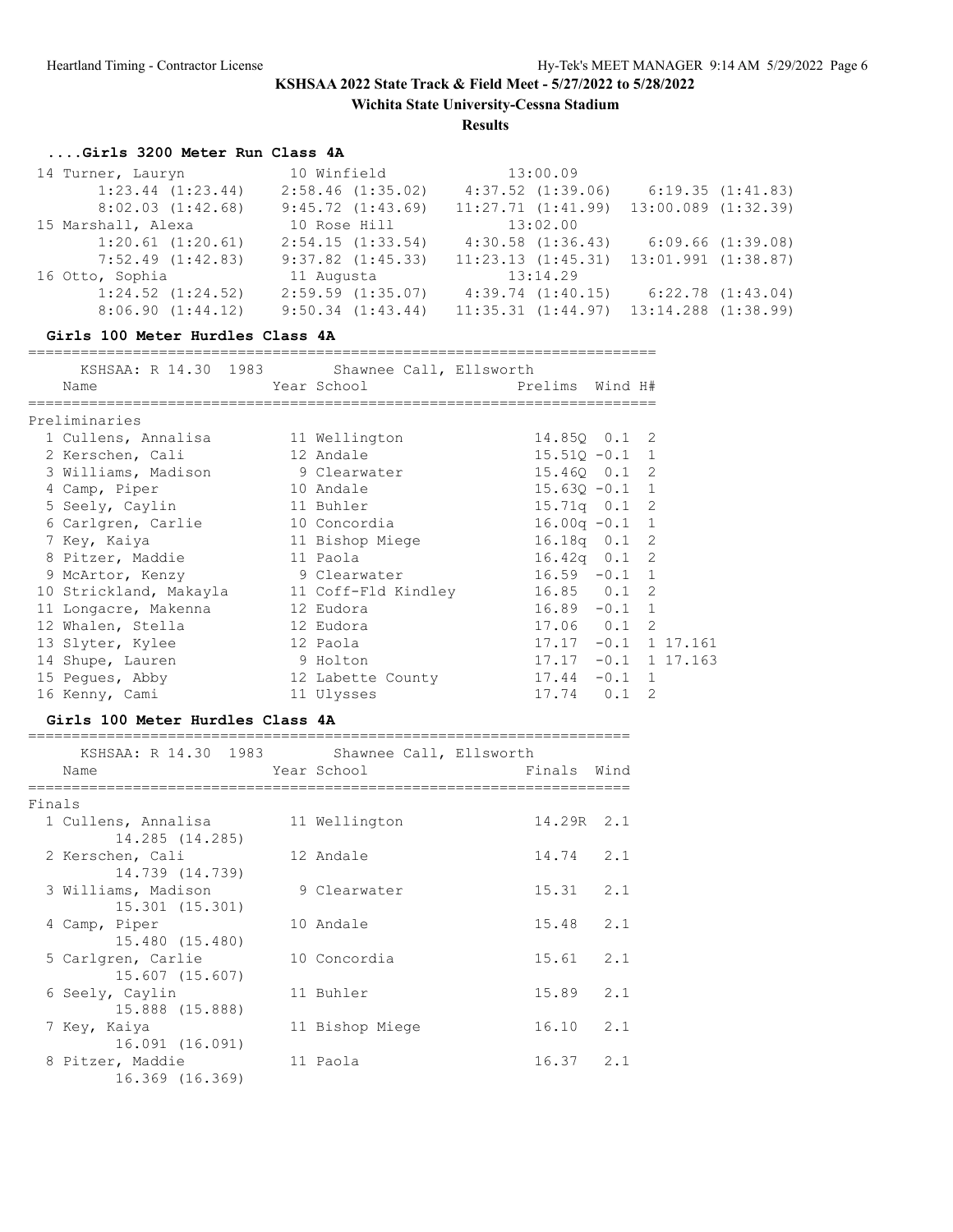**KSHSAA 2022 State Track & Field Meet - 5/27/2022 to 5/28/2022**

**Wichita State University-Cessna Stadium**

**Results**

### ....Girls 3200 Meter Run Class 4A

| Place | Name | Year | School | Finals |
|---|---|---|---|---|
| 14 | Turner, Lauryn | 10 | Winfield | 13:00.09 |
| | 1:23.44 (1:23.44) | 2:58.46 (1:35.02) | 4:37.52 (1:39.06) | 6:19.35 (1:41.83) |
| | 8:02.03 (1:42.68) | 9:45.72 (1:43.69) | 11:27.71 (1:41.99) | 13:00.089 (1:32.39) |
| 15 | Marshall, Alexa | 10 | Rose Hill | 13:02.00 |
| | 1:20.61 (1:20.61) | 2:54.15 (1:33.54) | 4:30.58 (1:36.43) | 6:09.66 (1:39.08) |
| | 7:52.49 (1:42.83) | 9:37.82 (1:45.33) | 11:23.13 (1:45.31) | 13:01.991 (1:38.87) |
| 16 | Otto, Sophia | 11 | Augusta | 13:14.29 |
| | 1:24.52 (1:24.52) | 2:59.59 (1:35.07) | 4:39.74 (1:40.15) | 6:22.78 (1:43.04) |
| | 8:06.90 (1:44.12) | 9:50.34 (1:43.44) | 11:35.31 (1:44.97) | 13:14.288 (1:38.99) |

### Girls 100 Meter Hurdles Class 4A

KSHSAA: R 14.30 1983 Shawnee Call, Ellsworth

**Preliminaries**

| Place | Name | Year | School | Prelims | Wind | H# | |
|---|---|---|---|---|---|---|---|
| 1 | Cullens, Annalisa | 11 | Wellington | 14.85Q | 0.1 | 2 | |
| 2 | Kerschen, Cali | 12 | Andale | 15.51Q | -0.1 | 1 | |
| 3 | Williams, Madison | 9 | Clearwater | 15.46Q | 0.1 | 2 | |
| 4 | Camp, Piper | 10 | Andale | 15.63Q | -0.1 | 1 | |
| 5 | Seely, Caylin | 11 | Buhler | 15.71q | 0.1 | 2 | |
| 6 | Carlgren, Carlie | 10 | Concordia | 16.00q | -0.1 | 1 | |
| 7 | Key, Kaiya | 11 | Bishop Miege | 16.18q | 0.1 | 2 | |
| 8 | Pitzer, Maddie | 11 | Paola | 16.42q | 0.1 | 2 | |
| 9 | McArtor, Kenzy | 9 | Clearwater | 16.59 | -0.1 | 1 | |
| 10 | Strickland, Makayla | 11 | Coff-Fld Kindley | 16.85 | 0.1 | 2 | |
| 11 | Longacre, Makenna | 12 | Eudora | 16.89 | -0.1 | 1 | |
| 12 | Whalen, Stella | 12 | Eudora | 17.06 | 0.1 | 2 | |
| 13 | Slyter, Kylee | 12 | Paola | 17.17 | -0.1 | 1 | 17.161 |
| 14 | Shupe, Lauren | 9 | Holton | 17.17 | -0.1 | 1 | 17.163 |
| 15 | Pegues, Abby | 12 | Labette County | 17.44 | -0.1 | 1 | |
| 16 | Kenny, Cami | 11 | Ulysses | 17.74 | 0.1 | 2 | |

### Girls 100 Meter Hurdles Class 4A

KSHSAA: R 14.30 1983 Shawnee Call, Ellsworth

**Finals**

| Place | Name | Year | School | Finals | Wind |
|---|---|---|---|---|---|
| 1 | Cullens, Annalisa | 11 | Wellington | 14.29R | 2.1 |
| | 14.285 (14.285) | | | | |
| 2 | Kerschen, Cali | 12 | Andale | 14.74 | 2.1 |
| | 14.739 (14.739) | | | | |
| 3 | Williams, Madison | 9 | Clearwater | 15.31 | 2.1 |
| | 15.301 (15.301) | | | | |
| 4 | Camp, Piper | 10 | Andale | 15.48 | 2.1 |
| | 15.480 (15.480) | | | | |
| 5 | Carlgren, Carlie | 10 | Concordia | 15.61 | 2.1 |
| | 15.607 (15.607) | | | | |
| 6 | Seely, Caylin | 11 | Buhler | 15.89 | 2.1 |
| | 15.888 (15.888) | | | | |
| 7 | Key, Kaiya | 11 | Bishop Miege | 16.10 | 2.1 |
| | 16.091 (16.091) | | | | |
| 8 | Pitzer, Maddie | 11 | Paola | 16.37 | 2.1 |
| | 16.369 (16.369) | | | | |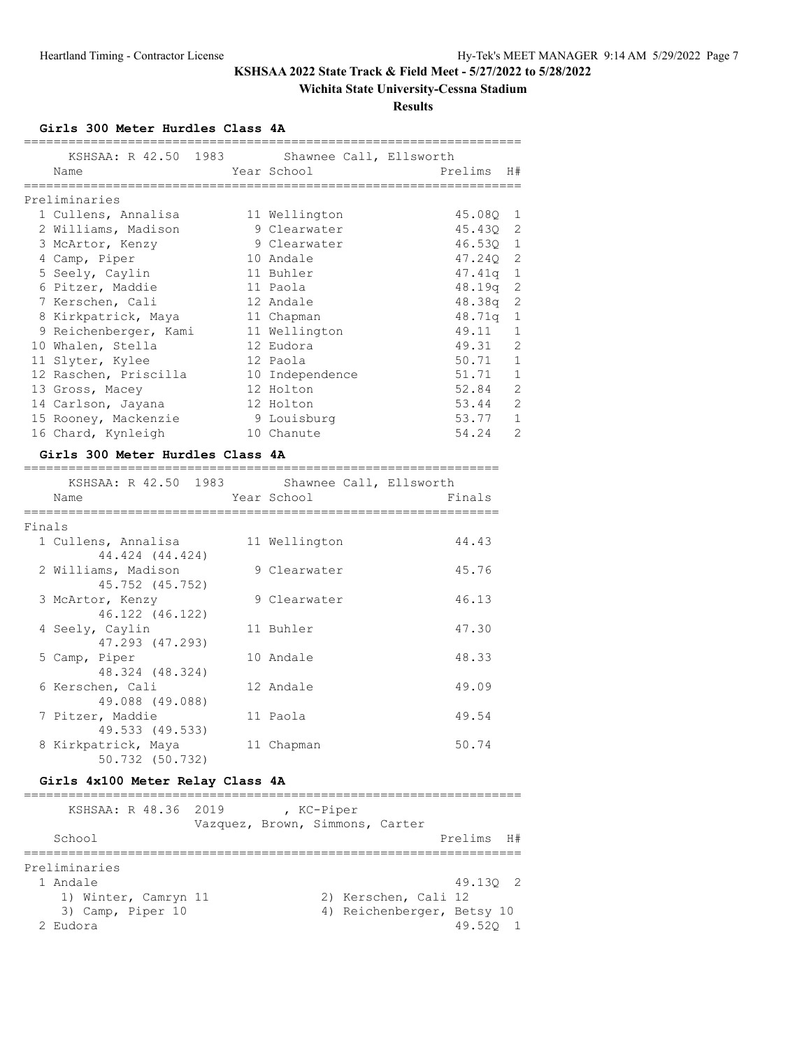**KSHSAA 2022 State Track & Field Meet - 5/27/2022 to 5/28/2022**

**Wichita State University-Cessna Stadium**

**Results**

### Girls 300 Meter Hurdles Class 4A

KSHSAA: R 42.50 1983 Shawnee Call, Ellsworth

**Preliminaries**

| Place | Name | Year | School | Prelims | H# |
|---|---|---|---|---|---|
| 1 | Cullens, Annalisa | 11 | Wellington | 45.08Q | 1 |
| 2 | Williams, Madison | 9 | Clearwater | 45.43Q | 2 |
| 3 | McArtor, Kenzy | 9 | Clearwater | 46.53Q | 1 |
| 4 | Camp, Piper | 10 | Andale | 47.24Q | 2 |
| 5 | Seely, Caylin | 11 | Buhler | 47.41q | 1 |
| 6 | Pitzer, Maddie | 11 | Paola | 48.19q | 2 |
| 7 | Kerschen, Cali | 12 | Andale | 48.38q | 2 |
| 8 | Kirkpatrick, Maya | 11 | Chapman | 48.71q | 1 |
| 9 | Reichenberger, Kami | 11 | Wellington | 49.11 | 1 |
| 10 | Whalen, Stella | 12 | Eudora | 49.31 | 2 |
| 11 | Slyter, Kylee | 12 | Paola | 50.71 | 1 |
| 12 | Raschen, Priscilla | 10 | Independence | 51.71 | 1 |
| 13 | Gross, Macey | 12 | Holton | 52.84 | 2 |
| 14 | Carlson, Jayana | 12 | Holton | 53.44 | 2 |
| 15 | Rooney, Mackenzie | 9 | Louisburg | 53.77 | 1 |
| 16 | Chard, Kynleigh | 10 | Chanute | 54.24 | 2 |

### Girls 300 Meter Hurdles Class 4A

KSHSAA: R 42.50 1983 Shawnee Call, Ellsworth

**Finals**

| Place | Name | Year | School | Finals |
|---|---|---|---|---|
| 1 | Cullens, Annalisa<br>44.424 (44.424) | 11 | Wellington | 44.43 |
| 2 | Williams, Madison<br>45.752 (45.752) | 9 | Clearwater | 45.76 |
| 3 | McArtor, Kenzy<br>46.122 (46.122) | 9 | Clearwater | 46.13 |
| 4 | Seely, Caylin<br>47.293 (47.293) | 11 | Buhler | 47.30 |
| 5 | Camp, Piper<br>48.324 (48.324) | 10 | Andale | 48.33 |
| 6 | Kerschen, Cali<br>49.088 (49.088) | 12 | Andale | 49.09 |
| 7 | Pitzer, Maddie<br>49.533 (49.533) | 11 | Paola | 49.54 |
| 8 | Kirkpatrick, Maya<br>50.732 (50.732) | 11 | Chapman | 50.74 |

### Girls 4x100 Meter Relay Class 4A

KSHSAA: R 48.36 2019 , KC-Piper
Vazquez, Brown, Simmons, Carter

**Preliminaries**

| Place | School | Prelims | H# |
|---|---|---|---|
| 1 | Andale | 49.13Q | 2 |
| | 1) Winter, Camryn 11; 2) Kerschen, Cali 12; 3) Camp, Piper 10; 4) Reichenberger, Betsy 10 | | |
| 2 | Eudora | 49.52Q | 1 |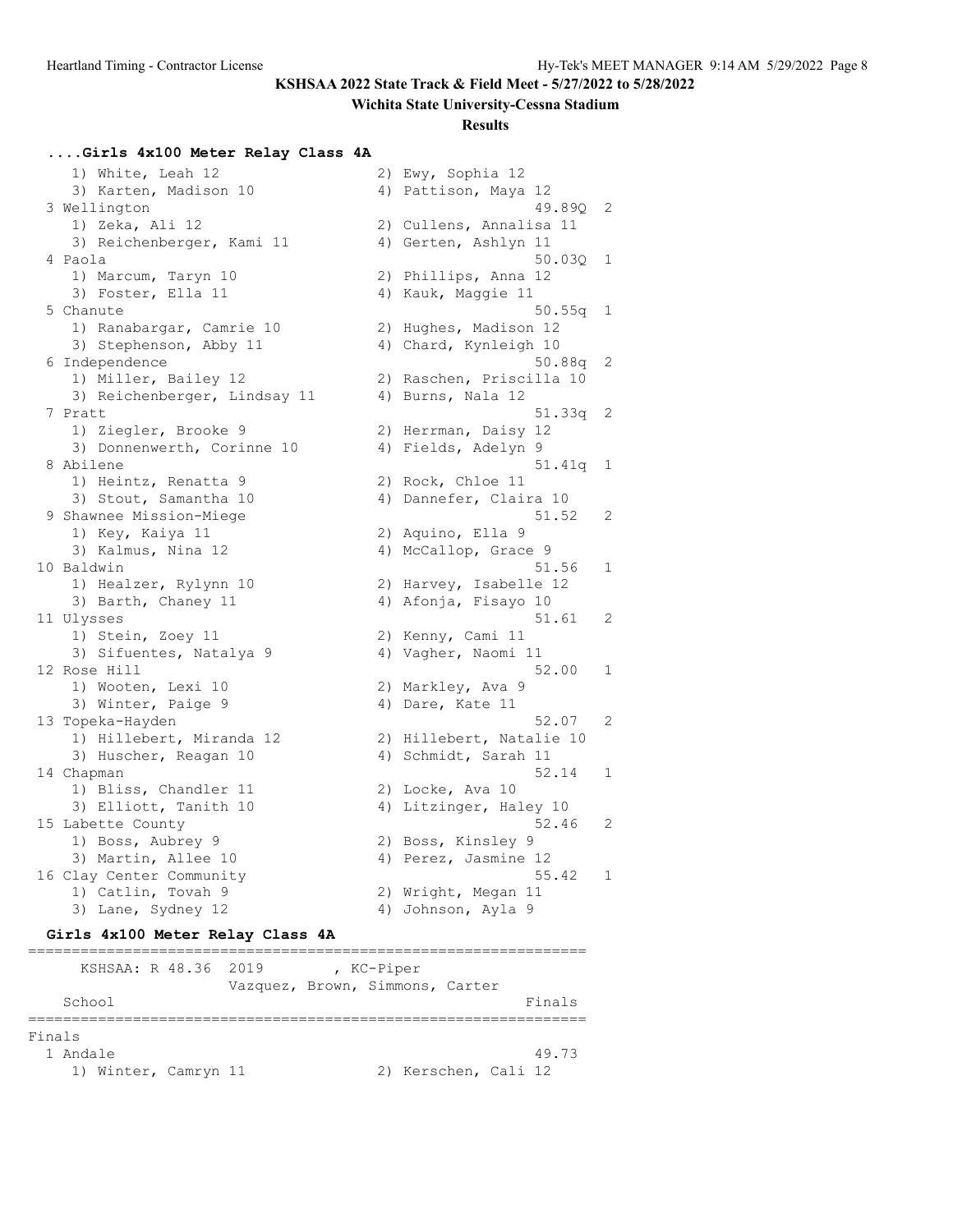KSHSAA 2022 State Track & Field Meet - 5/27/2022 to 5/28/2022

Wichita State University-Cessna Stadium

Results

### ....Girls 4x100 Meter Relay Class 4A

```
    1) White, Leah 12                 2) Ewy, Sophia 12
    3) Karten, Madison 10             4) Pattison, Maya 12
  3 Wellington                                       49.89Q  2
    1) Zeka, Ali 12                   2) Cullens, Annalisa 11
    3) Reichenberger, Kami 11         4) Gerten, Ashlyn 11
  4 Paola                                            50.03Q  1
    1) Marcum, Taryn 10               2) Phillips, Anna 12
    3) Foster, Ella 11                4) Kauk, Maggie 11
  5 Chanute                                          50.55q  1
    1) Ranabargar, Camrie 10          2) Hughes, Madison 12
    3) Stephenson, Abby 11            4) Chard, Kynleigh 10
  6 Independence                                     50.88q  2
    1) Miller, Bailey 12              2) Raschen, Priscilla 10
    3) Reichenberger, Lindsay 11      4) Burns, Nala 12
  7 Pratt                                            51.33q  2
    1) Ziegler, Brooke 9              2) Herrman, Daisy 12
    3) Donnenwerth, Corinne 10        4) Fields, Adelyn 9
  8 Abilene                                          51.41q  1
    1) Heintz, Renatta 9              2) Rock, Chloe 11
    3) Stout, Samantha 10             4) Dannefer, Claira 10
  9 Shawnee Mission-Miege                            51.52   2
    1) Key, Kaiya 11                  2) Aquino, Ella 9
    3) Kalmus, Nina 12                4) McCallop, Grace 9
 10 Baldwin                                          51.56   1
    1) Healzer, Rylynn 10             2) Harvey, Isabelle 12
    3) Barth, Chaney 11               4) Afonja, Fisayo 10
 11 Ulysses                                          51.61   2
    1) Stein, Zoey 11                 2) Kenny, Cami 11
    3) Sifuentes, Natalya 9           4) Vagher, Naomi 11
 12 Rose Hill                                        52.00   1
    1) Wooten, Lexi 10                2) Markley, Ava 9
    3) Winter, Paige 9                4) Dare, Kate 11
 13 Topeka-Hayden                                    52.07   2
    1) Hillebert, Miranda 12          2) Hillebert, Natalie 10
    3) Huscher, Reagan 10             4) Schmidt, Sarah 11
 14 Chapman                                          52.14   1
    1) Bliss, Chandler 11             2) Locke, Ava 10
    3) Elliott, Tanith 10             4) Litzinger, Haley 10
 15 Labette County                                   52.46   2
    1) Boss, Aubrey 9                 2) Boss, Kinsley 9
    3) Martin, Allee 10               4) Perez, Jasmine 12
 16 Clay Center Community                            55.42   1
    1) Catlin, Tovah 9                2) Wright, Megan 11
    3) Lane, Sydney 12                4) Johnson, Ayla 9
```

### Girls 4x100 Meter Relay Class 4A

```
================================================================
     KSHSAA: R 48.36  2019        , KC-Piper
                   Vazquez, Brown, Simmons, Carter
   School                                              Finals
================================================================
Finals
  1 Andale                                             49.73
    1) Winter, Camryn 11              2) Kerschen, Cali 12
```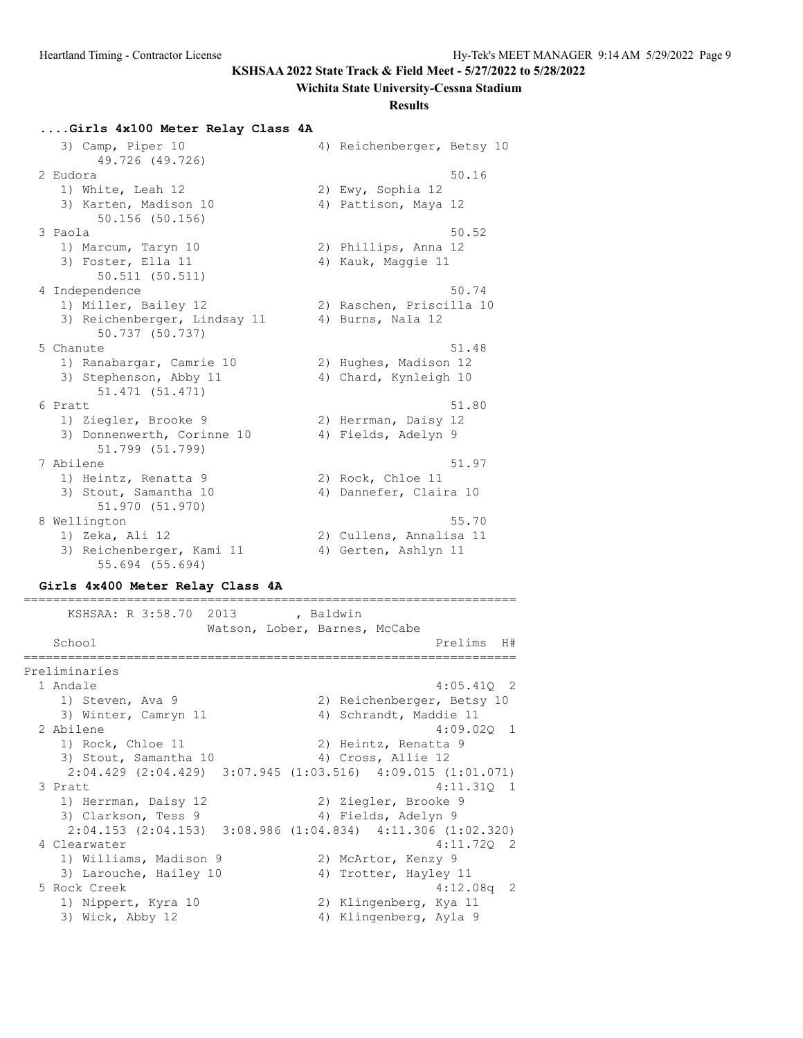KSHSAA 2022 State Track & Field Meet - 5/27/2022 to 5/28/2022

Wichita State University-Cessna Stadium

Results

### ....Girls 4x100 Meter Relay Class 4A

```
    3) Camp, Piper 10                 4) Reichenberger, Betsy 10
        49.726 (49.726)
  2 Eudora                                               50.16
     1) White, Leah 12                 2) Ewy, Sophia 12
     3) Karten, Madison 10             4) Pattison, Maya 12
        50.156 (50.156)
  3 Paola                                                50.52
     1) Marcum, Taryn 10               2) Phillips, Anna 12
     3) Foster, Ella 11                4) Kauk, Maggie 11
        50.511 (50.511)
  4 Independence                                         50.74
     1) Miller, Bailey 12              2) Raschen, Priscilla 10
     3) Reichenberger, Lindsay 11      4) Burns, Nala 12
        50.737 (50.737)
  5 Chanute                                              51.48
     1) Ranabargar, Camrie 10          2) Hughes, Madison 12
     3) Stephenson, Abby 11            4) Chard, Kynleigh 10
        51.471 (51.471)
  6 Pratt                                                51.80
     1) Ziegler, Brooke 9              2) Herrman, Daisy 12
     3) Donnenwerth, Corinne 10        4) Fields, Adelyn 9
        51.799 (51.799)
  7 Abilene                                              51.97
     1) Heintz, Renatta 9              2) Rock, Chloe 11
     3) Stout, Samantha 10             4) Dannefer, Claira 10
        51.970 (51.970)
  8 Wellington                                           55.70
     1) Zeka, Ali 12                   2) Cullens, Annalisa 11
     3) Reichenberger, Kami 11         4) Gerten, Ashlyn 11
        55.694 (55.694)
```

### Girls 4x400 Meter Relay Class 4A

```
===================================================================
      KSHSAA: R 3:58.70  2013        , Baldwin
                     Watson, Lober, Barnes, McCabe
    School                                            Prelims  H#
===================================================================
Preliminaries
  1 Andale                                           4:05.41Q  2
     1) Steven, Ava 9                  2) Reichenberger, Betsy 10
     3) Winter, Camryn 11              4) Schrandt, Maddie 11
  2 Abilene                                          4:09.02Q  1
     1) Rock, Chloe 11                 2) Heintz, Renatta 9
     3) Stout, Samantha 10             4) Cross, Allie 12
     2:04.429 (2:04.429)  3:07.945 (1:03.516)  4:09.015 (1:01.071)
  3 Pratt                                            4:11.31Q  1
     1) Herrman, Daisy 12              2) Ziegler, Brooke 9
     3) Clarkson, Tess 9               4) Fields, Adelyn 9
     2:04.153 (2:04.153)  3:08.986 (1:04.834)  4:11.306 (1:02.320)
  4 Clearwater                                       4:11.72Q  2
     1) Williams, Madison 9            2) McArtor, Kenzy 9
     3) Larouche, Hailey 10            4) Trotter, Hayley 11
  5 Rock Creek                                       4:12.08q  2
     1) Nippert, Kyra 10               2) Klingenberg, Kya 11
     3) Wick, Abby 12                  4) Klingenberg, Ayla 9
```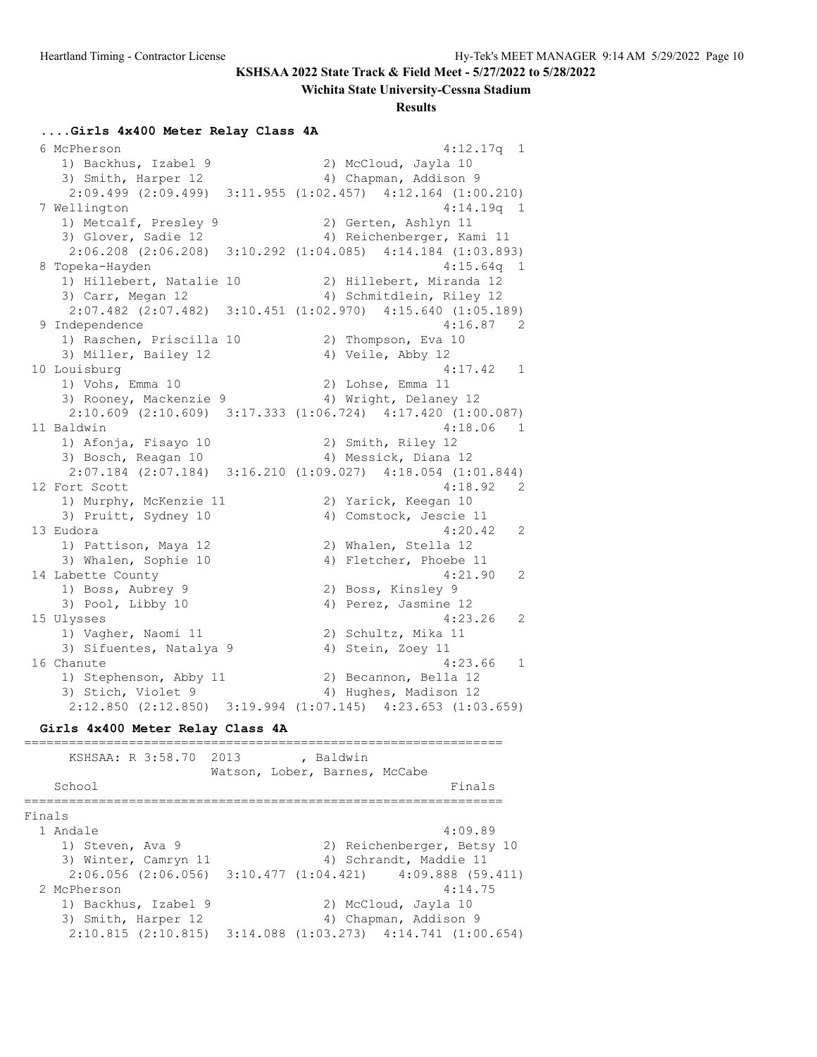KSHSAA 2022 State Track & Field Meet - 5/27/2022 to 5/28/2022

Wichita State University-Cessna Stadium

**Results**

### ....Girls 4x400 Meter Relay Class 4A

```
  6 McPherson                                           4:12.17q  1 
     1) Backhus, Izabel 9              2) McCloud, Jayla 10         
     3) Smith, Harper 12               4) Chapman, Addison 9        
      2:09.499 (2:09.499)  3:11.955 (1:02.457)  4:12.164 (1:00.210) 
  7 Wellington                                          4:14.19q  1 
     1) Metcalf, Presley 9             2) Gerten, Ashlyn 11         
     3) Glover, Sadie 12               4) Reichenberger, Kami 11    
      2:06.208 (2:06.208)  3:10.292 (1:04.085)  4:14.184 (1:03.893) 
  8 Topeka-Hayden                                       4:15.64q  1 
     1) Hillebert, Natalie 10          2) Hillebert, Miranda 12     
     3) Carr, Megan 12                 4) Schmitdlein, Riley 12     
      2:07.482 (2:07.482)  3:10.451 (1:02.970)  4:15.640 (1:05.189) 
  9 Independence                                        4:16.87   2 
     1) Raschen, Priscilla 10          2) Thompson, Eva 10          
     3) Miller, Bailey 12              4) Veile, Abby 12            
 10 Louisburg                                           4:17.42   1 
     1) Vohs, Emma 10                  2) Lohse, Emma 11            
     3) Rooney, Mackenzie 9            4) Wright, Delaney 12        
      2:10.609 (2:10.609)  3:17.333 (1:06.724)  4:17.420 (1:00.087) 
 11 Baldwin                                             4:18.06   1 
     1) Afonja, Fisayo 10              2) Smith, Riley 12           
     3) Bosch, Reagan 10               4) Messick, Diana 12         
      2:07.184 (2:07.184)  3:16.210 (1:09.027)  4:18.054 (1:01.844) 
 12 Fort Scott                                          4:18.92   2 
     1) Murphy, McKenzie 11            2) Yarick, Keegan 10         
     3) Pruitt, Sydney 10              4) Comstock, Jescie 11       
 13 Eudora                                              4:20.42   2 
     1) Pattison, Maya 12              2) Whalen, Stella 12         
     3) Whalen, Sophie 10              4) Fletcher, Phoebe 11       
 14 Labette County                                      4:21.90   2 
     1) Boss, Aubrey 9                 2) Boss, Kinsley 9           
     3) Pool, Libby 10                 4) Perez, Jasmine 12         
 15 Ulysses                                             4:23.26   2 
     1) Vagher, Naomi 11               2) Schultz, Mika 11          
     3) Sifuentes, Natalya 9           4) Stein, Zoey 11            
 16 Chanute                                             4:23.66   1 
     1) Stephenson, Abby 11            2) Becannon, Bella 12        
     3) Stich, Violet 9                4) Hughes, Madison 12        
      2:12.850 (2:12.850)  3:19.994 (1:07.145)  4:23.653 (1:03.659) 
```

### Girls 4x400 Meter Relay Class 4A

```
================================================================
      KSHSAA: R 3:58.70  2013        , Baldwin                  
                       Watson, Lober, Barnes, McCabe            
    School                                               Finals 
================================================================
Finals
  1 Andale                                              4:09.89  
     1) Steven, Ava 9                  2) Reichenberger, Betsy 10   
     3) Winter, Camryn 11              4) Schrandt, Maddie 11       
      2:06.056 (2:06.056)  3:10.477 (1:04.421)    4:09.888 (59.411) 
  2 McPherson                                           4:14.75  
     1) Backhus, Izabel 9              2) McCloud, Jayla 10         
     3) Smith, Harper 12               4) Chapman, Addison 9        
      2:10.815 (2:10.815)  3:14.088 (1:03.273)  4:14.741 (1:00.654) 
```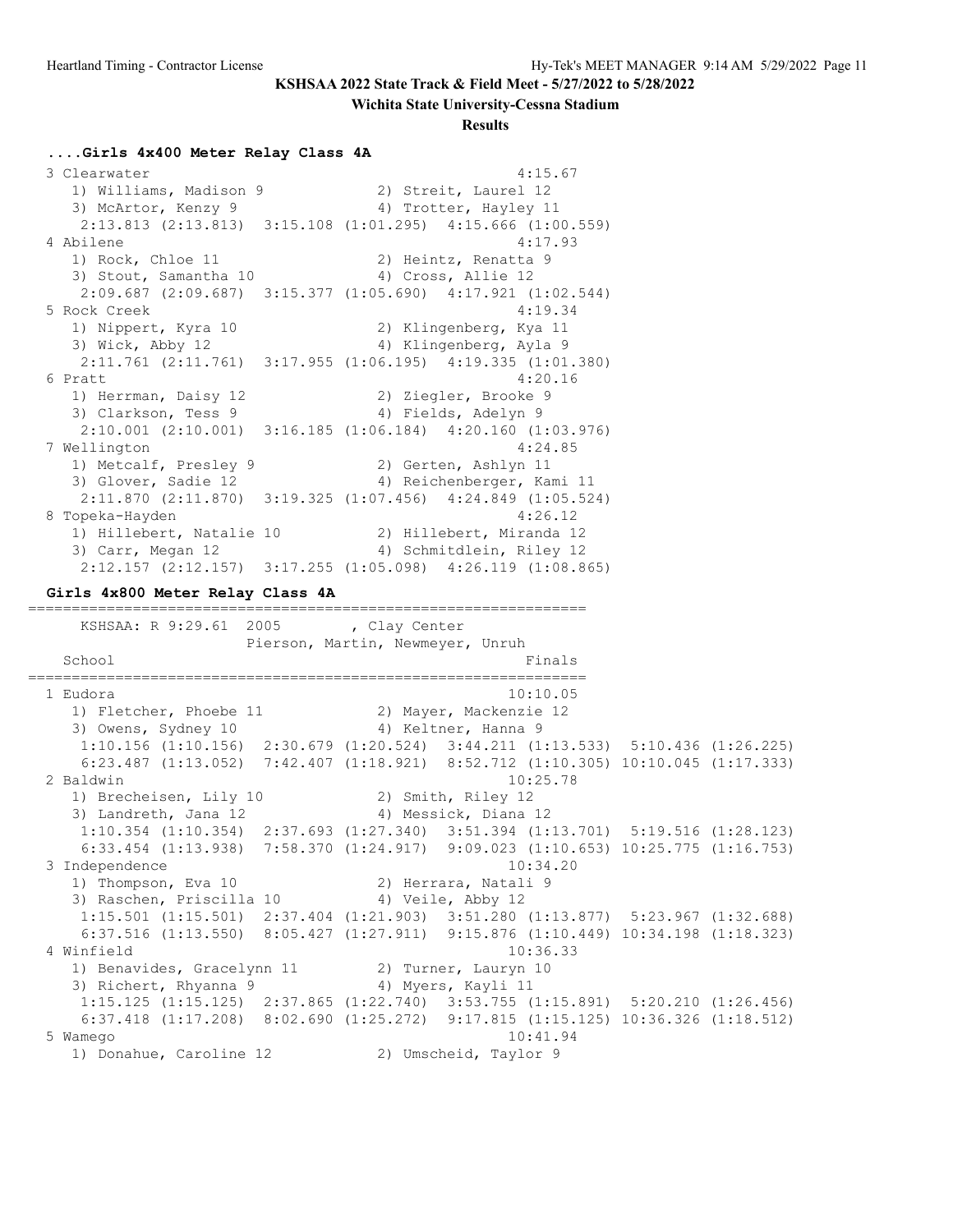KSHSAA 2022 State Track & Field Meet - 5/27/2022 to 5/28/2022

Wichita State University-Cessna Stadium

**Results**

### ....Girls 4x400 Meter Relay Class 4A

```
  3 Clearwater                                          4:15.67
     1) Williams, Madison 9             2) Streit, Laurel 12
     3) McArtor, Kenzy 9                4) Trotter, Hayley 11
      2:13.813 (2:13.813)  3:15.108 (1:01.295)  4:15.666 (1:00.559)
  4 Abilene                                             4:17.93
     1) Rock, Chloe 11                  2) Heintz, Renatta 9
     3) Stout, Samantha 10              4) Cross, Allie 12
      2:09.687 (2:09.687)  3:15.377 (1:05.690)  4:17.921 (1:02.544)
  5 Rock Creek                                          4:19.34
     1) Nippert, Kyra 10                2) Klingenberg, Kya 11
     3) Wick, Abby 12                   4) Klingenberg, Ayla 9
      2:11.761 (2:11.761)  3:17.955 (1:06.195)  4:19.335 (1:01.380)
  6 Pratt                                               4:20.16
     1) Herrman, Daisy 12               2) Ziegler, Brooke 9
     3) Clarkson, Tess 9                4) Fields, Adelyn 9
      2:10.001 (2:10.001)  3:16.185 (1:06.184)  4:20.160 (1:03.976)
  7 Wellington                                          4:24.85
     1) Metcalf, Presley 9              2) Gerten, Ashlyn 11
     3) Glover, Sadie 12                4) Reichenberger, Kami 11
      2:11.870 (2:11.870)  3:19.325 (1:07.456)  4:24.849 (1:05.524)
  8 Topeka-Hayden                                       4:26.12
     1) Hillebert, Natalie 10           2) Hillebert, Miranda 12
     3) Carr, Megan 12                  4) Schmitdlein, Riley 12
      2:12.157 (2:12.157)  3:17.255 (1:05.098)  4:26.119 (1:08.865)
```

### Girls 4x800 Meter Relay Class 4A

```
=================================================================
     KSHSAA: R 9:29.61  2005        , Clay Center
                      Pierson, Martin, Newmeyer, Unruh
    School                                               Finals
=================================================================
  1 Eudora                                             10:10.05
     1) Fletcher, Phoebe 11             2) Mayer, Mackenzie 12
     3) Owens, Sydney 10                4) Keltner, Hanna 9
      1:10.156 (1:10.156)  2:30.679 (1:20.524)  3:44.211 (1:13.533)  5:10.436 (1:26.225)
      6:23.487 (1:13.052)  7:42.407 (1:18.921)  8:52.712 (1:10.305) 10:10.045 (1:17.333)
  2 Baldwin                                            10:25.78
     1) Brecheisen, Lily 10             2) Smith, Riley 12
     3) Landreth, Jana 12               4) Messick, Diana 12
      1:10.354 (1:10.354)  2:37.693 (1:27.340)  3:51.394 (1:13.701)  5:19.516 (1:28.123)
      6:33.454 (1:13.938)  7:58.370 (1:24.917)  9:09.023 (1:10.653) 10:25.775 (1:16.753)
  3 Independence                                       10:34.20
     1) Thompson, Eva 10                2) Herrara, Natali 9
     3) Raschen, Priscilla 10           4) Veile, Abby 12
      1:15.501 (1:15.501)  2:37.404 (1:21.903)  3:51.280 (1:13.877)  5:23.967 (1:32.688)
      6:37.516 (1:13.550)  8:05.427 (1:27.911)  9:15.876 (1:10.449) 10:34.198 (1:18.323)
  4 Winfield                                           10:36.33
     1) Benavides, Gracelynn 11         2) Turner, Lauryn 10
     3) Richert, Rhyanna 9              4) Myers, Kayli 11
      1:15.125 (1:15.125)  2:37.865 (1:22.740)  3:53.755 (1:15.891)  5:20.210 (1:26.456)
      6:37.418 (1:17.208)  8:02.690 (1:25.272)  9:17.815 (1:15.125) 10:36.326 (1:18.512)
  5 Wamego                                             10:41.94
     1) Donahue, Caroline 12            2) Umscheid, Taylor 9
```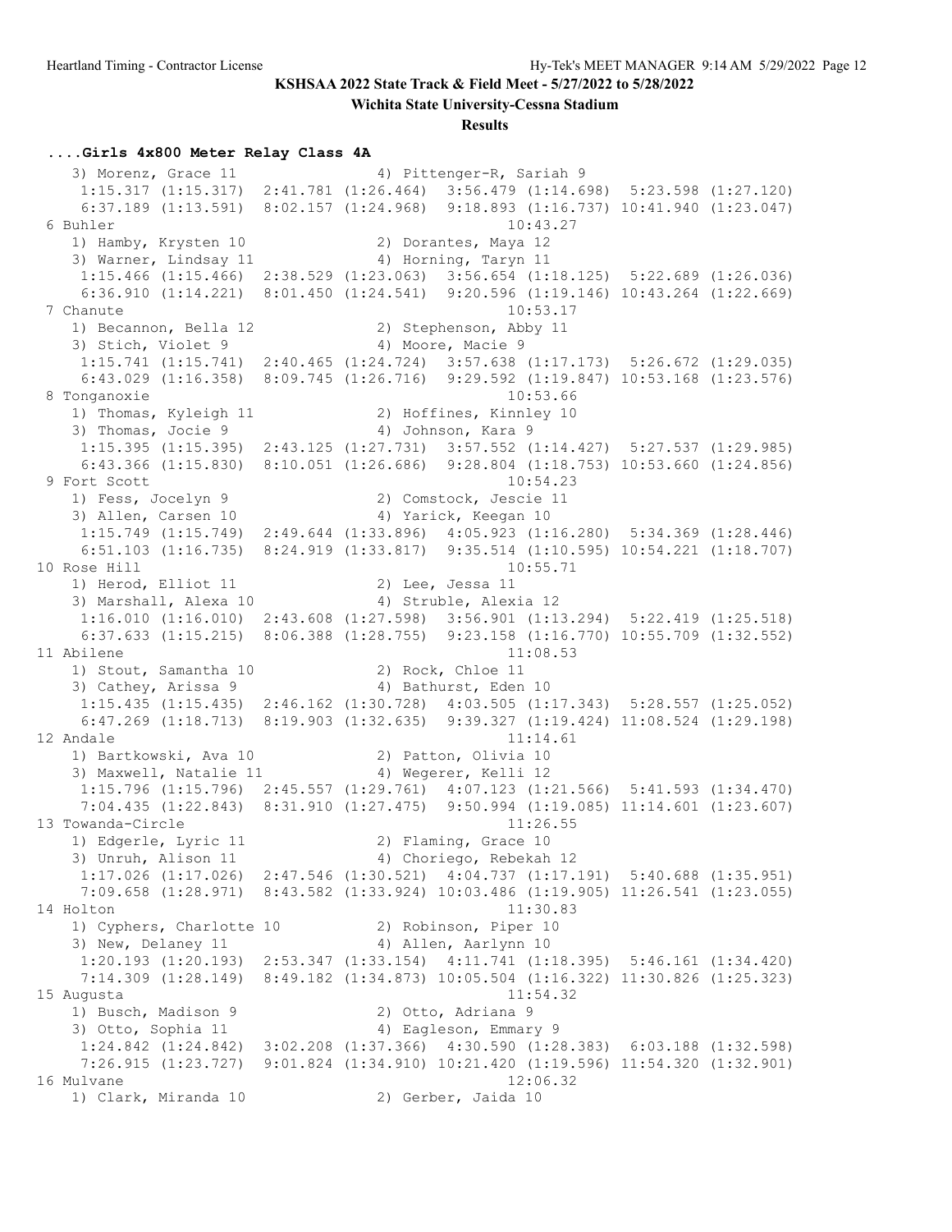**KSHSAA 2022 State Track & Field Meet - 5/27/2022 to 5/28/2022**

**Wichita State University-Cessna Stadium**

**Results**

### ....Girls 4x800 Meter Relay Class 4A

```
   3) Morenz, Grace 11              4) Pittenger-R, Sariah 9
    1:15.317 (1:15.317)  2:41.781 (1:26.464)  3:56.479 (1:14.698)  5:23.598 (1:27.120)
    6:37.189 (1:13.591)  8:02.157 (1:24.968)  9:18.893 (1:16.737) 10:41.940 (1:23.047)
 6 Buhler                                             10:43.27
   1) Hamby, Krysten 10             2) Dorantes, Maya 12
   3) Warner, Lindsay 11            4) Horning, Taryn 11
    1:15.466 (1:15.466)  2:38.529 (1:23.063)  3:56.654 (1:18.125)  5:22.689 (1:26.036)
    6:36.910 (1:14.221)  8:01.450 (1:24.541)  9:20.596 (1:19.146) 10:43.264 (1:22.669)
 7 Chanute                                            10:53.17
   1) Becannon, Bella 12            2) Stephenson, Abby 11
   3) Stich, Violet 9               4) Moore, Macie 9
    1:15.741 (1:15.741)  2:40.465 (1:24.724)  3:57.638 (1:17.173)  5:26.672 (1:29.035)
    6:43.029 (1:16.358)  8:09.745 (1:26.716)  9:29.592 (1:19.847) 10:53.168 (1:23.576)
 8 Tonganoxie                                         10:53.66
   1) Thomas, Kyleigh 11            2) Hoffines, Kinnley 10
   3) Thomas, Jocie 9               4) Johnson, Kara 9
    1:15.395 (1:15.395)  2:43.125 (1:27.731)  3:57.552 (1:14.427)  5:27.537 (1:29.985)
    6:43.366 (1:15.830)  8:10.051 (1:26.686)  9:28.804 (1:18.753) 10:53.660 (1:24.856)
 9 Fort Scott                                         10:54.23
   1) Fess, Jocelyn 9               2) Comstock, Jescie 11
   3) Allen, Carsen 10              4) Yarick, Keegan 10
    1:15.749 (1:15.749)  2:49.644 (1:33.896)  4:05.923 (1:16.280)  5:34.369 (1:28.446)
    6:51.103 (1:16.735)  8:24.919 (1:33.817)  9:35.514 (1:10.595) 10:54.221 (1:18.707)
10 Rose Hill                                          10:55.71
   1) Herod, Elliot 11              2) Lee, Jessa 11
   3) Marshall, Alexa 10            4) Struble, Alexia 12
    1:16.010 (1:16.010)  2:43.608 (1:27.598)  3:56.901 (1:13.294)  5:22.419 (1:25.518)
    6:37.633 (1:15.215)  8:06.388 (1:28.755)  9:23.158 (1:16.770) 10:55.709 (1:32.552)
11 Abilene                                            11:08.53
   1) Stout, Samantha 10            2) Rock, Chloe 11
   3) Cathey, Arissa 9              4) Bathurst, Eden 10
    1:15.435 (1:15.435)  2:46.162 (1:30.728)  4:03.505 (1:17.343)  5:28.557 (1:25.052)
    6:47.269 (1:18.713)  8:19.903 (1:32.635)  9:39.327 (1:19.424) 11:08.524 (1:29.198)
12 Andale                                             11:14.61
   1) Bartkowski, Ava 10            2) Patton, Olivia 10
   3) Maxwell, Natalie 11           4) Wegerer, Kelli 12
    1:15.796 (1:15.796)  2:45.557 (1:29.761)  4:07.123 (1:21.566)  5:41.593 (1:34.470)
    7:04.435 (1:22.843)  8:31.910 (1:27.475)  9:50.994 (1:19.085) 11:14.601 (1:23.607)
13 Towanda-Circle                                     11:26.55
   1) Edgerle, Lyric 11             2) Flaming, Grace 10
   3) Unruh, Alison 11              4) Choriego, Rebekah 12
    1:17.026 (1:17.026)  2:47.546 (1:30.521)  4:04.737 (1:17.191)  5:40.688 (1:35.951)
    7:09.658 (1:28.971)  8:43.582 (1:33.924) 10:03.486 (1:19.905) 11:26.541 (1:23.055)
14 Holton                                             11:30.83
   1) Cyphers, Charlotte 10         2) Robinson, Piper 10
   3) New, Delaney 11               4) Allen, Aarlynn 10
    1:20.193 (1:20.193)  2:53.347 (1:33.154)  4:11.741 (1:18.395)  5:46.161 (1:34.420)
    7:14.309 (1:28.149)  8:49.182 (1:34.873) 10:05.504 (1:16.322) 11:30.826 (1:25.323)
15 Augusta                                            11:54.32
   1) Busch, Madison 9              2) Otto, Adriana 9
   3) Otto, Sophia 11               4) Eagleson, Emmary 9
    1:24.842 (1:24.842)  3:02.208 (1:37.366)  4:30.590 (1:28.383)  6:03.188 (1:32.598)
    7:26.915 (1:23.727)  9:01.824 (1:34.910) 10:21.420 (1:19.596) 11:54.320 (1:32.901)
16 Mulvane                                            12:06.32
   1) Clark, Miranda 10             2) Gerber, Jaida 10
```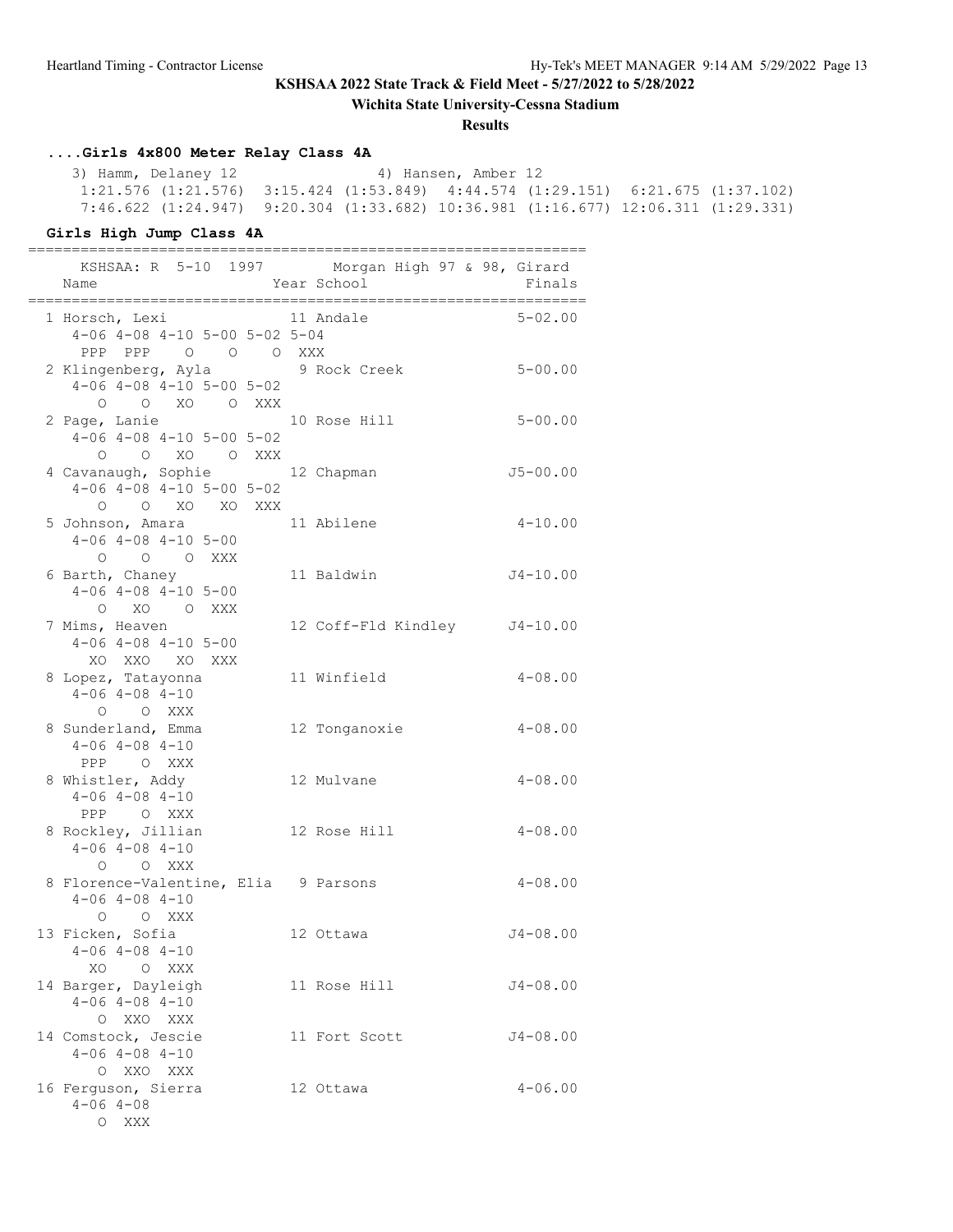KSHSAA 2022 State Track & Field Meet - 5/27/2022 to 5/28/2022

Wichita State University-Cessna Stadium

**Results**

### ....Girls 4x800 Meter Relay Class 4A

```
    3) Hamm, Delaney 12              4) Hansen, Amber 12
     1:21.576 (1:21.576)  3:15.424 (1:53.849)  4:44.574 (1:29.151)  6:21.675 (1:37.102)
     7:46.622 (1:24.947)  9:20.304 (1:33.682) 10:36.981 (1:16.677) 12:06.311 (1:29.331)
```

### Girls High Jump Class 4A

```
================================================================
    KSHSAA: R  5-10  1997        Morgan High 97 & 98, Girard
  Name                    Year School                   Finals
================================================================
  1 Horsch, Lexi             11 Andale                  5-02.00
     4-06 4-08 4-10 5-00 5-02 5-04
      PPP  PPP    O    O    O  XXX
  2 Klingenberg, Ayla         9 Rock Creek              5-00.00
     4-06 4-08 4-10 5-00 5-02
        O    O   XO    O  XXX
  2 Page, Lanie              10 Rose Hill               5-00.00
     4-06 4-08 4-10 5-00 5-02
        O    O   XO    O  XXX
  4 Cavanaugh, Sophie        12 Chapman                J5-00.00
     4-06 4-08 4-10 5-00 5-02
        O    O   XO   XO  XXX
  5 Johnson, Amara           11 Abilene                 4-10.00
     4-06 4-08 4-10 5-00
        O    O    O  XXX
  6 Barth, Chaney            11 Baldwin                J4-10.00
     4-06 4-08 4-10 5-00
        O   XO    O  XXX
  7 Mims, Heaven             12 Coff-Fld Kindley       J4-10.00
     4-06 4-08 4-10 5-00
       XO  XXO   XO  XXX
  8 Lopez, Tatayonna         11 Winfield                4-08.00
     4-06 4-08 4-10
        O    O  XXX
  8 Sunderland, Emma         12 Tonganoxie              4-08.00
     4-06 4-08 4-10
      PPP    O  XXX
  8 Whistler, Addy           12 Mulvane                 4-08.00
     4-06 4-08 4-10
      PPP    O  XXX
  8 Rockley, Jillian         12 Rose Hill               4-08.00
     4-06 4-08 4-10
        O    O  XXX
  8 Florence-Valentine, Elia  9 Parsons                 4-08.00
     4-06 4-08 4-10
        O    O  XXX
 13 Ficken, Sofia            12 Ottawa                 J4-08.00
     4-06 4-08 4-10
       XO    O  XXX
 14 Barger, Dayleigh         11 Rose Hill              J4-08.00
     4-06 4-08 4-10
        O  XXO  XXX
 14 Comstock, Jescie         11 Fort Scott             J4-08.00
     4-06 4-08 4-10
        O  XXO  XXX
 16 Ferguson, Sierra         12 Ottawa                  4-06.00
     4-06 4-08
        O  XXX
```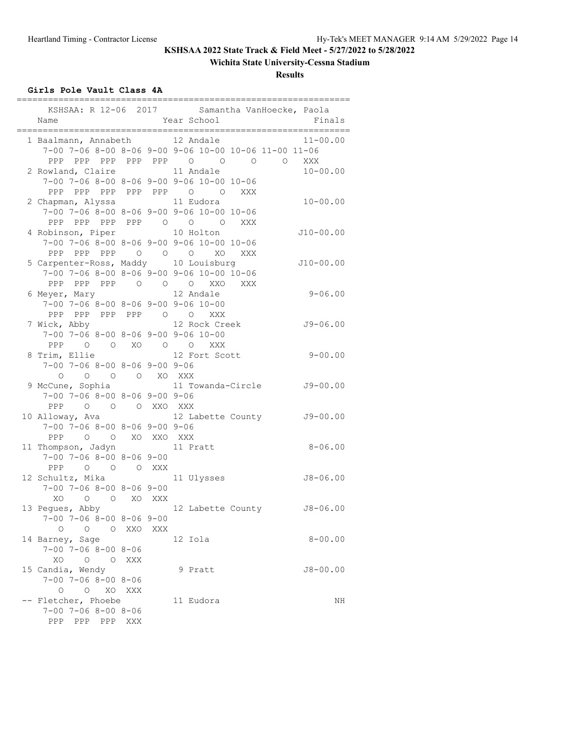# KSHSAA 2022 State Track & Field Meet - 5/27/2022 to 5/28/2022

## Wichita State University-Cessna Stadium

### Results

**Girls Pole Vault Class 4A**

```
================================================================
    KSHSAA: R 12-06  2017        Samantha VanHoecke, Paola      
    Name                    Year School                  Finals 
================================================================
  1 Baalmann, Annabeth        12 Andale                 11-00.00 
      7-00 7-06 8-00 8-06 9-00 9-06 10-00 10-06 11-00 11-06
       PPP  PPP  PPP  PPP  PPP    O     O     O     O   XXX
  2 Rowland, Claire           11 Andale                 10-00.00 
      7-00 7-06 8-00 8-06 9-00 9-06 10-00 10-06
       PPP  PPP  PPP  PPP  PPP    O     O   XXX
  2 Chapman, Alyssa           11 Eudora                 10-00.00 
      7-00 7-06 8-00 8-06 9-00 9-06 10-00 10-06
       PPP  PPP  PPP  PPP    O    O     O   XXX
  4 Robinson, Piper           10 Holton                J10-00.00 
      7-00 7-06 8-00 8-06 9-00 9-06 10-00 10-06
       PPP  PPP  PPP    O    O    O    XO   XXX
  5 Carpenter-Ross, Maddy     10 Louisburg             J10-00.00 
      7-00 7-06 8-00 8-06 9-00 9-06 10-00 10-06
       PPP  PPP  PPP    O    O    O   XXO   XXX
  6 Meyer, Mary               12 Andale                  9-06.00 
      7-00 7-06 8-00 8-06 9-00 9-06 10-00
       PPP  PPP  PPP  PPP    O    O   XXX
  7 Wick, Abby                12 Rock Creek             J9-06.00 
      7-00 7-06 8-00 8-06 9-00 9-06 10-00
       PPP    O    O   XO    O    O   XXX
  8 Trim, Ellie               12 Fort Scott              9-00.00 
      7-00 7-06 8-00 8-06 9-00 9-06
         O    O    O    O   XO  XXX
  9 McCune, Sophia            11 Towanda-Circle         J9-00.00 
      7-00 7-06 8-00 8-06 9-00 9-06
       PPP    O    O    O  XXO  XXX
 10 Alloway, Ava              12 Labette County         J9-00.00 
      7-00 7-06 8-00 8-06 9-00 9-06
       PPP    O    O   XO  XXO  XXX
 11 Thompson, Jadyn           11 Pratt                   8-06.00 
      7-00 7-06 8-00 8-06 9-00
       PPP    O    O    O  XXX
 12 Schultz, Mika             11 Ulysses                J8-06.00 
      7-00 7-06 8-00 8-06 9-00
        XO    O    O   XO  XXX
 13 Pegues, Abby              12 Labette County         J8-06.00 
      7-00 7-06 8-00 8-06 9-00
         O    O    O  XXO  XXX
 14 Barney, Sage              12 Iola                    8-00.00 
      7-00 7-06 8-00 8-06
        XO    O    O  XXX
 15 Candia, Wendy              9 Pratt                  J8-00.00 
      7-00 7-06 8-00 8-06
         O    O   XO  XXX
 -- Fletcher, Phoebe          11 Eudora                       NH 
      7-00 7-06 8-00 8-06
       PPP  PPP  PPP  XXX
```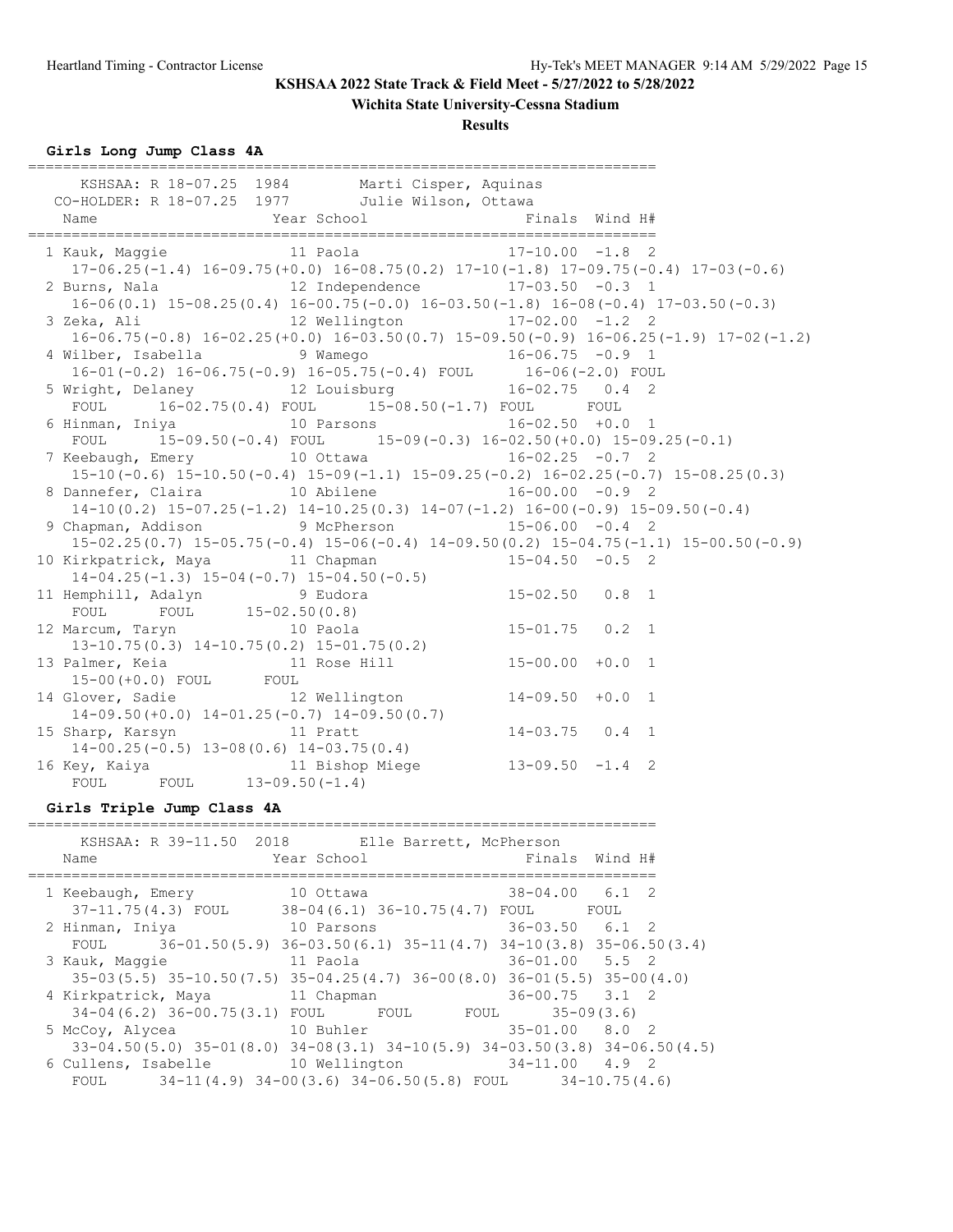**KSHSAA 2022 State Track & Field Meet - 5/27/2022 to 5/28/2022**

**Wichita State University-Cessna Stadium**

**Results**

### Girls Long Jump Class 4A

```
=========================================================================
      KSHSAA: R 18-07.25  1984        Marti Cisper, Aquinas
   CO-HOLDER: R 18-07.25  1977        Julie Wilson, Ottawa
    Name                    Year School                 Finals  Wind H#
=========================================================================
  1 Kauk, Maggie              11 Paola                 17-10.00  -1.8  2
     17-06.25(-1.4) 16-09.75(+0.0) 16-08.75(0.2) 17-10(-1.8) 17-09.75(-0.4) 17-03(-0.6)
  2 Burns, Nala               12 Independence          17-03.50  -0.3  1
     16-06(0.1) 15-08.25(0.4) 16-00.75(-0.0) 16-03.50(-1.8) 16-08(-0.4) 17-03.50(-0.3)
  3 Zeka, Ali                 12 Wellington            17-02.00  -1.2  2
     16-06.75(-0.8) 16-02.25(+0.0) 16-03.50(0.7) 15-09.50(-0.9) 16-06.25(-1.9) 17-02(-1.2)
  4 Wilber, Isabella           9 Wamego                16-06.75  -0.9  1
     16-01(-0.2) 16-06.75(-0.9) 16-05.75(-0.4) FOUL      16-06(-2.0) FOUL
  5 Wright, Delaney           12 Louisburg             16-02.75   0.4  2
     FOUL      16-02.75(0.4) FOUL      15-08.50(-1.7) FOUL      FOUL
  6 Hinman, Iniya             10 Parsons               16-02.50  +0.0  1
     FOUL      15-09.50(-0.4) FOUL      15-09(-0.3) 16-02.50(+0.0) 15-09.25(-0.1)
  7 Keebaugh, Emery           10 Ottawa                16-02.25  -0.7  2
     15-10(-0.6) 15-10.50(-0.4) 15-09(-1.1) 15-09.25(-0.2) 16-02.25(-0.7) 15-08.25(0.3)
  8 Dannefer, Claira          10 Abilene               16-00.00  -0.9  2
     14-10(0.2) 15-07.25(-1.2) 14-10.25(0.3) 14-07(-1.2) 16-00(-0.9) 15-09.50(-0.4)
  9 Chapman, Addison           9 McPherson             15-06.00  -0.4  2
     15-02.25(0.7) 15-05.75(-0.4) 15-06(-0.4) 14-09.50(0.2) 15-04.75(-1.1) 15-00.50(-0.9)
 10 Kirkpatrick, Maya         11 Chapman               15-04.50  -0.5  2
     14-04.25(-1.3) 15-04(-0.7) 15-04.50(-0.5)
 11 Hemphill, Adalyn           9 Eudora                15-02.50   0.8  1
     FOUL      FOUL      15-02.50(0.8)
 12 Marcum, Taryn             10 Paola                 15-01.75   0.2  1
     13-10.75(0.3) 14-10.75(0.2) 15-01.75(0.2)
 13 Palmer, Keia              11 Rose Hill             15-00.00  +0.0  1
     15-00(+0.0) FOUL      FOUL
 14 Glover, Sadie             12 Wellington            14-09.50  +0.0  1
     14-09.50(+0.0) 14-01.25(-0.7) 14-09.50(0.7)
 15 Sharp, Karsyn             11 Pratt                 14-03.75   0.4  1
     14-00.25(-0.5) 13-08(0.6) 14-03.75(0.4)
 16 Key, Kaiya                11 Bishop Miege          13-09.50  -1.4  2
     FOUL      FOUL      13-09.50(-1.4)
```

### Girls Triple Jump Class 4A

```
=========================================================================
      KSHSAA: R 39-11.50  2018        Elle Barrett, McPherson
    Name                    Year School                 Finals  Wind H#
=========================================================================
  1 Keebaugh, Emery           10 Ottawa                38-04.00   6.1  2
     37-11.75(4.3) FOUL      38-04(6.1) 36-10.75(4.7) FOUL      FOUL
  2 Hinman, Iniya             10 Parsons               36-03.50   6.1  2
     FOUL      36-01.50(5.9) 36-03.50(6.1) 35-11(4.7) 34-10(3.8) 35-06.50(3.4)
  3 Kauk, Maggie              11 Paola                 36-01.00   5.5  2
     35-03(5.5) 35-10.50(7.5) 35-04.25(4.7) 36-00(8.0) 36-01(5.5) 35-00(4.0)
  4 Kirkpatrick, Maya         11 Chapman               36-00.75   3.1  2
     34-04(6.2) 36-00.75(3.1) FOUL      FOUL      FOUL      35-09(3.6)
  5 McCoy, Alycea             10 Buhler                35-01.00   8.0  2
     33-04.50(5.0) 35-01(8.0) 34-08(3.1) 34-10(5.9) 34-03.50(3.8) 34-06.50(4.5)
  6 Cullens, Isabelle         10 Wellington            34-11.00   4.9  2
     FOUL      34-11(4.9) 34-00(3.6) 34-06.50(5.8) FOUL      34-10.75(4.6)
```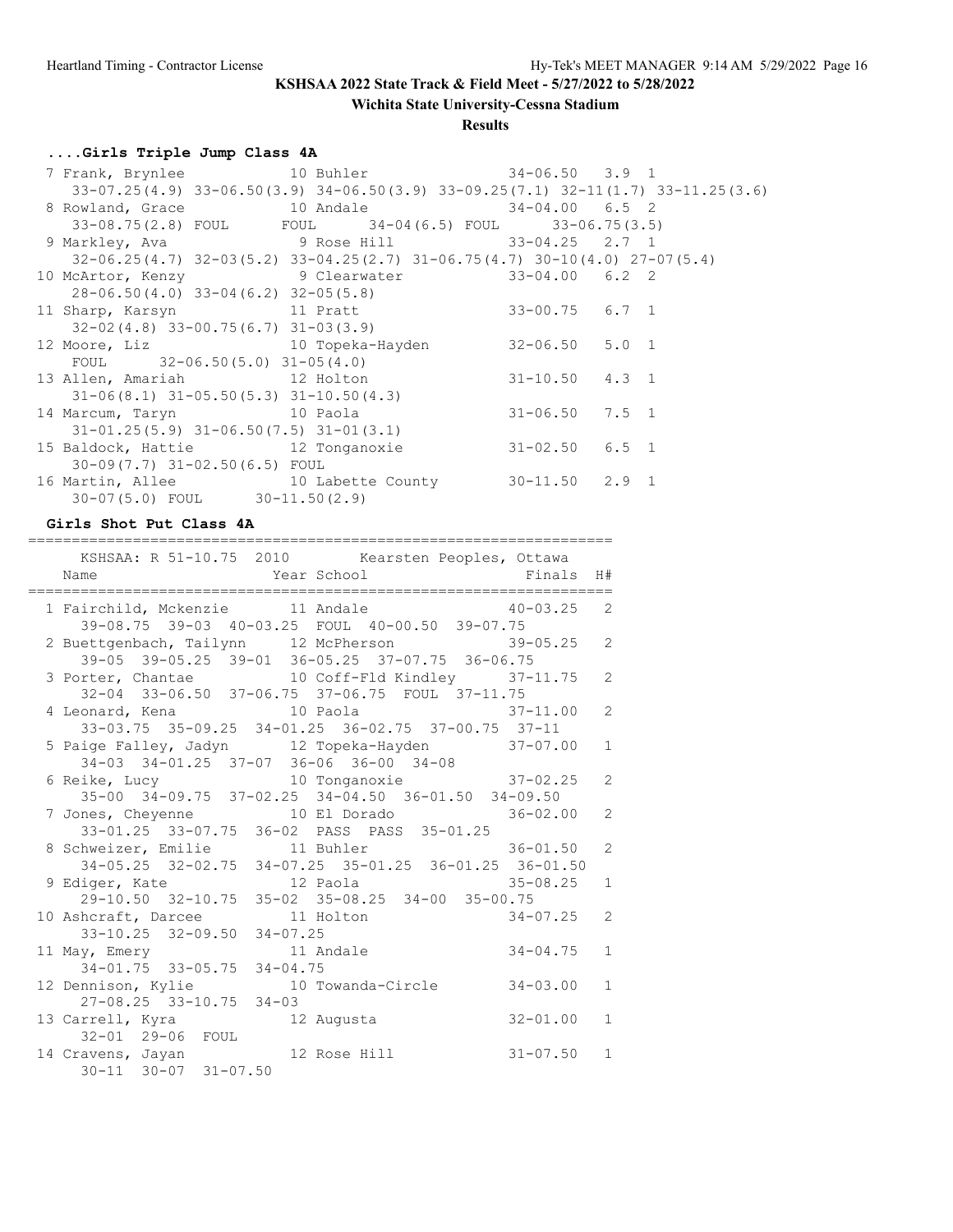**KSHSAA 2022 State Track & Field Meet - 5/27/2022 to 5/28/2022**

**Wichita State University-Cessna Stadium**

**Results**

### ....Girls Triple Jump Class 4A

| Place | Name | Year | School | Finals | Wind | H# |
|---|---|---|---|---|---|---|
| 7 | Frank, Brynlee | 10 | Buhler | 34-06.50 | 3.9 | 1 |
| | 33-07.25(4.9) 33-06.50(3.9) 34-06.50(3.9) 33-09.25(7.1) 32-11(1.7) 33-11.25(3.6) | | | | | |
| 8 | Rowland, Grace | 10 | Andale | 34-04.00 | 6.5 | 2 |
| | 33-08.75(2.8) FOUL FOUL 34-04(6.5) FOUL 33-06.75(3.5) | | | | | |
| 9 | Markley, Ava | 9 | Rose Hill | 33-04.25 | 2.7 | 1 |
| | 32-06.25(4.7) 32-03(5.2) 33-04.25(2.7) 31-06.75(4.7) 30-10(4.0) 27-07(5.4) | | | | | |
| 10 | McArtor, Kenzy | 9 | Clearwater | 33-04.00 | 6.2 | 2 |
| | 28-06.50(4.0) 33-04(6.2) 32-05(5.8) | | | | | |
| 11 | Sharp, Karsyn | 11 | Pratt | 33-00.75 | 6.7 | 1 |
| | 32-02(4.8) 33-00.75(6.7) 31-03(3.9) | | | | | |
| 12 | Moore, Liz | 10 | Topeka-Hayden | 32-06.50 | 5.0 | 1 |
| | FOUL 32-06.50(5.0) 31-05(4.0) | | | | | |
| 13 | Allen, Amariah | 12 | Holton | 31-10.50 | 4.3 | 1 |
| | 31-06(8.1) 31-05.50(5.3) 31-10.50(4.3) | | | | | |
| 14 | Marcum, Taryn | 10 | Paola | 31-06.50 | 7.5 | 1 |
| | 31-01.25(5.9) 31-06.50(7.5) 31-01(3.1) | | | | | |
| 15 | Baldock, Hattie | 12 | Tonganoxie | 31-02.50 | 6.5 | 1 |
| | 30-09(7.7) 31-02.50(6.5) FOUL | | | | | |
| 16 | Martin, Allee | 10 | Labette County | 30-11.50 | 2.9 | 1 |
| | 30-07(5.0) FOUL 30-11.50(2.9) | | | | | |

### Girls Shot Put Class 4A

KSHSAA: R 51-10.75 2010 Kearsten Peoples, Ottawa

| Place | Name | Year | School | Finals | H# |
|---|---|---|---|---|---|
| 1 | Fairchild, Mckenzie | 11 | Andale | 40-03.25 | 2 |
| | 39-08.75 39-03 40-03.25 FOUL 40-00.50 39-07.75 | | | | |
| 2 | Buettgenbach, Tailynn | 12 | McPherson | 39-05.25 | 2 |
| | 39-05 39-05.25 39-01 36-05.25 37-07.75 36-06.75 | | | | |
| 3 | Porter, Chantae | 10 | Coff-Fld Kindley | 37-11.75 | 2 |
| | 32-04 33-06.50 37-06.75 37-06.75 FOUL 37-11.75 | | | | |
| 4 | Leonard, Kena | 10 | Paola | 37-11.00 | 2 |
| | 33-03.75 35-09.25 34-01.25 36-02.75 37-00.75 37-11 | | | | |
| 5 | Paige Falley, Jadyn | 12 | Topeka-Hayden | 37-07.00 | 1 |
| | 34-03 34-01.25 37-07 36-06 36-00 34-08 | | | | |
| 6 | Reike, Lucy | 10 | Tonganoxie | 37-02.25 | 2 |
| | 35-00 34-09.75 37-02.25 34-04.50 36-01.50 34-09.50 | | | | |
| 7 | Jones, Cheyenne | 10 | El Dorado | 36-02.00 | 2 |
| | 33-01.25 33-07.75 36-02 PASS PASS 35-01.25 | | | | |
| 8 | Schweizer, Emilie | 11 | Buhler | 36-01.50 | 2 |
| | 34-05.25 32-02.75 34-07.25 35-01.25 36-01.25 36-01.50 | | | | |
| 9 | Ediger, Kate | 12 | Paola | 35-08.25 | 1 |
| | 29-10.50 32-10.75 35-02 35-08.25 34-00 35-00.75 | | | | |
| 10 | Ashcraft, Darcee | 11 | Holton | 34-07.25 | 2 |
| | 33-10.25 32-09.50 34-07.25 | | | | |
| 11 | May, Emery | 11 | Andale | 34-04.75 | 1 |
| | 34-01.75 33-05.75 34-04.75 | | | | |
| 12 | Dennison, Kylie | 10 | Towanda-Circle | 34-03.00 | 1 |
| | 27-08.25 33-10.75 34-03 | | | | |
| 13 | Carrell, Kyra | 12 | Augusta | 32-01.00 | 1 |
| | 32-01 29-06 FOUL | | | | |
| 14 | Cravens, Jayan | 12 | Rose Hill | 31-07.50 | 1 |
| | 30-11 30-07 31-07.50 | | | | |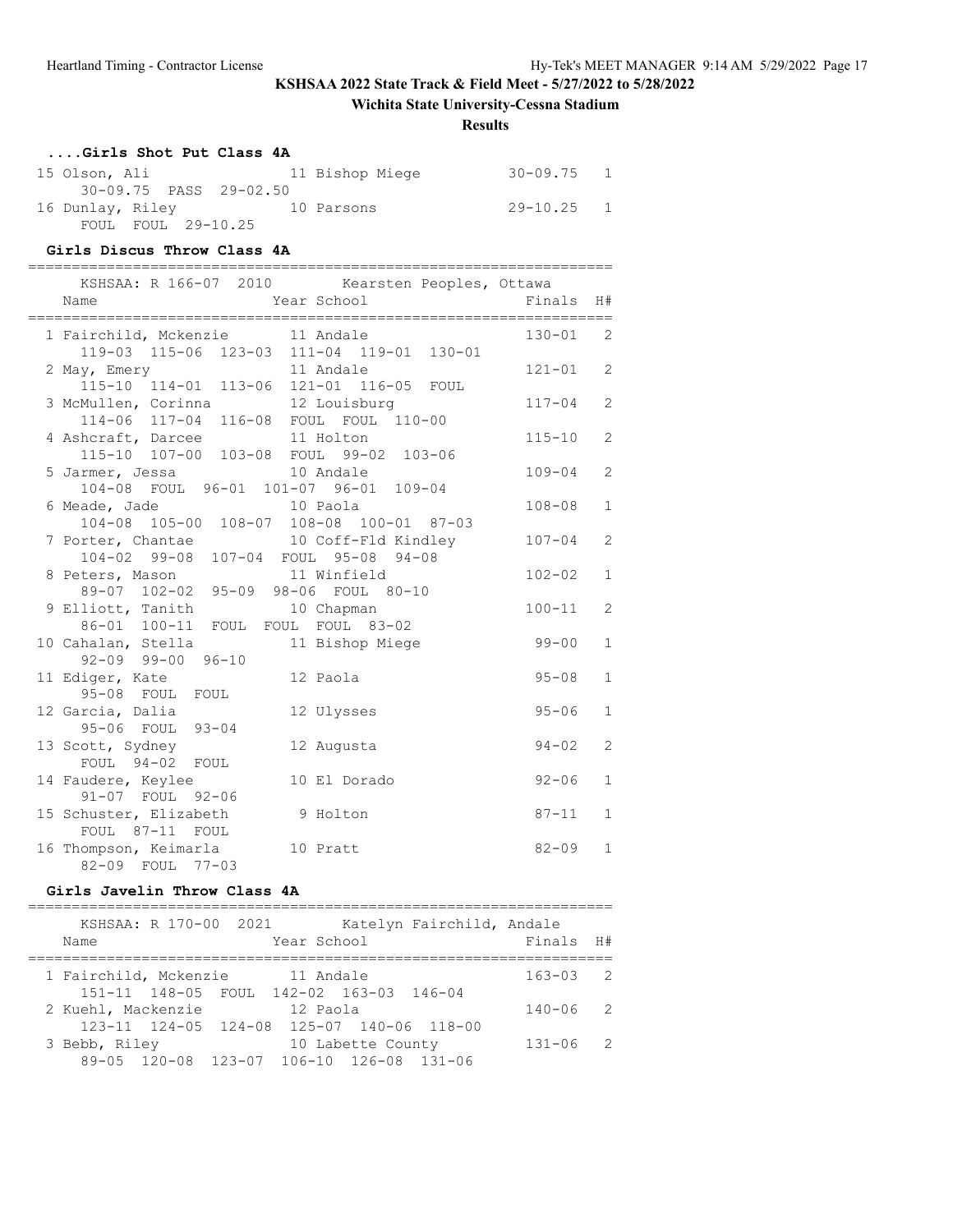**KSHSAA 2022 State Track & Field Meet - 5/27/2022 to 5/28/2022**

**Wichita State University-Cessna Stadium**

**Results**

### ....Girls Shot Put Class 4A

| Place | Name | Year | School | Finals | H# |
|---|---|---|---|---|---|
| 15 | Olson, Ali | 11 | Bishop Miege | 30-09.75 | 1 |
| | 30-09.75 PASS 29-02.50 | | | | |
| 16 | Dunlay, Riley | 10 | Parsons | 29-10.25 | 1 |
| | FOUL FOUL 29-10.25 | | | | |

### Girls Discus Throw Class 4A

KSHSAA: R 166-07 2010 Kearsten Peoples, Ottawa

| Place | Name | Year | School | Finals | H# |
|---|---|---|---|---|---|
| 1 | Fairchild, Mckenzie | 11 | Andale | 130-01 | 2 |
| | 119-03 115-06 123-03 111-04 119-01 130-01 | | | | |
| 2 | May, Emery | 11 | Andale | 121-01 | 2 |
| | 115-10 114-01 113-06 121-01 116-05 FOUL | | | | |
| 3 | McMullen, Corinna | 12 | Louisburg | 117-04 | 2 |
| | 114-06 117-04 116-08 FOUL FOUL 110-00 | | | | |
| 4 | Ashcraft, Darcee | 11 | Holton | 115-10 | 2 |
| | 115-10 107-00 103-08 FOUL 99-02 103-06 | | | | |
| 5 | Jarmer, Jessa | 10 | Andale | 109-04 | 2 |
| | 104-08 FOUL 96-01 101-07 96-01 109-04 | | | | |
| 6 | Meade, Jade | 10 | Paola | 108-08 | 1 |
| | 104-08 105-00 108-07 108-08 100-01 87-03 | | | | |
| 7 | Porter, Chantae | 10 | Coff-Fld Kindley | 107-04 | 2 |
| | 104-02 99-08 107-04 FOUL 95-08 94-08 | | | | |
| 8 | Peters, Mason | 11 | Winfield | 102-02 | 1 |
| | 89-07 102-02 95-09 98-06 FOUL 80-10 | | | | |
| 9 | Elliott, Tanith | 10 | Chapman | 100-11 | 2 |
| | 86-01 100-11 FOUL FOUL FOUL 83-02 | | | | |
| 10 | Cahalan, Stella | 11 | Bishop Miege | 99-00 | 1 |
| | 92-09 99-00 96-10 | | | | |
| 11 | Ediger, Kate | 12 | Paola | 95-08 | 1 |
| | 95-08 FOUL FOUL | | | | |
| 12 | Garcia, Dalia | 12 | Ulysses | 95-06 | 1 |
| | 95-06 FOUL 93-04 | | | | |
| 13 | Scott, Sydney | 12 | Augusta | 94-02 | 2 |
| | FOUL 94-02 FOUL | | | | |
| 14 | Faudere, Keylee | 10 | El Dorado | 92-06 | 1 |
| | 91-07 FOUL 92-06 | | | | |
| 15 | Schuster, Elizabeth | 9 | Holton | 87-11 | 1 |
| | FOUL 87-11 FOUL | | | | |
| 16 | Thompson, Keimarla | 10 | Pratt | 82-09 | 1 |
| | 82-09 FOUL 77-03 | | | | |

### Girls Javelin Throw Class 4A

KSHSAA: R 170-00 2021 Katelyn Fairchild, Andale

| Place | Name | Year | School | Finals | H# |
|---|---|---|---|---|---|
| 1 | Fairchild, Mckenzie | 11 | Andale | 163-03 | 2 |
| | 151-11 148-05 FOUL 142-02 163-03 146-04 | | | | |
| 2 | Kuehl, Mackenzie | 12 | Paola | 140-06 | 2 |
| | 123-11 124-05 124-08 125-07 140-06 118-00 | | | | |
| 3 | Bebb, Riley | 10 | Labette County | 131-06 | 2 |
| | 89-05 120-08 123-07 106-10 126-08 131-06 | | | | |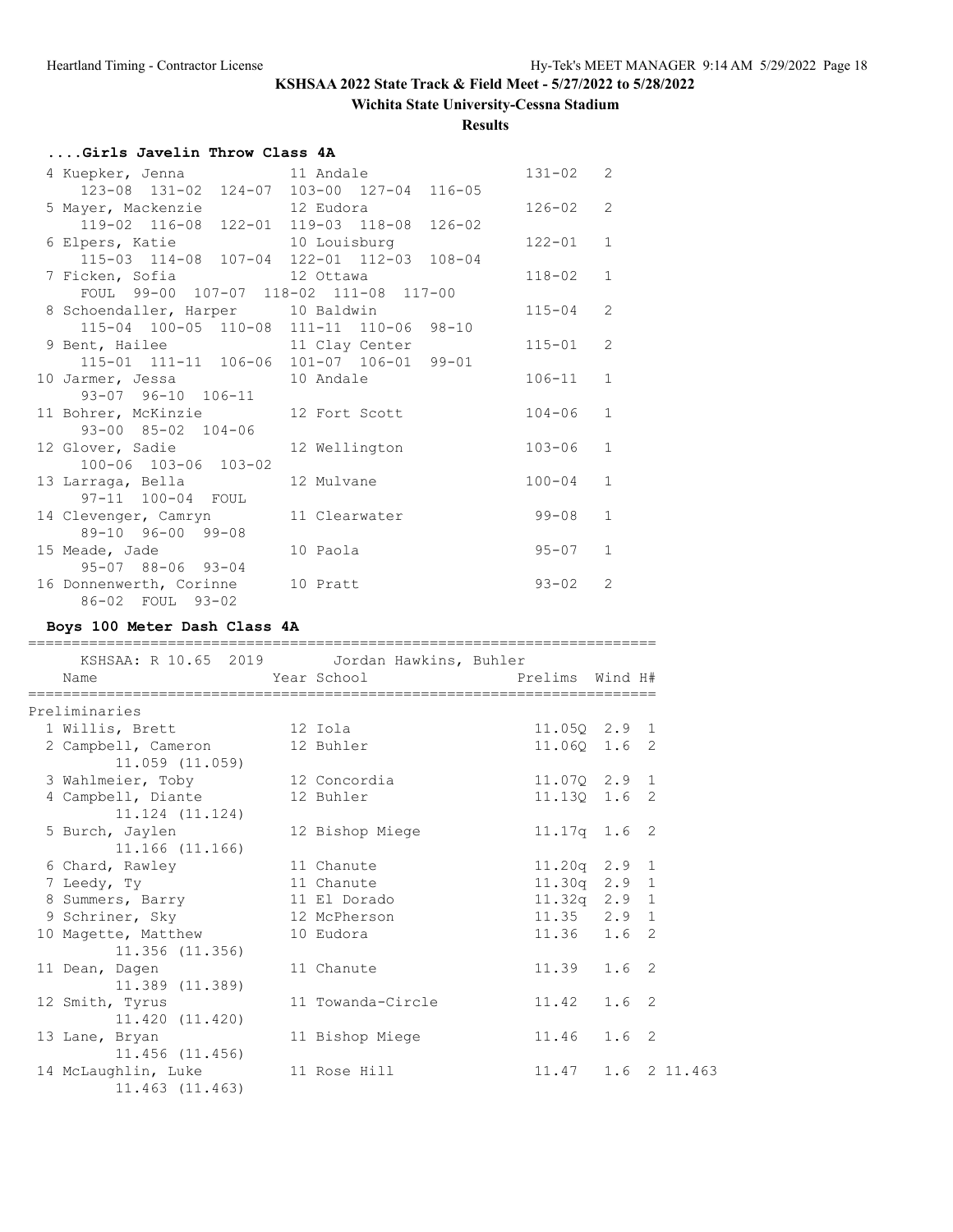KSHSAA 2022 State Track & Field Meet - 5/27/2022 to 5/28/2022

Wichita State University-Cessna Stadium

**Results**

### ....Girls Javelin Throw Class 4A

```
  4 Kuepker, Jenna             11 Andale                  131-02   2
     123-08  131-02  124-07  103-00  127-04  116-05
  5 Mayer, Mackenzie           12 Eudora                  126-02   2
     119-02  116-08  122-01  119-03  118-08  126-02
  6 Elpers, Katie              10 Louisburg               122-01   1
     115-03  114-08  107-04  122-01  112-03  108-04
  7 Ficken, Sofia              12 Ottawa                  118-02   1
     FOUL  99-00  107-07  118-02  111-08  117-00
  8 Schoendaller, Harper       10 Baldwin                 115-04   2
     115-04  100-05  110-08  111-11  110-06  98-10
  9 Bent, Hailee               11 Clay Center             115-01   2
     115-01  111-11  106-06  101-07  106-01  99-01
 10 Jarmer, Jessa              10 Andale                  106-11   1
     93-07  96-10  106-11
 11 Bohrer, McKinzie           12 Fort Scott              104-06   1
     93-00  85-02  104-06
 12 Glover, Sadie              12 Wellington              103-06   1
     100-06  103-06  103-02
 13 Larraga, Bella             12 Mulvane                 100-04   1
     97-11  100-04  FOUL
 14 Clevenger, Camryn          11 Clearwater               99-08   1
     89-10  96-00  99-08
 15 Meade, Jade                10 Paola                    95-07   1
     95-07  88-06  93-04
 16 Donnenwerth, Corinne       10 Pratt                    93-02   2
     86-02  FOUL  93-02
```

### Boys 100 Meter Dash Class 4A

```
=========================================================================
    KSHSAA: R 10.65  2019        Jordan Hawkins, Buhler
    Name                    Year School               Prelims  Wind H#
=========================================================================
Preliminaries
  1 Willis, Brett            12 Iola                    11.05Q  2.9  1
  2 Campbell, Cameron        12 Buhler                  11.06Q  1.6  2
        11.059 (11.059)
  3 Wahlmeier, Toby          12 Concordia               11.07Q  2.9  1
  4 Campbell, Diante         12 Buhler                  11.13Q  1.6  2
        11.124 (11.124)
  5 Burch, Jaylen            12 Bishop Miege            11.17q  1.6  2
        11.166 (11.166)
  6 Chard, Rawley            11 Chanute                 11.20q  2.9  1
  7 Leedy, Ty                11 Chanute                 11.30q  2.9  1
  8 Summers, Barry           11 El Dorado               11.32q  2.9  1
  9 Schriner, Sky            12 McPherson               11.35   2.9  1
 10 Magette, Matthew         10 Eudora                  11.36   1.6  2
        11.356 (11.356)
 11 Dean, Dagen              11 Chanute                 11.39   1.6  2
        11.389 (11.389)
 12 Smith, Tyrus             11 Towanda-Circle          11.42   1.6  2
        11.420 (11.420)
 13 Lane, Bryan              11 Bishop Miege            11.46   1.6  2
        11.456 (11.456)
 14 McLaughlin, Luke         11 Rose Hill               11.47   1.6  2 11.463
        11.463 (11.463)
```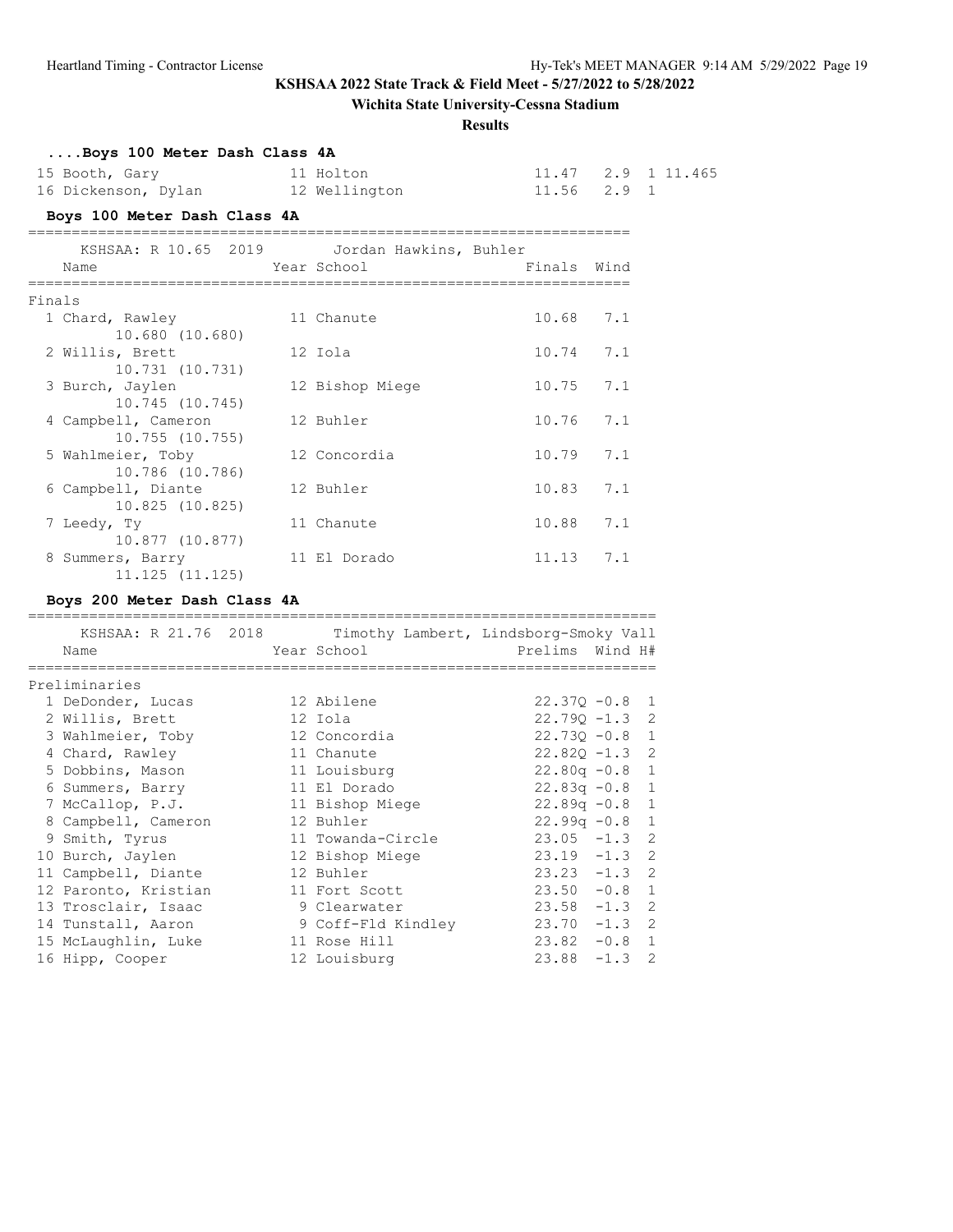KSHSAA 2022 State Track & Field Meet - 5/27/2022 to 5/28/2022

Wichita State University-Cessna Stadium

**Results**

### ....Boys 100 Meter Dash Class 4A

| Place | Name | Year | School | Finals | Wind | H# | |
|---|---|---|---|---|---|---|---|
| 15 | Booth, Gary | 11 | Holton | 11.47 | 2.9 | 1 | 11.465 |
| 16 | Dickenson, Dylan | 12 | Wellington | 11.56 | 2.9 | 1 | |

### Boys 100 Meter Dash Class 4A

KSHSAA: R 10.65 2019 Jordan Hawkins, Buhler

Finals

| Place | Name | Year | School | Finals | Wind |
|---|---|---|---|---|---|
| 1 | Chard, Rawley | 11 | Chanute | 10.68 | 7.1 |
| | 10.680 (10.680) | | | | |
| 2 | Willis, Brett | 12 | Iola | 10.74 | 7.1 |
| | 10.731 (10.731) | | | | |
| 3 | Burch, Jaylen | 12 | Bishop Miege | 10.75 | 7.1 |
| | 10.745 (10.745) | | | | |
| 4 | Campbell, Cameron | 12 | Buhler | 10.76 | 7.1 |
| | 10.755 (10.755) | | | | |
| 5 | Wahlmeier, Toby | 12 | Concordia | 10.79 | 7.1 |
| | 10.786 (10.786) | | | | |
| 6 | Campbell, Diante | 12 | Buhler | 10.83 | 7.1 |
| | 10.825 (10.825) | | | | |
| 7 | Leedy, Ty | 11 | Chanute | 10.88 | 7.1 |
| | 10.877 (10.877) | | | | |
| 8 | Summers, Barry | 11 | El Dorado | 11.13 | 7.1 |
| | 11.125 (11.125) | | | | |

### Boys 200 Meter Dash Class 4A

KSHSAA: R 21.76 2018 Timothy Lambert, Lindsborg-Smoky Vall

Preliminaries

| Place | Name | Year | School | Prelims | Wind | H# |
|---|---|---|---|---|---|---|
| 1 | DeDonder, Lucas | 12 | Abilene | 22.37Q | -0.8 | 1 |
| 2 | Willis, Brett | 12 | Iola | 22.79Q | -1.3 | 2 |
| 3 | Wahlmeier, Toby | 12 | Concordia | 22.73Q | -0.8 | 1 |
| 4 | Chard, Rawley | 11 | Chanute | 22.82Q | -1.3 | 2 |
| 5 | Dobbins, Mason | 11 | Louisburg | 22.80q | -0.8 | 1 |
| 6 | Summers, Barry | 11 | El Dorado | 22.83q | -0.8 | 1 |
| 7 | McCallop, P.J. | 11 | Bishop Miege | 22.89q | -0.8 | 1 |
| 8 | Campbell, Cameron | 12 | Buhler | 22.99q | -0.8 | 1 |
| 9 | Smith, Tyrus | 11 | Towanda-Circle | 23.05 | -1.3 | 2 |
| 10 | Burch, Jaylen | 12 | Bishop Miege | 23.19 | -1.3 | 2 |
| 11 | Campbell, Diante | 12 | Buhler | 23.23 | -1.3 | 2 |
| 12 | Paronto, Kristian | 11 | Fort Scott | 23.50 | -0.8 | 1 |
| 13 | Trosclair, Isaac | 9 | Clearwater | 23.58 | -1.3 | 2 |
| 14 | Tunstall, Aaron | 9 | Coff-Fld Kindley | 23.70 | -1.3 | 2 |
| 15 | McLaughlin, Luke | 11 | Rose Hill | 23.82 | -0.8 | 1 |
| 16 | Hipp, Cooper | 12 | Louisburg | 23.88 | -1.3 | 2 |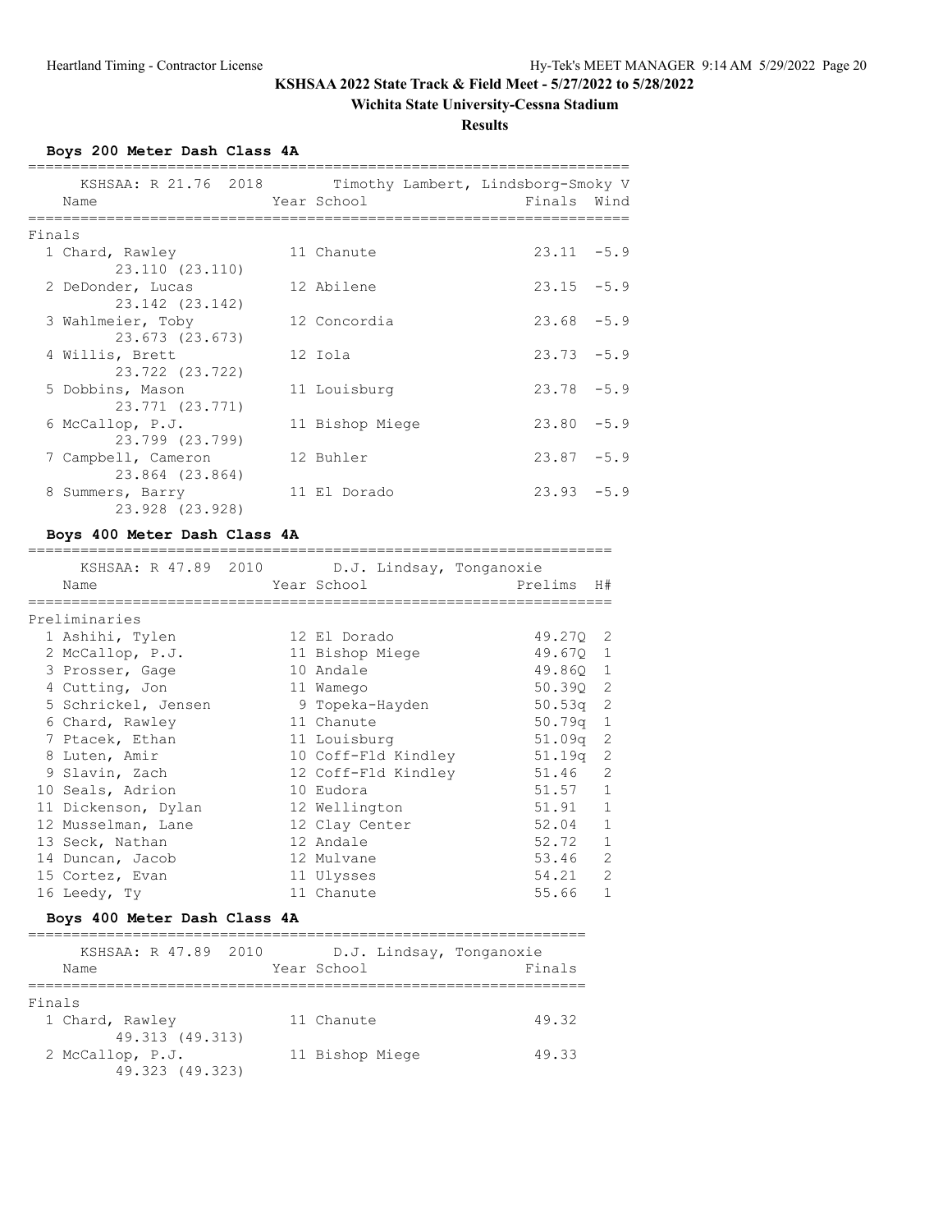**KSHSAA 2022 State Track & Field Meet - 5/27/2022 to 5/28/2022**

**Wichita State University-Cessna Stadium**

**Results**

### Boys 200 Meter Dash Class 4A

KSHSAA: R 21.76 2018 Timothy Lambert, Lindsborg-Smoky V

**Finals**

| Place | Name | Year | School | Finals | Wind |
|---|---|---|---|---|---|
| 1 | Chard, Rawley | 11 | Chanute | 23.11 | -5.9 |
| | 23.110 (23.110) | | | | |
| 2 | DeDonder, Lucas | 12 | Abilene | 23.15 | -5.9 |
| | 23.142 (23.142) | | | | |
| 3 | Wahlmeier, Toby | 12 | Concordia | 23.68 | -5.9 |
| | 23.673 (23.673) | | | | |
| 4 | Willis, Brett | 12 | Iola | 23.73 | -5.9 |
| | 23.722 (23.722) | | | | |
| 5 | Dobbins, Mason | 11 | Louisburg | 23.78 | -5.9 |
| | 23.771 (23.771) | | | | |
| 6 | McCallop, P.J. | 11 | Bishop Miege | 23.80 | -5.9 |
| | 23.799 (23.799) | | | | |
| 7 | Campbell, Cameron | 12 | Buhler | 23.87 | -5.9 |
| | 23.864 (23.864) | | | | |
| 8 | Summers, Barry | 11 | El Dorado | 23.93 | -5.9 |
| | 23.928 (23.928) | | | | |

### Boys 400 Meter Dash Class 4A

KSHSAA: R 47.89 2010 D.J. Lindsay, Tonganoxie

**Preliminaries**

| Place | Name | Year | School | Prelims | H# |
|---|---|---|---|---|---|
| 1 | Ashihi, Tylen | 12 | El Dorado | 49.27Q | 2 |
| 2 | McCallop, P.J. | 11 | Bishop Miege | 49.67Q | 1 |
| 3 | Prosser, Gage | 10 | Andale | 49.86Q | 1 |
| 4 | Cutting, Jon | 11 | Wamego | 50.39Q | 2 |
| 5 | Schrickel, Jensen | 9 | Topeka-Hayden | 50.53q | 2 |
| 6 | Chard, Rawley | 11 | Chanute | 50.79q | 1 |
| 7 | Ptacek, Ethan | 11 | Louisburg | 51.09q | 2 |
| 8 | Luten, Amir | 10 | Coff-Fld Kindley | 51.19q | 2 |
| 9 | Slavin, Zach | 12 | Coff-Fld Kindley | 51.46 | 2 |
| 10 | Seals, Adrion | 10 | Eudora | 51.57 | 1 |
| 11 | Dickenson, Dylan | 12 | Wellington | 51.91 | 1 |
| 12 | Musselman, Lane | 12 | Clay Center | 52.04 | 1 |
| 13 | Seck, Nathan | 12 | Andale | 52.72 | 1 |
| 14 | Duncan, Jacob | 12 | Mulvane | 53.46 | 2 |
| 15 | Cortez, Evan | 11 | Ulysses | 54.21 | 2 |
| 16 | Leedy, Ty | 11 | Chanute | 55.66 | 1 |

### Boys 400 Meter Dash Class 4A

KSHSAA: R 47.89 2010 D.J. Lindsay, Tonganoxie

**Finals**

| Place | Name | Year | School | Finals |
|---|---|---|---|---|
| 1 | Chard, Rawley | 11 | Chanute | 49.32 |
| | 49.313 (49.313) | | | |
| 2 | McCallop, P.J. | 11 | Bishop Miege | 49.33 |
| | 49.323 (49.323) | | | |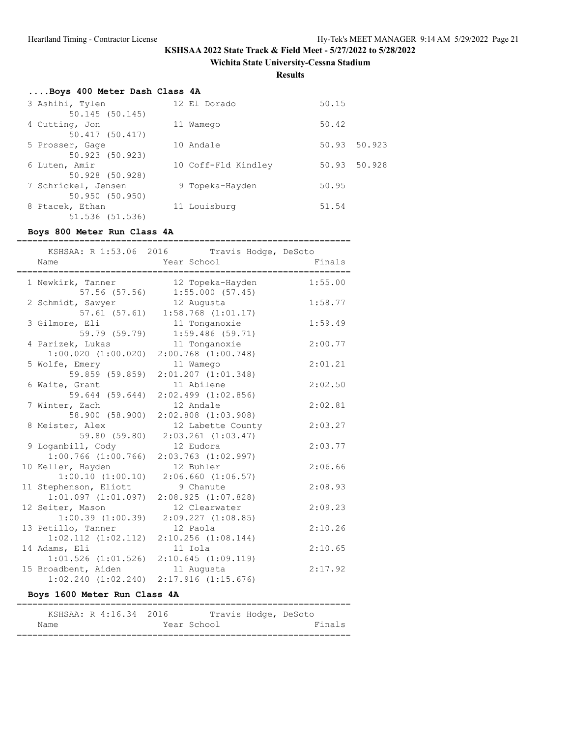## KSHSAA 2022 State Track & Field Meet - 5/27/2022 to 5/28/2022

**Wichita State University-Cessna Stadium**

**Results**

### ....Boys 400 Meter Dash Class 4A

| Place | Name | Year | School | Finals | |
|---|---|---|---|---|---|
| 3 | Ashihi, Tylen | 12 | El Dorado | 50.15 | |
| | 50.145 (50.145) | | | | |
| 4 | Cutting, Jon | 11 | Wamego | 50.42 | |
| | 50.417 (50.417) | | | | |
| 5 | Prosser, Gage | 10 | Andale | 50.93 | 50.923 |
| | 50.923 (50.923) | | | | |
| 6 | Luten, Amir | 10 | Coff-Fld Kindley | 50.93 | 50.928 |
| | 50.928 (50.928) | | | | |
| 7 | Schrickel, Jensen | 9 | Topeka-Hayden | 50.95 | |
| | 50.950 (50.950) | | | | |
| 8 | Ptacek, Ethan | 11 | Louisburg | 51.54 | |
| | 51.536 (51.536) | | | | |

### Boys 800 Meter Run Class 4A

KSHSAA: R 1:53.06 2016 Travis Hodge, DeSoto

| Place | Name | Year | School | Finals |
|---|---|---|---|---|
| 1 | Newkirk, Tanner | 12 | Topeka-Hayden | 1:55.00 |
| | 57.56 (57.56) | | 1:55.000 (57.45) | |
| 2 | Schmidt, Sawyer | 12 | Augusta | 1:58.77 |
| | 57.61 (57.61) | | 1:58.768 (1:01.17) | |
| 3 | Gilmore, Eli | 11 | Tonganoxie | 1:59.49 |
| | 59.79 (59.79) | | 1:59.486 (59.71) | |
| 4 | Parizek, Lukas | 11 | Tonganoxie | 2:00.77 |
| | 1:00.020 (1:00.020) | | 2:00.768 (1:00.748) | |
| 5 | Wolfe, Emery | 11 | Wamego | 2:01.21 |
| | 59.859 (59.859) | | 2:01.207 (1:01.348) | |
| 6 | Waite, Grant | 11 | Abilene | 2:02.50 |
| | 59.644 (59.644) | | 2:02.499 (1:02.856) | |
| 7 | Winter, Zach | 12 | Andale | 2:02.81 |
| | 58.900 (58.900) | | 2:02.808 (1:03.908) | |
| 8 | Meister, Alex | 12 | Labette County | 2:03.27 |
| | 59.80 (59.80) | | 2:03.261 (1:03.47) | |
| 9 | Loganbill, Cody | 12 | Eudora | 2:03.77 |
| | 1:00.766 (1:00.766) | | 2:03.763 (1:02.997) | |
| 10 | Keller, Hayden | 12 | Buhler | 2:06.66 |
| | 1:00.10 (1:00.10) | | 2:06.660 (1:06.57) | |
| 11 | Stephenson, Eliott | 9 | Chanute | 2:08.93 |
| | 1:01.097 (1:01.097) | | 2:08.925 (1:07.828) | |
| 12 | Seiter, Mason | 12 | Clearwater | 2:09.23 |
| | 1:00.39 (1:00.39) | | 2:09.227 (1:08.85) | |
| 13 | Petillo, Tanner | 12 | Paola | 2:10.26 |
| | 1:02.112 (1:02.112) | | 2:10.256 (1:08.144) | |
| 14 | Adams, Eli | 11 | Iola | 2:10.65 |
| | 1:01.526 (1:01.526) | | 2:10.645 (1:09.119) | |
| 15 | Broadbent, Aiden | 11 | Augusta | 2:17.92 |
| | 1:02.240 (1:02.240) | | 2:17.916 (1:15.676) | |

### Boys 1600 Meter Run Class 4A

KSHSAA: R 4:16.34 2016 Travis Hodge, DeSoto

| Name | Year | School | Finals |
|---|---|---|---|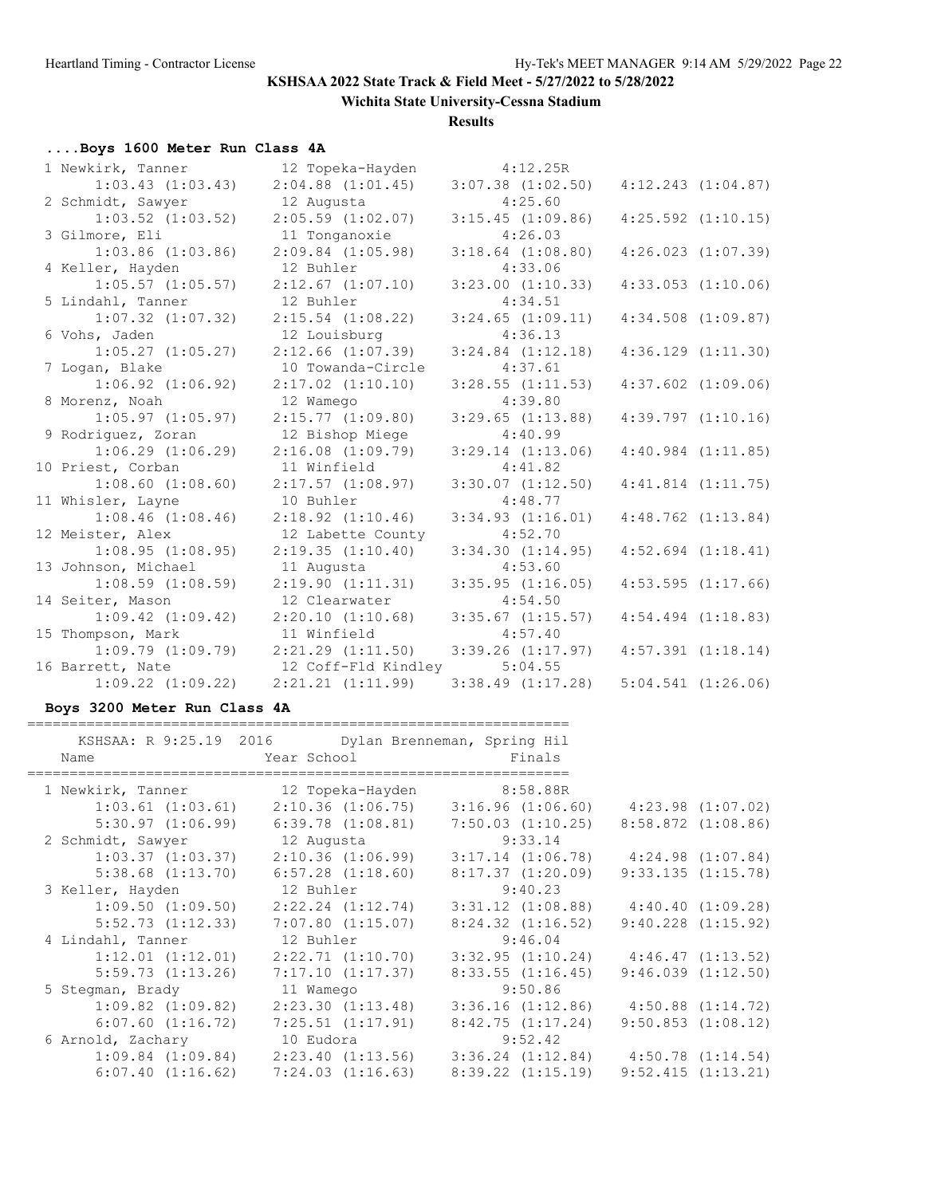**KSHSAA 2022 State Track & Field Meet - 5/27/2022 to 5/28/2022**

**Wichita State University-Cessna Stadium**

**Results**

### ....Boys 1600 Meter Run Class 4A

```
 1 Newkirk, Tanner          12 Topeka-Hayden          4:12.25R 
      1:03.43 (1:03.43)     2:04.88 (1:01.45)     3:07.38 (1:02.50)     4:12.243 (1:04.87)
 2 Schmidt, Sawyer          12 Augusta                4:25.60  
      1:03.52 (1:03.52)     2:05.59 (1:02.07)     3:15.45 (1:09.86)     4:25.592 (1:10.15)
 3 Gilmore, Eli             11 Tonganoxie             4:26.03  
      1:03.86 (1:03.86)     2:09.84 (1:05.98)     3:18.64 (1:08.80)     4:26.023 (1:07.39)
 4 Keller, Hayden           12 Buhler                 4:33.06  
      1:05.57 (1:05.57)     2:12.67 (1:07.10)     3:23.00 (1:10.33)     4:33.053 (1:10.06)
 5 Lindahl, Tanner          12 Buhler                 4:34.51  
      1:07.32 (1:07.32)     2:15.54 (1:08.22)     3:24.65 (1:09.11)     4:34.508 (1:09.87)
 6 Vohs, Jaden              12 Louisburg              4:36.13  
      1:05.27 (1:05.27)     2:12.66 (1:07.39)     3:24.84 (1:12.18)     4:36.129 (1:11.30)
 7 Logan, Blake             10 Towanda-Circle         4:37.61  
      1:06.92 (1:06.92)     2:17.02 (1:10.10)     3:28.55 (1:11.53)     4:37.602 (1:09.06)
 8 Morenz, Noah             12 Wamego                 4:39.80  
      1:05.97 (1:05.97)     2:15.77 (1:09.80)     3:29.65 (1:13.88)     4:39.797 (1:10.16)
 9 Rodriguez, Zoran         12 Bishop Miege           4:40.99  
      1:06.29 (1:06.29)     2:16.08 (1:09.79)     3:29.14 (1:13.06)     4:40.984 (1:11.85)
10 Priest, Corban           11 Winfield               4:41.82  
      1:08.60 (1:08.60)     2:17.57 (1:08.97)     3:30.07 (1:12.50)     4:41.814 (1:11.75)
11 Whisler, Layne           10 Buhler                 4:48.77  
      1:08.46 (1:08.46)     2:18.92 (1:10.46)     3:34.93 (1:16.01)     4:48.762 (1:13.84)
12 Meister, Alex            12 Labette County         4:52.70  
      1:08.95 (1:08.95)     2:19.35 (1:10.40)     3:34.30 (1:14.95)     4:52.694 (1:18.41)
13 Johnson, Michael         11 Augusta                4:53.60  
      1:08.59 (1:08.59)     2:19.90 (1:11.31)     3:35.95 (1:16.05)     4:53.595 (1:17.66)
14 Seiter, Mason            12 Clearwater             4:54.50  
      1:09.42 (1:09.42)     2:20.10 (1:10.68)     3:35.67 (1:15.57)     4:54.494 (1:18.83)
15 Thompson, Mark           11 Winfield               4:57.40  
      1:09.79 (1:09.79)     2:21.29 (1:11.50)     3:39.26 (1:17.97)     4:57.391 (1:18.14)
16 Barrett, Nate            12 Coff-Fld Kindley       5:04.55  
      1:09.22 (1:09.22)     2:21.21 (1:11.99)     3:38.49 (1:17.28)     5:04.541 (1:26.06)
```

### Boys 3200 Meter Run Class 4A

```
================================================================
    KSHSAA: R 9:25.19  2016        Dylan Brenneman, Spring Hil
    Name                    Year School                 Finals
================================================================
  1 Newkirk, Tanner          12 Topeka-Hayden          8:58.88R 
      1:03.61 (1:03.61)     2:10.36 (1:06.75)     3:16.96 (1:06.60)     4:23.98 (1:07.02)
      5:30.97 (1:06.99)     6:39.78 (1:08.81)     7:50.03 (1:10.25)     8:58.872 (1:08.86)
  2 Schmidt, Sawyer          12 Augusta                9:33.14  
      1:03.37 (1:03.37)     2:10.36 (1:06.99)     3:17.14 (1:06.78)     4:24.98 (1:07.84)
      5:38.68 (1:13.70)     6:57.28 (1:18.60)     8:17.37 (1:20.09)     9:33.135 (1:15.78)
  3 Keller, Hayden           12 Buhler                 9:40.23  
      1:09.50 (1:09.50)     2:22.24 (1:12.74)     3:31.12 (1:08.88)     4:40.40 (1:09.28)
      5:52.73 (1:12.33)     7:07.80 (1:15.07)     8:24.32 (1:16.52)     9:40.228 (1:15.92)
  4 Lindahl, Tanner          12 Buhler                 9:46.04  
      1:12.01 (1:12.01)     2:22.71 (1:10.70)     3:32.95 (1:10.24)     4:46.47 (1:13.52)
      5:59.73 (1:13.26)     7:17.10 (1:17.37)     8:33.55 (1:16.45)     9:46.039 (1:12.50)
  5 Stegman, Brady           11 Wamego                 9:50.86  
      1:09.82 (1:09.82)     2:23.30 (1:13.48)     3:36.16 (1:12.86)     4:50.88 (1:14.72)
      6:07.60 (1:16.72)     7:25.51 (1:17.91)     8:42.75 (1:17.24)     9:50.853 (1:08.12)
  6 Arnold, Zachary          10 Eudora                 9:52.42  
      1:09.84 (1:09.84)     2:23.40 (1:13.56)     3:36.24 (1:12.84)     4:50.78 (1:14.54)
      6:07.40 (1:16.62)     7:24.03 (1:16.63)     8:39.22 (1:15.19)     9:52.415 (1:13.21)
```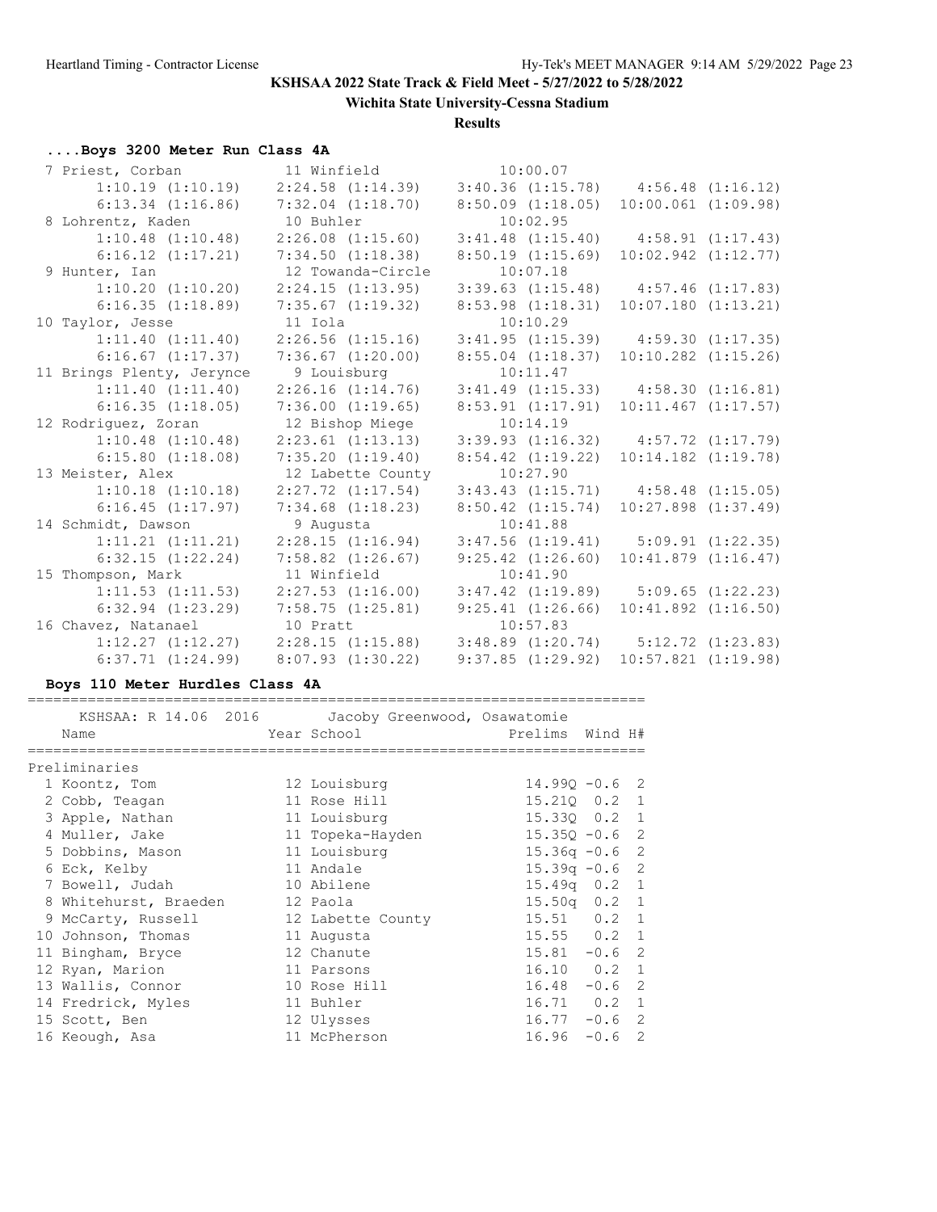**KSHSAA 2022 State Track & Field Meet - 5/27/2022 to 5/28/2022**

**Wichita State University-Cessna Stadium**

**Results**

### ....Boys 3200 Meter Run Class 4A

```
 7 Priest, Corban             11 Winfield              10:00.07
      1:10.19 (1:10.19)    2:24.58 (1:14.39)    3:40.36 (1:15.78)    4:56.48 (1:16.12)
      6:13.34 (1:16.86)    7:32.04 (1:18.70)    8:50.09 (1:18.05)   10:00.061 (1:09.98)
 8 Lohrentz, Kaden            10 Buhler                10:02.95
      1:10.48 (1:10.48)    2:26.08 (1:15.60)    3:41.48 (1:15.40)    4:58.91 (1:17.43)
      6:16.12 (1:17.21)    7:34.50 (1:18.38)    8:50.19 (1:15.69)   10:02.942 (1:12.77)
 9 Hunter, Ian                12 Towanda-Circle        10:07.18
      1:10.20 (1:10.20)    2:24.15 (1:13.95)    3:39.63 (1:15.48)    4:57.46 (1:17.83)
      6:16.35 (1:18.89)    7:35.67 (1:19.32)    8:53.98 (1:18.31)   10:07.180 (1:13.21)
10 Taylor, Jesse              11 Iola                  10:10.29
      1:11.40 (1:11.40)    2:26.56 (1:15.16)    3:41.95 (1:15.39)    4:59.30 (1:17.35)
      6:16.67 (1:17.37)    7:36.67 (1:20.00)    8:55.04 (1:18.37)   10:10.282 (1:15.26)
11 Brings Plenty, Jerynce      9 Louisburg             10:11.47
      1:11.40 (1:11.40)    2:26.16 (1:14.76)    3:41.49 (1:15.33)    4:58.30 (1:16.81)
      6:16.35 (1:18.05)    7:36.00 (1:19.65)    8:53.91 (1:17.91)   10:11.467 (1:17.57)
12 Rodriguez, Zoran           12 Bishop Miege          10:14.19
      1:10.48 (1:10.48)    2:23.61 (1:13.13)    3:39.93 (1:16.32)    4:57.72 (1:17.79)
      6:15.80 (1:18.08)    7:35.20 (1:19.40)    8:54.42 (1:19.22)   10:14.182 (1:19.78)
13 Meister, Alex              12 Labette County        10:27.90
      1:10.18 (1:10.18)    2:27.72 (1:17.54)    3:43.43 (1:15.71)    4:58.48 (1:15.05)
      6:16.45 (1:17.97)    7:34.68 (1:18.23)    8:50.42 (1:15.74)   10:27.898 (1:37.49)
14 Schmidt, Dawson             9 Augusta               10:41.88
      1:11.21 (1:11.21)    2:28.15 (1:16.94)    3:47.56 (1:19.41)    5:09.91 (1:22.35)
      6:32.15 (1:22.24)    7:58.82 (1:26.67)    9:25.42 (1:26.60)   10:41.879 (1:16.47)
15 Thompson, Mark             11 Winfield              10:41.90
      1:11.53 (1:11.53)    2:27.53 (1:16.00)    3:47.42 (1:19.89)    5:09.65 (1:22.23)
      6:32.94 (1:23.29)    7:58.75 (1:25.81)    9:25.41 (1:26.66)   10:41.892 (1:16.50)
16 Chavez, Natanael           10 Pratt                 10:57.83
      1:12.27 (1:12.27)    2:28.15 (1:15.88)    3:48.89 (1:20.74)    5:12.72 (1:23.83)
      6:37.71 (1:24.99)    8:07.93 (1:30.22)    9:37.85 (1:29.92)   10:57.821 (1:19.98)
```

### Boys 110 Meter Hurdles Class 4A

KSHSAA: R 14.06 2016 Jacoby Greenwood, Osawatomie

**Preliminaries**

| Place | Name | Year | School | Prelims | Wind | H# |
|---|---|---|---|---|---|---|
| 1 | Koontz, Tom | 12 | Louisburg | 14.99Q | -0.6 | 2 |
| 2 | Cobb, Teagan | 11 | Rose Hill | 15.21Q | 0.2 | 1 |
| 3 | Apple, Nathan | 11 | Louisburg | 15.33Q | 0.2 | 1 |
| 4 | Muller, Jake | 11 | Topeka-Hayden | 15.35Q | -0.6 | 2 |
| 5 | Dobbins, Mason | 11 | Louisburg | 15.36q | -0.6 | 2 |
| 6 | Eck, Kelby | 11 | Andale | 15.39q | -0.6 | 2 |
| 7 | Bowell, Judah | 10 | Abilene | 15.49q | 0.2 | 1 |
| 8 | Whitehurst, Braeden | 12 | Paola | 15.50q | 0.2 | 1 |
| 9 | McCarty, Russell | 12 | Labette County | 15.51 | 0.2 | 1 |
| 10 | Johnson, Thomas | 11 | Augusta | 15.55 | 0.2 | 1 |
| 11 | Bingham, Bryce | 12 | Chanute | 15.81 | -0.6 | 2 |
| 12 | Ryan, Marion | 11 | Parsons | 16.10 | 0.2 | 1 |
| 13 | Wallis, Connor | 10 | Rose Hill | 16.48 | -0.6 | 2 |
| 14 | Fredrick, Myles | 11 | Buhler | 16.71 | 0.2 | 1 |
| 15 | Scott, Ben | 12 | Ulysses | 16.77 | -0.6 | 2 |
| 16 | Keough, Asa | 11 | McPherson | 16.96 | -0.6 | 2 |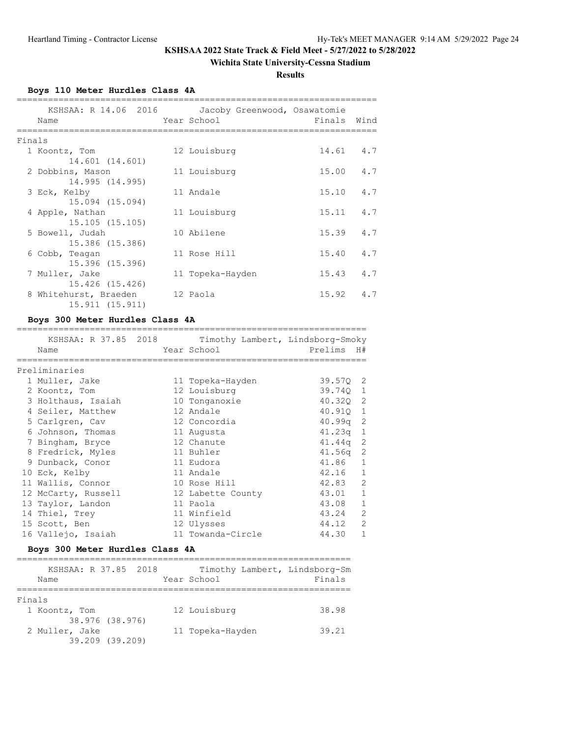# KSHSAA 2022 State Track & Field Meet - 5/27/2022 to 5/28/2022

**Wichita State University-Cessna Stadium**

**Results**

### Boys 110 Meter Hurdles Class 4A

KSHSAA: R 14.06 2016 Jacoby Greenwood, Osawatomie

**Finals**

| Place | Name | Year | School | Finals | Wind |
|---|---|---|---|---|---|
| 1 | Koontz, Tom | 12 | Louisburg | 14.61 | 4.7 |
| | 14.601 (14.601) | | | | |
| 2 | Dobbins, Mason | 11 | Louisburg | 15.00 | 4.7 |
| | 14.995 (14.995) | | | | |
| 3 | Eck, Kelby | 11 | Andale | 15.10 | 4.7 |
| | 15.094 (15.094) | | | | |
| 4 | Apple, Nathan | 11 | Louisburg | 15.11 | 4.7 |
| | 15.105 (15.105) | | | | |
| 5 | Bowell, Judah | 10 | Abilene | 15.39 | 4.7 |
| | 15.386 (15.386) | | | | |
| 6 | Cobb, Teagan | 11 | Rose Hill | 15.40 | 4.7 |
| | 15.396 (15.396) | | | | |
| 7 | Muller, Jake | 11 | Topeka-Hayden | 15.43 | 4.7 |
| | 15.426 (15.426) | | | | |
| 8 | Whitehurst, Braeden | 12 | Paola | 15.92 | 4.7 |
| | 15.911 (15.911) | | | | |

### Boys 300 Meter Hurdles Class 4A

KSHSAA: R 37.85 2018 Timothy Lambert, Lindsborg-Smoky

**Preliminaries**

| Place | Name | Year | School | Prelims | H# |
|---|---|---|---|---|---|
| 1 | Muller, Jake | 11 | Topeka-Hayden | 39.57Q | 2 |
| 2 | Koontz, Tom | 12 | Louisburg | 39.74Q | 1 |
| 3 | Holthaus, Isaiah | 10 | Tonganoxie | 40.32Q | 2 |
| 4 | Seiler, Matthew | 12 | Andale | 40.91Q | 1 |
| 5 | Carlgren, Cav | 12 | Concordia | 40.99q | 2 |
| 6 | Johnson, Thomas | 11 | Augusta | 41.23q | 1 |
| 7 | Bingham, Bryce | 12 | Chanute | 41.44q | 2 |
| 8 | Fredrick, Myles | 11 | Buhler | 41.56q | 2 |
| 9 | Dunback, Conor | 11 | Eudora | 41.86 | 1 |
| 10 | Eck, Kelby | 11 | Andale | 42.16 | 1 |
| 11 | Wallis, Connor | 10 | Rose Hill | 42.83 | 2 |
| 12 | McCarty, Russell | 12 | Labette County | 43.01 | 1 |
| 13 | Taylor, Landon | 11 | Paola | 43.08 | 1 |
| 14 | Thiel, Trey | 11 | Winfield | 43.24 | 2 |
| 15 | Scott, Ben | 12 | Ulysses | 44.12 | 2 |
| 16 | Vallejo, Isaiah | 11 | Towanda-Circle | 44.30 | 1 |

### Boys 300 Meter Hurdles Class 4A

KSHSAA: R 37.85 2018 Timothy Lambert, Lindsborg-Sm

**Finals**

| Place | Name | Year | School | Finals |
|---|---|---|---|---|
| 1 | Koontz, Tom | 12 | Louisburg | 38.98 |
| | 38.976 (38.976) | | | |
| 2 | Muller, Jake | 11 | Topeka-Hayden | 39.21 |
| | 39.209 (39.209) | | | |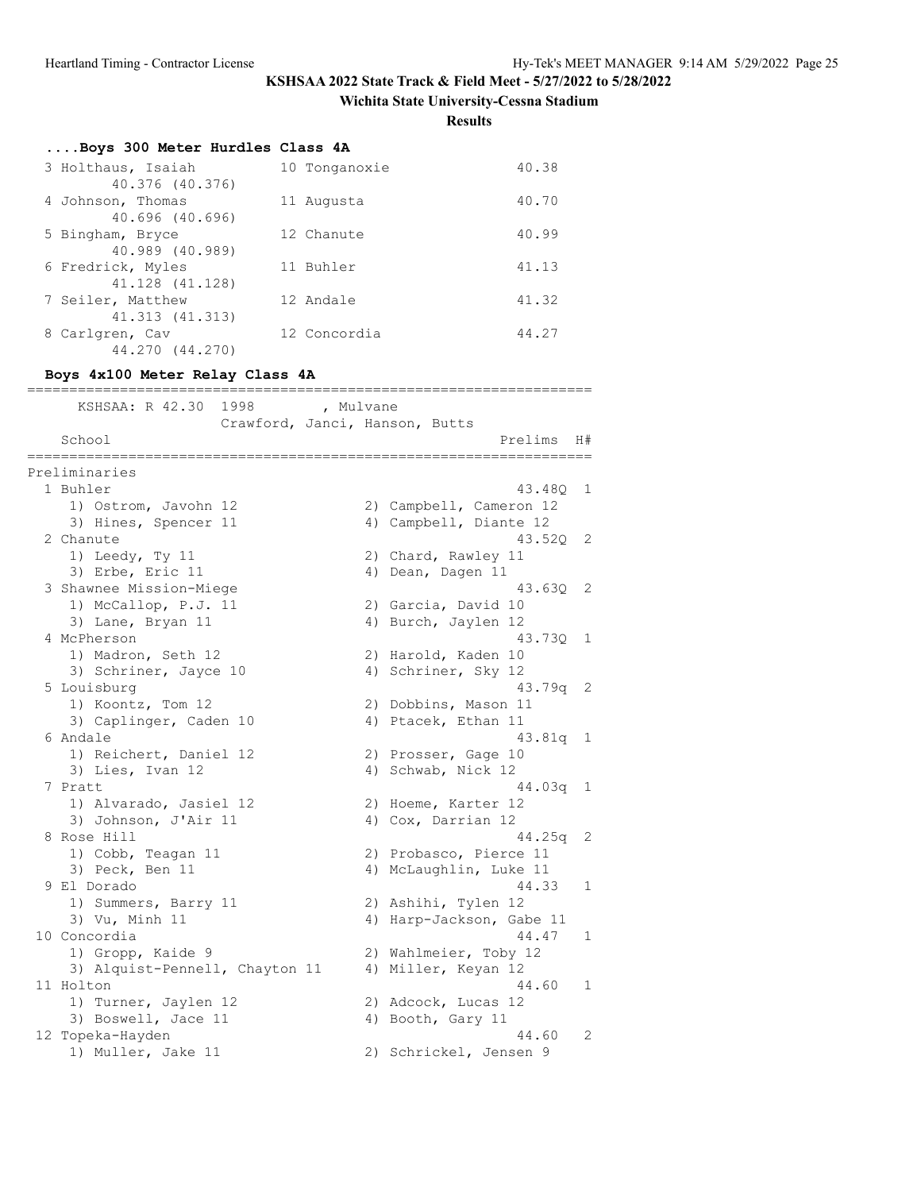## KSHSAA 2022 State Track & Field Meet - 5/27/2022 to 5/28/2022

### Wichita State University-Cessna Stadium

### Results

#### ....Boys 300 Meter Hurdles Class 4A

```
  3 Holthaus, Isaiah          10 Tonganoxie              40.38
        40.376 (40.376)
  4 Johnson, Thomas           11 Augusta                 40.70
        40.696 (40.696)
  5 Bingham, Bryce            12 Chanute                 40.99
        40.989 (40.989)
  6 Fredrick, Myles           11 Buhler                  41.13
        41.128 (41.128)
  7 Seiler, Matthew           12 Andale                  41.32
        41.313 (41.313)
  8 Carlgren, Cav             12 Concordia               44.27
        44.270 (44.270)
```

#### Boys 4x100 Meter Relay Class 4A

```
===================================================================
     KSHSAA: R 42.30  1998        , Mulvane
                   Crawford, Janci, Hanson, Butts
   School                                               Prelims  H#
===================================================================
Preliminaries
  1 Buhler                                               43.48Q  1
     1) Ostrom, Javohn 12              2) Campbell, Cameron 12
     3) Hines, Spencer 11              4) Campbell, Diante 12
  2 Chanute                                              43.52Q  2
     1) Leedy, Ty 11                   2) Chard, Rawley 11
     3) Erbe, Eric 11                  4) Dean, Dagen 11
  3 Shawnee Mission-Miege                                43.63Q  2
     1) McCallop, P.J. 11              2) Garcia, David 10
     3) Lane, Bryan 11                 4) Burch, Jaylen 12
  4 McPherson                                            43.73Q  1
     1) Madron, Seth 12                2) Harold, Kaden 10
     3) Schriner, Jayce 10             4) Schriner, Sky 12
  5 Louisburg                                            43.79q  2
     1) Koontz, Tom 12                 2) Dobbins, Mason 11
     3) Caplinger, Caden 10            4) Ptacek, Ethan 11
  6 Andale                                               43.81q  1
     1) Reichert, Daniel 12            2) Prosser, Gage 10
     3) Lies, Ivan 12                  4) Schwab, Nick 12
  7 Pratt                                                44.03q  1
     1) Alvarado, Jasiel 12            2) Hoeme, Karter 12
     3) Johnson, J'Air 11              4) Cox, Darrian 12
  8 Rose Hill                                            44.25q  2
     1) Cobb, Teagan 11                2) Probasco, Pierce 11
     3) Peck, Ben 11                   4) McLaughlin, Luke 11
  9 El Dorado                                            44.33   1
     1) Summers, Barry 11              2) Ashihi, Tylen 12
     3) Vu, Minh 11                    4) Harp-Jackson, Gabe 11
 10 Concordia                                            44.47   1
     1) Gropp, Kaide 9                 2) Wahlmeier, Toby 12
     3) Alquist-Pennell, Chayton 11    4) Miller, Keyan 12
 11 Holton                                               44.60   1
     1) Turner, Jaylen 12              2) Adcock, Lucas 12
     3) Boswell, Jace 11               4) Booth, Gary 11
 12 Topeka-Hayden                                        44.60   2
     1) Muller, Jake 11                2) Schrickel, Jensen 9
```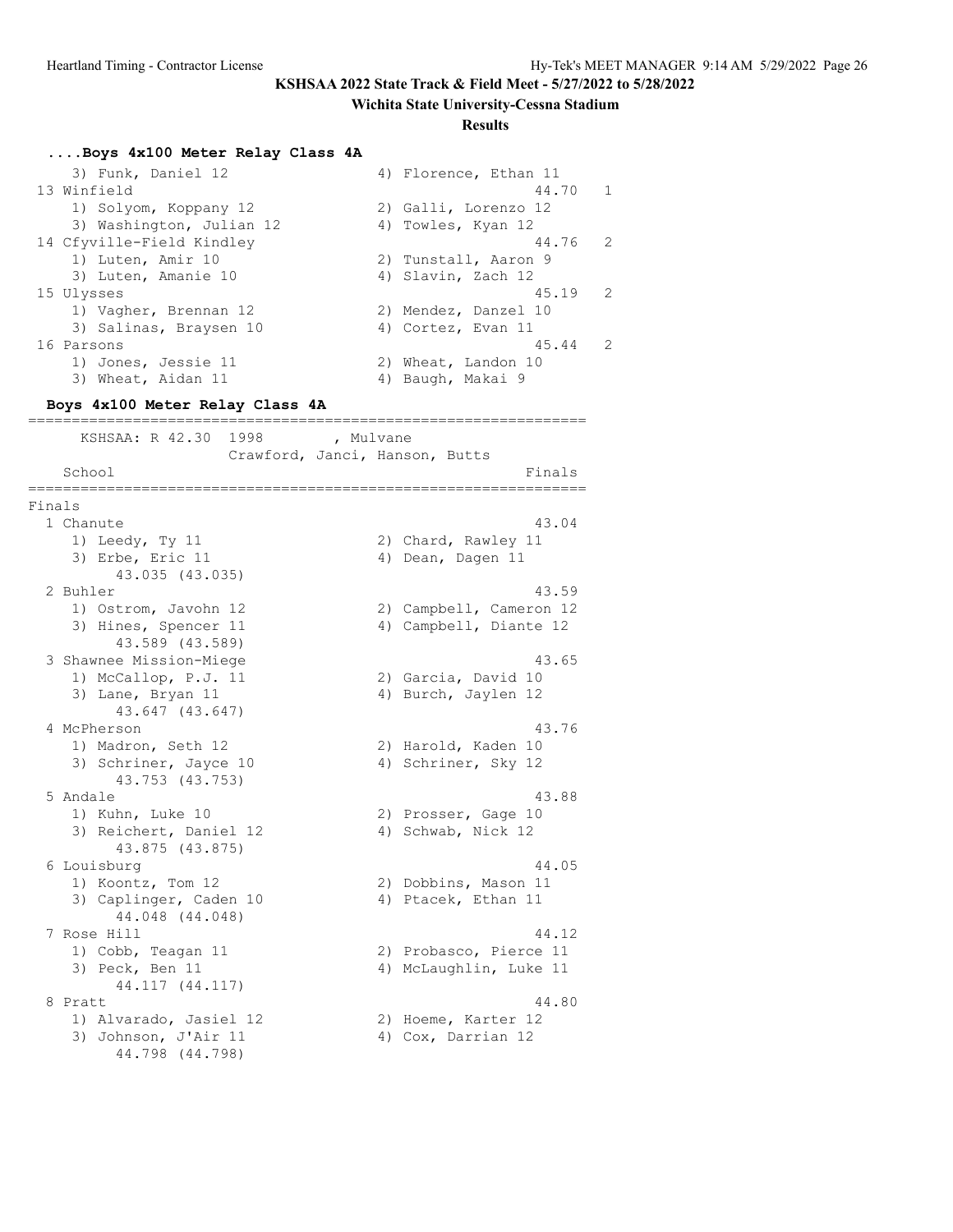KSHSAA 2022 State Track & Field Meet - 5/27/2022 to 5/28/2022

Wichita State University-Cessna Stadium

**Results**

### ....Boys 4x100 Meter Relay Class 4A

```
    3) Funk, Daniel 12                 4) Florence, Ethan 11
 13 Winfield                                          44.70   1
    1) Solyom, Koppany 12              2) Galli, Lorenzo 12
    3) Washington, Julian 12           4) Towles, Kyan 12
 14 Cfyville-Field Kindley                            44.76   2
    1) Luten, Amir 10                  2) Tunstall, Aaron 9
    3) Luten, Amanie 10                4) Slavin, Zach 12
 15 Ulysses                                           45.19   2
    1) Vagher, Brennan 12              2) Mendez, Danzel 10
    3) Salinas, Braysen 10             4) Cortez, Evan 11
 16 Parsons                                           45.44   2
    1) Jones, Jessie 11                2) Wheat, Landon 10
    3) Wheat, Aidan 11                 4) Baugh, Makai 9
```

### Boys 4x100 Meter Relay Class 4A

```
================================================================
      KSHSAA: R 42.30  1998        , Mulvane
                   Crawford, Janci, Hanson, Butts
    School                                               Finals
================================================================
Finals
  1 Chanute                                              43.04
     1) Leedy, Ty 11                   2) Chard, Rawley 11
     3) Erbe, Eric 11                  4) Dean, Dagen 11
          43.035 (43.035)
  2 Buhler                                               43.59
     1) Ostrom, Javohn 12              2) Campbell, Cameron 12
     3) Hines, Spencer 11              4) Campbell, Diante 12
          43.589 (43.589)
  3 Shawnee Mission-Miege                                43.65
     1) McCallop, P.J. 11              2) Garcia, David 10
     3) Lane, Bryan 11                 4) Burch, Jaylen 12
          43.647 (43.647)
  4 McPherson                                            43.76
     1) Madron, Seth 12                2) Harold, Kaden 10
     3) Schriner, Jayce 10             4) Schriner, Sky 12
          43.753 (43.753)
  5 Andale                                               43.88
     1) Kuhn, Luke 10                  2) Prosser, Gage 10
     3) Reichert, Daniel 12            4) Schwab, Nick 12
          43.875 (43.875)
  6 Louisburg                                            44.05
     1) Koontz, Tom 12                 2) Dobbins, Mason 11
     3) Caplinger, Caden 10            4) Ptacek, Ethan 11
          44.048 (44.048)
  7 Rose Hill                                            44.12
     1) Cobb, Teagan 11                2) Probasco, Pierce 11
     3) Peck, Ben 11                   4) McLaughlin, Luke 11
          44.117 (44.117)
  8 Pratt                                                44.80
     1) Alvarado, Jasiel 12            2) Hoeme, Karter 12
     3) Johnson, J'Air 11              4) Cox, Darrian 12
          44.798 (44.798)
```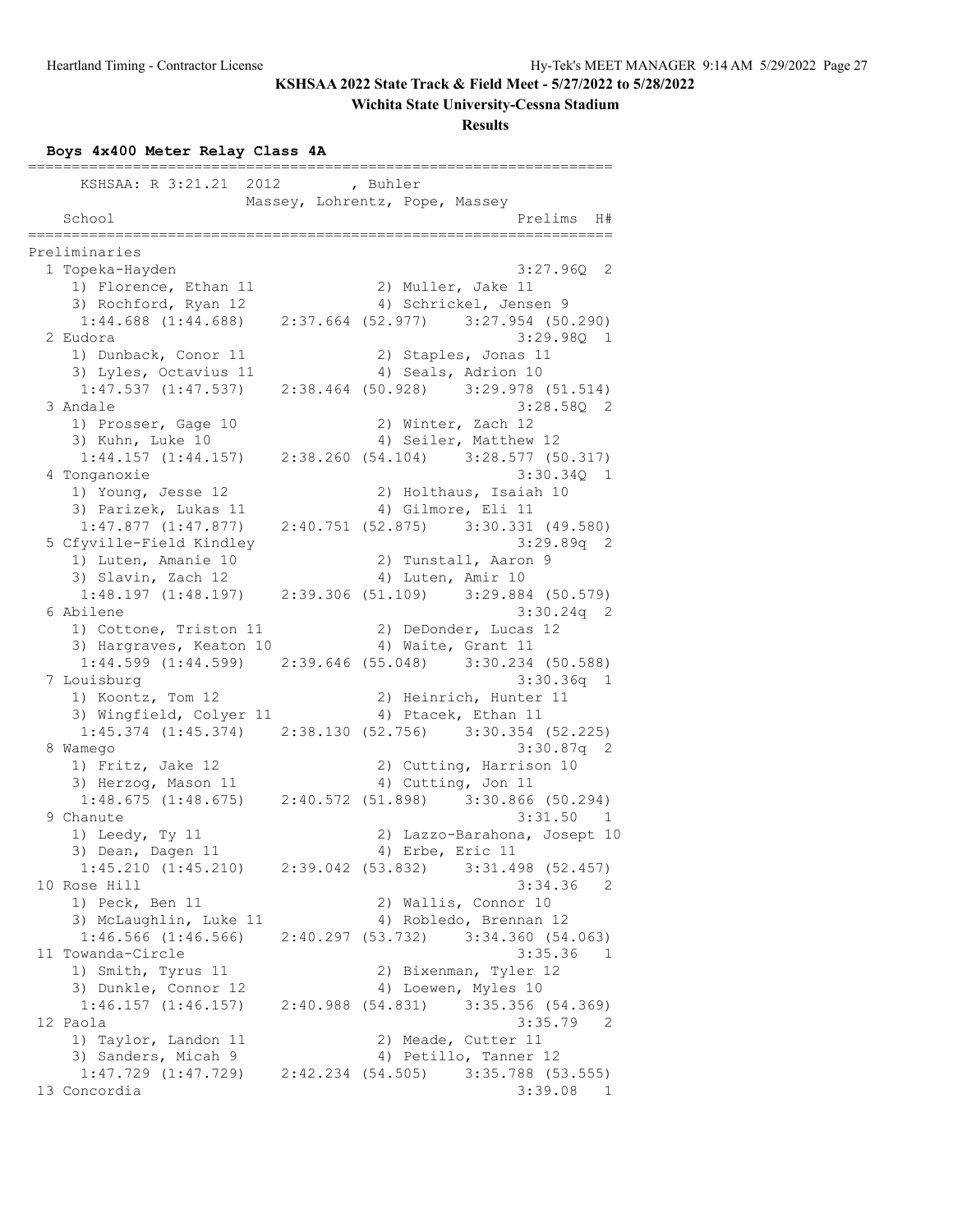KSHSAA 2022 State Track & Field Meet - 5/27/2022 to 5/28/2022

Wichita State University-Cessna Stadium

Results

**Boys 4x400 Meter Relay Class 4A**

```
===================================================================
     KSHSAA: R 3:21.21  2012        , Buhler                        
                    Massey, Lohrentz, Pope, Massey                  
    School                                            Prelims  H# 
===================================================================
Preliminaries
  1 Topeka-Hayden                                     3:27.96Q  2 
     1) Florence, Ethan 11              2) Muller, Jake 11          
     3) Rochford, Ryan 12               4) Schrickel, Jensen 9      
     1:44.688 (1:44.688)    2:37.664 (52.977)    3:27.954 (50.290)
  2 Eudora                                            3:29.98Q  1 
     1) Dunback, Conor 11               2) Staples, Jonas 11        
     3) Lyles, Octavius 11              4) Seals, Adrion 10         
     1:47.537 (1:47.537)    2:38.464 (50.928)    3:29.978 (51.514)
  3 Andale                                            3:28.58Q  2 
     1) Prosser, Gage 10                2) Winter, Zach 12          
     3) Kuhn, Luke 10                   4) Seiler, Matthew 12       
     1:44.157 (1:44.157)    2:38.260 (54.104)    3:28.577 (50.317)
  4 Tonganoxie                                        3:30.34Q  1 
     1) Young, Jesse 12                 2) Holthaus, Isaiah 10      
     3) Parizek, Lukas 11               4) Gilmore, Eli 11          
     1:47.877 (1:47.877)    2:40.751 (52.875)    3:30.331 (49.580)
  5 Cfyville-Field Kindley                            3:29.89q  2 
     1) Luten, Amanie 10                2) Tunstall, Aaron 9        
     3) Slavin, Zach 12                 4) Luten, Amir 10           
     1:48.197 (1:48.197)    2:39.306 (51.109)    3:29.884 (50.579)
  6 Abilene                                           3:30.24q  2 
     1) Cottone, Triston 11             2) DeDonder, Lucas 12       
     3) Hargraves, Keaton 10            4) Waite, Grant 11          
     1:44.599 (1:44.599)    2:39.646 (55.048)    3:30.234 (50.588)
  7 Louisburg                                         3:30.36q  1 
     1) Koontz, Tom 12                  2) Heinrich, Hunter 11      
     3) Wingfield, Colyer 11            4) Ptacek, Ethan 11         
     1:45.374 (1:45.374)    2:38.130 (52.756)    3:30.354 (52.225)
  8 Wamego                                            3:30.87q  2 
     1) Fritz, Jake 12                  2) Cutting, Harrison 10     
     3) Herzog, Mason 11                4) Cutting, Jon 11          
     1:48.675 (1:48.675)    2:40.572 (51.898)    3:30.866 (50.294)
  9 Chanute                                           3:31.50   1 
     1) Leedy, Ty 11                    2) Lazzo-Barahona, Josept 10
     3) Dean, Dagen 11                  4) Erbe, Eric 11            
     1:45.210 (1:45.210)    2:39.042 (53.832)    3:31.498 (52.457)
 10 Rose Hill                                         3:34.36   2 
     1) Peck, Ben 11                    2) Wallis, Connor 10        
     3) McLaughlin, Luke 11             4) Robledo, Brennan 12      
     1:46.566 (1:46.566)    2:40.297 (53.732)    3:34.360 (54.063)
 11 Towanda-Circle                                    3:35.36   1 
     1) Smith, Tyrus 11                 2) Bixenman, Tyler 12       
     3) Dunkle, Connor 12               4) Loewen, Myles 10         
     1:46.157 (1:46.157)    2:40.988 (54.831)    3:35.356 (54.369)
 12 Paola                                             3:35.79   2 
     1) Taylor, Landon 11               2) Meade, Cutter 11         
     3) Sanders, Micah 9                4) Petillo, Tanner 12       
     1:47.729 (1:47.729)    2:42.234 (54.505)    3:35.788 (53.555)
 13 Concordia                                         3:39.08   1 
```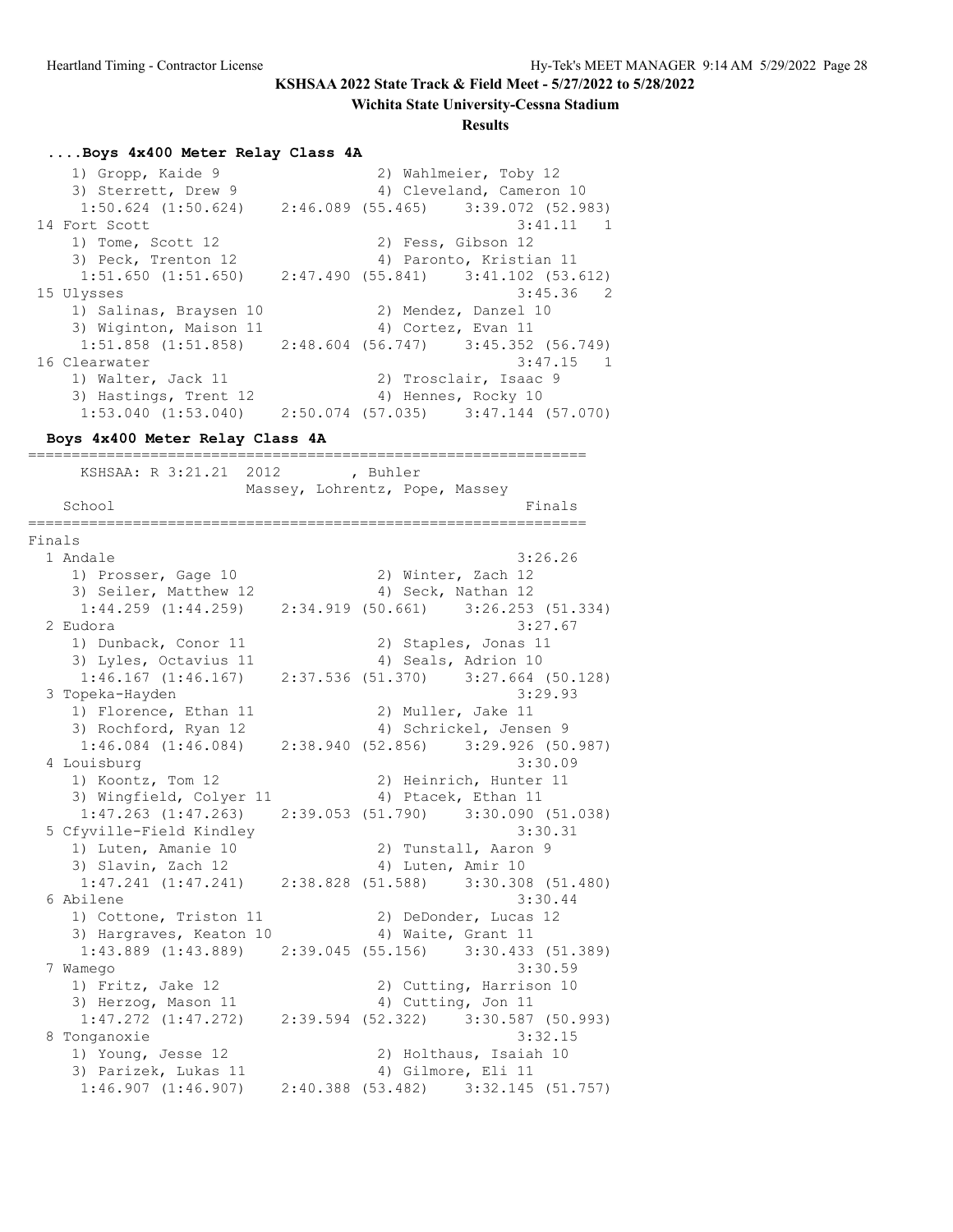**KSHSAA 2022 State Track & Field Meet - 5/27/2022 to 5/28/2022**

**Wichita State University-Cessna Stadium**

**Results**

### ....Boys 4x400 Meter Relay Class 4A

```
    1) Gropp, Kaide 9                 2) Wahlmeier, Toby 12
    3) Sterrett, Drew 9               4) Cleveland, Cameron 10
     1:50.624 (1:50.624)    2:46.089 (55.465)    3:39.072 (52.983)
 14 Fort Scott                                         3:41.11   1
    1) Tome, Scott 12                 2) Fess, Gibson 12
    3) Peck, Trenton 12               4) Paronto, Kristian 11
     1:51.650 (1:51.650)    2:47.490 (55.841)    3:41.102 (53.612)
 15 Ulysses                                            3:45.36   2
    1) Salinas, Braysen 10            2) Mendez, Danzel 10
    3) Wiginton, Maison 11            4) Cortez, Evan 11
     1:51.858 (1:51.858)    2:48.604 (56.747)    3:45.352 (56.749)
 16 Clearwater                                         3:47.15   1
    1) Walter, Jack 11                2) Trosclair, Isaac 9
    3) Hastings, Trent 12             4) Hennes, Rocky 10
     1:53.040 (1:53.040)    2:50.074 (57.035)    3:47.144 (57.070)
```

### Boys 4x400 Meter Relay Class 4A

```
================================================================
      KSHSAA: R 3:21.21  2012        , Buhler
                      Massey, Lohrentz, Pope, Massey
    School                                              Finals
================================================================
Finals
  1 Andale                                             3:26.26
    1) Prosser, Gage 10               2) Winter, Zach 12
    3) Seiler, Matthew 12             4) Seck, Nathan 12
     1:44.259 (1:44.259)    2:34.919 (50.661)    3:26.253 (51.334)
  2 Eudora                                             3:27.67
    1) Dunback, Conor 11              2) Staples, Jonas 11
    3) Lyles, Octavius 11             4) Seals, Adrion 10
     1:46.167 (1:46.167)    2:37.536 (51.370)    3:27.664 (50.128)
  3 Topeka-Hayden                                      3:29.93
    1) Florence, Ethan 11             2) Muller, Jake 11
    3) Rochford, Ryan 12              4) Schrickel, Jensen 9
     1:46.084 (1:46.084)    2:38.940 (52.856)    3:29.926 (50.987)
  4 Louisburg                                          3:30.09
    1) Koontz, Tom 12                 2) Heinrich, Hunter 11
    3) Wingfield, Colyer 11           4) Ptacek, Ethan 11
     1:47.263 (1:47.263)    2:39.053 (51.790)    3:30.090 (51.038)
  5 Cfyville-Field Kindley                             3:30.31
    1) Luten, Amanie 10               2) Tunstall, Aaron 9
    3) Slavin, Zach 12                4) Luten, Amir 10
     1:47.241 (1:47.241)    2:38.828 (51.588)    3:30.308 (51.480)
  6 Abilene                                            3:30.44
    1) Cottone, Triston 11            2) DeDonder, Lucas 12
    3) Hargraves, Keaton 10           4) Waite, Grant 11
     1:43.889 (1:43.889)    2:39.045 (55.156)    3:30.433 (51.389)
  7 Wamego                                             3:30.59
    1) Fritz, Jake 12                 2) Cutting, Harrison 10
    3) Herzog, Mason 11               4) Cutting, Jon 11
     1:47.272 (1:47.272)    2:39.594 (52.322)    3:30.587 (50.993)
  8 Tonganoxie                                         3:32.15
    1) Young, Jesse 12                2) Holthaus, Isaiah 10
    3) Parizek, Lukas 11              4) Gilmore, Eli 11
     1:46.907 (1:46.907)    2:40.388 (53.482)    3:32.145 (51.757)
```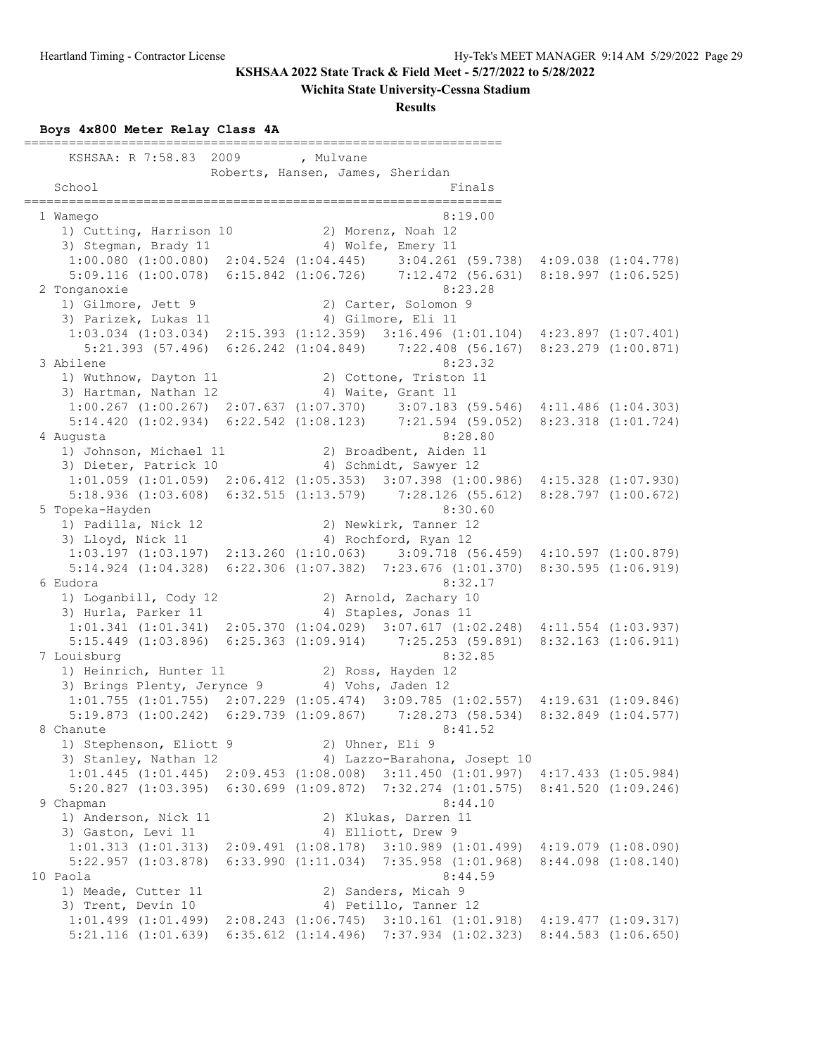**KSHSAA 2022 State Track & Field Meet - 5/27/2022 to 5/28/2022**

**Wichita State University-Cessna Stadium**

**Results**

### Boys 4x800 Meter Relay Class 4A

```
================================================================
     KSHSAA: R 7:58.83  2009        , Mulvane
                    Roberts, Hansen, James, Sheridan
   School                                                 Finals
================================================================
  1 Wamego                                               8:19.00
     1) Cutting, Harrison 10            2) Morenz, Noah 12
     3) Stegman, Brady 11               4) Wolfe, Emery 11
      1:00.080 (1:00.080)  2:04.524 (1:04.445)    3:04.261 (59.738)  4:09.038 (1:04.778)
      5:09.116 (1:00.078)  6:15.842 (1:06.726)    7:12.472 (56.631)  8:18.997 (1:06.525)
  2 Tonganoxie                                           8:23.28
     1) Gilmore, Jett 9                 2) Carter, Solomon 9
     3) Parizek, Lukas 11               4) Gilmore, Eli 11
      1:03.034 (1:03.034)  2:15.393 (1:12.359)  3:16.496 (1:01.104)  4:23.897 (1:07.401)
        5:21.393 (57.496)  6:26.242 (1:04.849)    7:22.408 (56.167)  8:23.279 (1:00.871)
  3 Abilene                                              8:23.32
     1) Wuthnow, Dayton 11              2) Cottone, Triston 11
     3) Hartman, Nathan 12              4) Waite, Grant 11
      1:00.267 (1:00.267)  2:07.637 (1:07.370)    3:07.183 (59.546)  4:11.486 (1:04.303)
      5:14.420 (1:02.934)  6:22.542 (1:08.123)    7:21.594 (59.052)  8:23.318 (1:01.724)
  4 Augusta                                              8:28.80
     1) Johnson, Michael 11             2) Broadbent, Aiden 11
     3) Dieter, Patrick 10              4) Schmidt, Sawyer 12
      1:01.059 (1:01.059)  2:06.412 (1:05.353)  3:07.398 (1:00.986)  4:15.328 (1:07.930)
      5:18.936 (1:03.608)  6:32.515 (1:13.579)    7:28.126 (55.612)  8:28.797 (1:00.672)
  5 Topeka-Hayden                                        8:30.60
     1) Padilla, Nick 12                2) Newkirk, Tanner 12
     3) Lloyd, Nick 11                  4) Rochford, Ryan 12
      1:03.197 (1:03.197)  2:13.260 (1:10.063)    3:09.718 (56.459)  4:10.597 (1:00.879)
      5:14.924 (1:04.328)  6:22.306 (1:07.382)  7:23.676 (1:01.370)  8:30.595 (1:06.919)
  6 Eudora                                               8:32.17
     1) Loganbill, Cody 12              2) Arnold, Zachary 10
     3) Hurla, Parker 11                4) Staples, Jonas 11
      1:01.341 (1:01.341)  2:05.370 (1:04.029)  3:07.617 (1:02.248)  4:11.554 (1:03.937)
      5:15.449 (1:03.896)  6:25.363 (1:09.914)    7:25.253 (59.891)  8:32.163 (1:06.911)
  7 Louisburg                                            8:32.85
     1) Heinrich, Hunter 11             2) Ross, Hayden 12
     3) Brings Plenty, Jerynce 9        4) Vohs, Jaden 12
      1:01.755 (1:01.755)  2:07.229 (1:05.474)  3:09.785 (1:02.557)  4:19.631 (1:09.846)
      5:19.873 (1:00.242)  6:29.739 (1:09.867)    7:28.273 (58.534)  8:32.849 (1:04.577)
  8 Chanute                                              8:41.52
     1) Stephenson, Eliott 9            2) Uhner, Eli 9
     3) Stanley, Nathan 12              4) Lazzo-Barahona, Josept 10
      1:01.445 (1:01.445)  2:09.453 (1:08.008)  3:11.450 (1:01.997)  4:17.433 (1:05.984)
      5:20.827 (1:03.395)  6:30.699 (1:09.872)  7:32.274 (1:01.575)  8:41.520 (1:09.246)
  9 Chapman                                              8:44.10
     1) Anderson, Nick 11               2) Klukas, Darren 11
     3) Gaston, Levi 11                 4) Elliott, Drew 9
      1:01.313 (1:01.313)  2:09.491 (1:08.178)  3:10.989 (1:01.499)  4:19.079 (1:08.090)
      5:22.957 (1:03.878)  6:33.990 (1:11.034)  7:35.958 (1:01.968)  8:44.098 (1:08.140)
 10 Paola                                                8:44.59
     1) Meade, Cutter 11                2) Sanders, Micah 9
     3) Trent, Devin 10                 4) Petillo, Tanner 12
      1:01.499 (1:01.499)  2:08.243 (1:06.745)  3:10.161 (1:01.918)  4:19.477 (1:09.317)
      5:21.116 (1:01.639)  6:35.612 (1:14.496)  7:37.934 (1:02.323)  8:44.583 (1:06.650)
```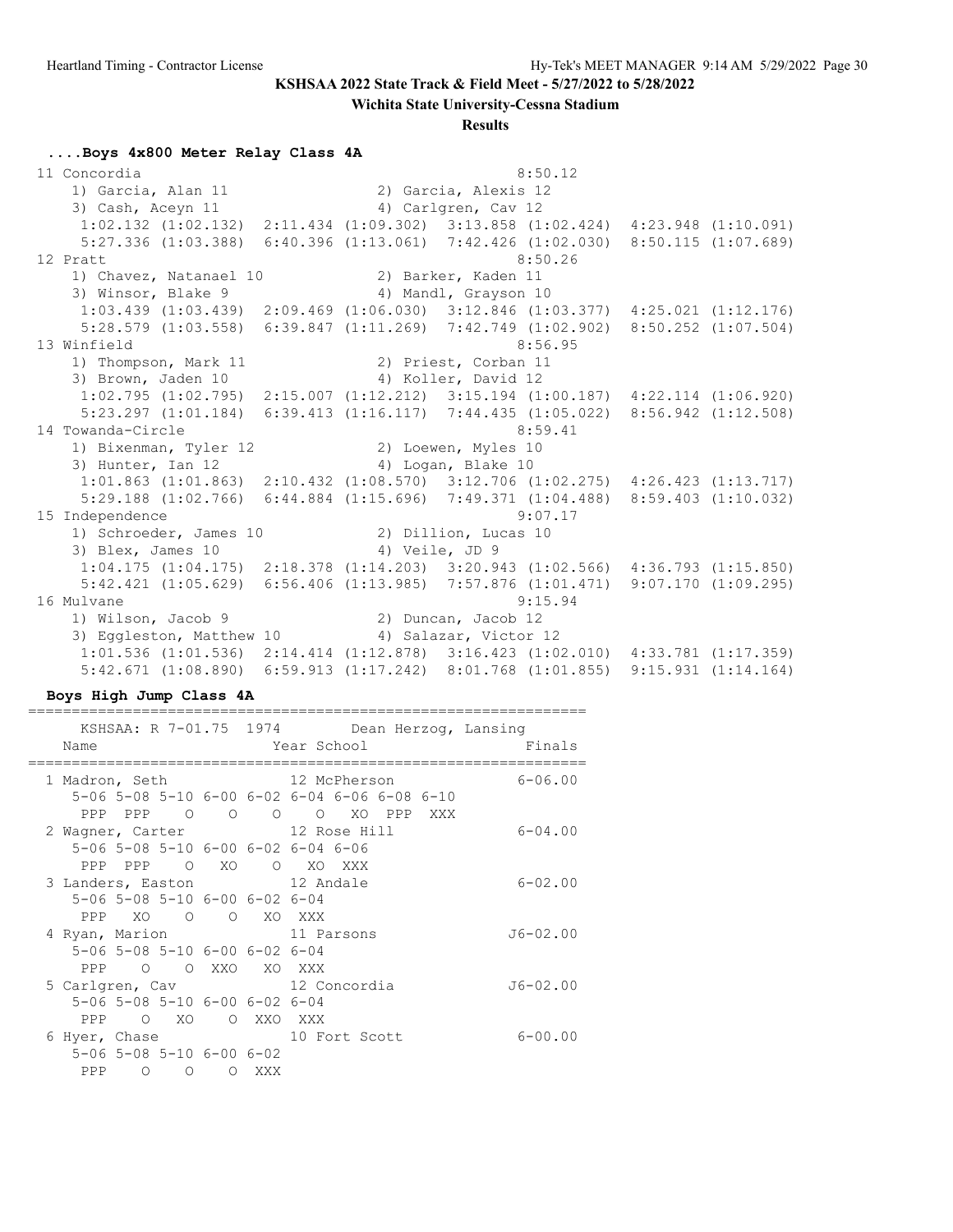KSHSAA 2022 State Track & Field Meet - 5/27/2022 to 5/28/2022

Wichita State University-Cessna Stadium

**Results**

### ....Boys 4x800 Meter Relay Class 4A

```
 11 Concordia                                            8:50.12
    1) Garcia, Alan 11                 2) Garcia, Alexis 12
    3) Cash, Aceyn 11                  4) Carlgren, Cav 12
     1:02.132 (1:02.132)  2:11.434 (1:09.302)  3:13.858 (1:02.424)  4:23.948 (1:10.091)
     5:27.336 (1:03.388)  6:40.396 (1:13.061)  7:42.426 (1:02.030)  8:50.115 (1:07.689)
 12 Pratt                                                8:50.26
    1) Chavez, Natanael 10             2) Barker, Kaden 11
    3) Winsor, Blake 9                 4) Mandl, Grayson 10
     1:03.439 (1:03.439)  2:09.469 (1:06.030)  3:12.846 (1:03.377)  4:25.021 (1:12.176)
     5:28.579 (1:03.558)  6:39.847 (1:11.269)  7:42.749 (1:02.902)  8:50.252 (1:07.504)
 13 Winfield                                             8:56.95
    1) Thompson, Mark 11               2) Priest, Corban 11
    3) Brown, Jaden 10                 4) Koller, David 12
     1:02.795 (1:02.795)  2:15.007 (1:12.212)  3:15.194 (1:00.187)  4:22.114 (1:06.920)
     5:23.297 (1:01.184)  6:39.413 (1:16.117)  7:44.435 (1:05.022)  8:56.942 (1:12.508)
 14 Towanda-Circle                                       8:59.41
    1) Bixenman, Tyler 12              2) Loewen, Myles 10
    3) Hunter, Ian 12                  4) Logan, Blake 10
     1:01.863 (1:01.863)  2:10.432 (1:08.570)  3:12.706 (1:02.275)  4:26.423 (1:13.717)
     5:29.188 (1:02.766)  6:44.884 (1:15.696)  7:49.371 (1:04.488)  8:59.403 (1:10.032)
 15 Independence                                         9:07.17
    1) Schroeder, James 10             2) Dillion, Lucas 10
    3) Blex, James 10                  4) Veile, JD 9
     1:04.175 (1:04.175)  2:18.378 (1:14.203)  3:20.943 (1:02.566)  4:36.793 (1:15.850)
     5:42.421 (1:05.629)  6:56.406 (1:13.985)  7:57.876 (1:01.471)  9:07.170 (1:09.295)
 16 Mulvane                                              9:15.94
    1) Wilson, Jacob 9                 2) Duncan, Jacob 12
    3) Eggleston, Matthew 10           4) Salazar, Victor 12
     1:01.536 (1:01.536)  2:14.414 (1:12.878)  3:16.423 (1:02.010)  4:33.781 (1:17.359)
     5:42.671 (1:08.890)  6:59.913 (1:17.242)  8:01.768 (1:01.855)  9:15.931 (1:14.164)
```

### Boys High Jump Class 4A

```
================================================================
    KSHSAA: R 7-01.75  1974        Dean Herzog, Lansing
  Name                    Year School                   Finals
================================================================
  1 Madron, Seth              12 McPherson              6-06.00
     5-06 5-08 5-10 6-00 6-02 6-04 6-06 6-08 6-10
      PPP  PPP    O    O    O    O   XO  PPP  XXX
  2 Wagner, Carter            12 Rose Hill              6-04.00
     5-06 5-08 5-10 6-00 6-02 6-04 6-06
      PPP  PPP    O   XO    O   XO  XXX
  3 Landers, Easton           12 Andale                 6-02.00
     5-06 5-08 5-10 6-00 6-02 6-04
      PPP   XO    O    O   XO  XXX
  4 Ryan, Marion              11 Parsons               J6-02.00
     5-06 5-08 5-10 6-00 6-02 6-04
      PPP    O    O  XXO   XO  XXX
  5 Carlgren, Cav             12 Concordia             J6-02.00
     5-06 5-08 5-10 6-00 6-02 6-04
      PPP    O   XO    O  XXO  XXX
  6 Hyer, Chase               10 Fort Scott             6-00.00
     5-06 5-08 5-10 6-00 6-02
      PPP    O    O    O  XXX
```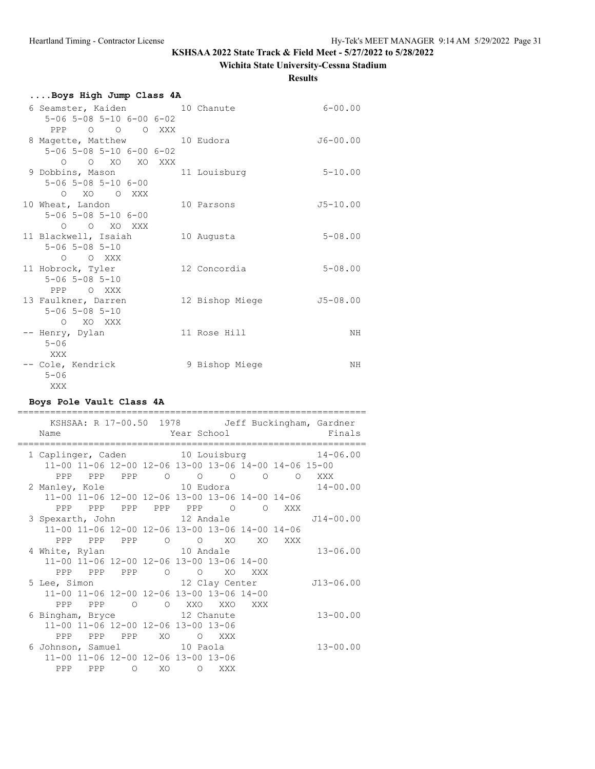**KSHSAA 2022 State Track & Field Meet - 5/27/2022 to 5/28/2022**

**Wichita State University-Cessna Stadium**

**Results**

### ....Boys High Jump Class 4A

```
  6 Seamster, Kaiden           10 Chanute                  6-00.00 
     5-06 5-08 5-10 6-00 6-02
      PPP    O    O    O  XXX
  8 Magette, Matthew           10 Eudora                  J6-00.00 
     5-06 5-08 5-10 6-00 6-02
        O    O   XO   XO  XXX
  9 Dobbins, Mason             11 Louisburg                5-10.00 
     5-06 5-08 5-10 6-00
        O   XO    O  XXX
 10 Wheat, Landon              10 Parsons                 J5-10.00 
     5-06 5-08 5-10 6-00
        O    O   XO  XXX
 11 Blackwell, Isaiah          10 Augusta                  5-08.00 
     5-06 5-08 5-10
        O    O  XXX
 11 Hobrock, Tyler             12 Concordia                5-08.00 
     5-06 5-08 5-10
      PPP    O  XXX
 13 Faulkner, Darren           12 Bishop Miege            J5-08.00 
     5-06 5-08 5-10
        O   XO  XXX
 -- Henry, Dylan               11 Rose Hill                     NH 
     5-06
      XXX
 -- Cole, Kendrick              9 Bishop Miege                  NH 
     5-06
      XXX
```

### Boys Pole Vault Class 4A

```
================================================================
     KSHSAA: R 17-00.50  1978        Jeff Buckingham, Gardner   
    Name                    Year School                 Finals  
================================================================
  1 Caplinger, Caden           10 Louisburg               14-06.00 
     11-00 11-06 12-00 12-06 13-00 13-06 14-00 14-06 15-00
       PPP   PPP   PPP     O     O     O     O     O   XXX
  2 Manley, Kole               10 Eudora                  14-00.00 
     11-00 11-06 12-00 12-06 13-00 13-06 14-00 14-06
       PPP   PPP   PPP   PPP   PPP     O     O   XXX
  3 Spexarth, John             12 Andale                 J14-00.00 
     11-00 11-06 12-00 12-06 13-00 13-06 14-00 14-06
       PPP   PPP   PPP     O     O    XO    XO   XXX
  4 White, Rylan               10 Andale                  13-06.00 
     11-00 11-06 12-00 12-06 13-00 13-06 14-00
       PPP   PPP   PPP     O     O    XO   XXX
  5 Lee, Simon                 12 Clay Center            J13-06.00 
     11-00 11-06 12-00 12-06 13-00 13-06 14-00
       PPP   PPP     O     O   XXO   XXO   XXX
  6 Bingham, Bryce             12 Chanute                 13-00.00 
     11-00 11-06 12-00 12-06 13-00 13-06
       PPP   PPP   PPP    XO     O   XXX
  6 Johnson, Samuel            10 Paola                   13-00.00 
     11-00 11-06 12-00 12-06 13-00 13-06
       PPP   PPP     O    XO     O   XXX
```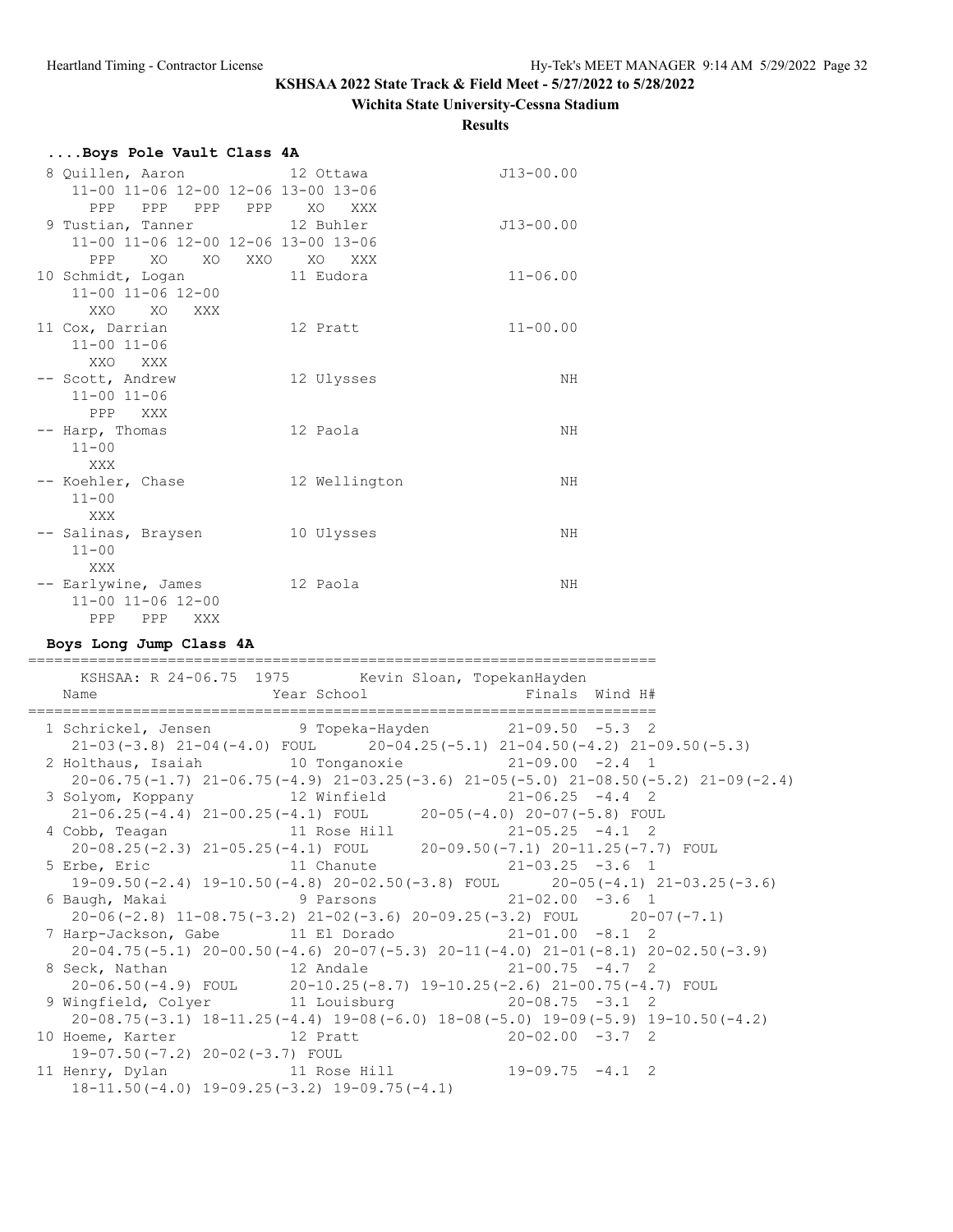KSHSAA 2022 State Track & Field Meet - 5/27/2022 to 5/28/2022

Wichita State University-Cessna Stadium

Results

### ....Boys Pole Vault Class 4A

```
 8 Quillen, Aaron             12 Ottawa                J13-00.00 
    11-00 11-06 12-00 12-06 13-00 13-06
      PPP   PPP   PPP   PPP    XO   XXX
 9 Tustian, Tanner            12 Buhler                J13-00.00 
    11-00 11-06 12-00 12-06 13-00 13-06
      PPP    XO    XO   XXO    XO   XXX
10 Schmidt, Logan             11 Eudora                 11-06.00 
    11-00 11-06 12-00
      XXO    XO   XXX
11 Cox, Darrian               12 Pratt                  11-00.00 
    11-00 11-06
      XXO   XXX
-- Scott, Andrew              12 Ulysses                      NH 
    11-00 11-06
      PPP   XXX
-- Harp, Thomas               12 Paola                        NH 
    11-00
      XXX
-- Koehler, Chase             12 Wellington                   NH 
    11-00
      XXX
-- Salinas, Braysen           10 Ulysses                      NH 
    11-00
      XXX
-- Earlywine, James           12 Paola                        NH 
    11-00 11-06 12-00
      PPP   PPP   XXX
```

### Boys Long Jump Class 4A

```
========================================================================
     KSHSAA: R 24-06.75  1975        Kevin Sloan, TopekanHayden         
    Name                    Year School                 Finals  Wind H# 
========================================================================
  1 Schrickel, Jensen          9 Topeka-Hayden        21-09.50  -5.3  2 
     21-03(-3.8) 21-04(-4.0) FOUL     20-04.25(-5.1) 21-04.50(-4.2) 21-09.50(-5.3)
  2 Holthaus, Isaiah          10 Tonganoxie           21-09.00  -2.4  1 
     20-06.75(-1.7) 21-06.75(-4.9) 21-03.25(-3.6) 21-05(-5.0) 21-08.50(-5.2) 21-09(-2.4)
  3 Solyom, Koppany           12 Winfield             21-06.25  -4.4  2 
     21-06.25(-4.4) 21-00.25(-4.1) FOUL     20-05(-4.0) 20-07(-5.8) FOUL
  4 Cobb, Teagan              11 Rose Hill            21-05.25  -4.1  2 
     20-08.25(-2.3) 21-05.25(-4.1) FOUL     20-09.50(-7.1) 20-11.25(-7.7) FOUL
  5 Erbe, Eric                11 Chanute              21-03.25  -3.6  1 
     19-09.50(-2.4) 19-10.50(-4.8) 20-02.50(-3.8) FOUL     20-05(-4.1) 21-03.25(-3.6)
  6 Baugh, Makai               9 Parsons              21-02.00  -3.6  1 
     20-06(-2.8) 11-08.75(-3.2) 21-02(-3.6) 20-09.25(-3.2) FOUL     20-07(-7.1)
  7 Harp-Jackson, Gabe        11 El Dorado            21-01.00  -8.1  2 
     20-04.75(-5.1) 20-00.50(-4.6) 20-07(-5.3) 20-11(-4.0) 21-01(-8.1) 20-02.50(-3.9)
  8 Seck, Nathan              12 Andale               21-00.75  -4.7  2 
     20-06.50(-4.9) FOUL     20-10.25(-8.7) 19-10.25(-2.6) 21-00.75(-4.7) FOUL
  9 Wingfield, Colyer         11 Louisburg            20-08.75  -3.1  2 
     20-08.75(-3.1) 18-11.25(-4.4) 19-08(-6.0) 18-08(-5.0) 19-09(-5.9) 19-10.50(-4.2)
 10 Hoeme, Karter             12 Pratt                20-02.00  -3.7  2 
     19-07.50(-7.2) 20-02(-3.7) FOUL
 11 Henry, Dylan              11 Rose Hill            19-09.75  -4.1  2 
     18-11.50(-4.0) 19-09.25(-3.2) 19-09.75(-4.1)
```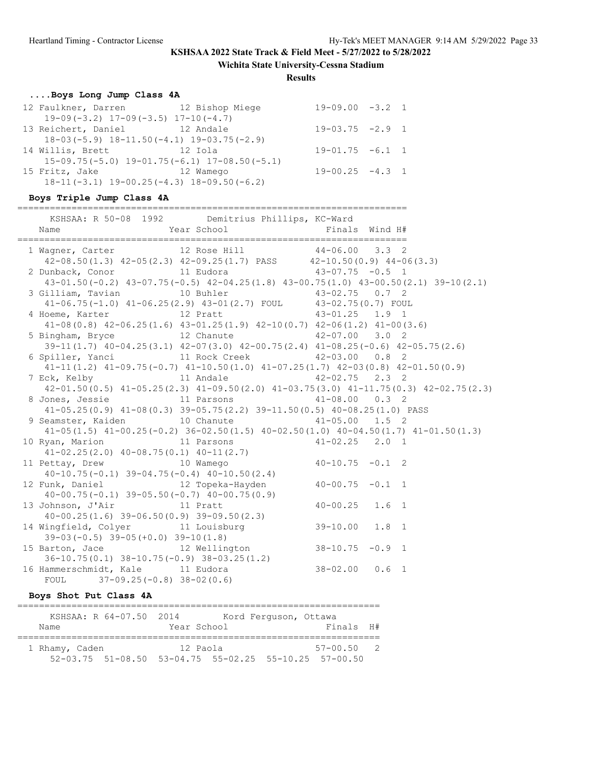KSHSAA 2022 State Track & Field Meet - 5/27/2022 to 5/28/2022

Wichita State University-Cessna Stadium

**Results**

### ....Boys Long Jump Class 4A

```
 12 Faulkner, Darren           12 Bishop Miege          19-09.00  -3.2  1
    19-09(-3.2) 17-09(-3.5) 17-10(-4.7)
 13 Reichert, Daniel           12 Andale                19-03.75  -2.9  1
    18-03(-5.9) 18-11.50(-4.1) 19-03.75(-2.9)
 14 Willis, Brett              12 Iola                  19-01.75  -6.1  1
    15-09.75(-5.0) 19-01.75(-6.1) 17-08.50(-5.1)
 15 Fritz, Jake                12 Wamego                19-00.25  -4.3  1
    18-11(-3.1) 19-00.25(-4.3) 18-09.50(-6.2)
```

### Boys Triple Jump Class 4A

```
========================================================================
     KSHSAA: R 50-08  1992        Demitrius Phillips, KC-Ward
    Name                    Year School                 Finals  Wind H#
========================================================================
  1 Wagner, Carter             12 Rose Hill             44-06.00   3.3  2
     42-08.50(1.3) 42-05(2.3) 42-09.25(1.7) PASS      42-10.50(0.9) 44-06(3.3)
  2 Dunback, Conor             11 Eudora                43-07.75  -0.5  1
     43-01.50(-0.2) 43-07.75(-0.5) 42-04.25(1.8) 43-00.75(1.0) 43-00.50(2.1) 39-10(2.1)
  3 Gilliam, Tavian            10 Buhler                43-02.75   0.7  2
     41-06.75(-1.0) 41-06.25(2.9) 43-01(2.7) FOUL      43-02.75(0.7) FOUL
  4 Hoeme, Karter              12 Pratt                 43-01.25   1.9  1
     41-08(0.8) 42-06.25(1.6) 43-01.25(1.9) 42-10(0.7) 42-06(1.2) 41-00(3.6)
  5 Bingham, Bryce             12 Chanute               42-07.00   3.0  2
     39-11(1.7) 40-04.25(3.1) 42-07(3.0) 42-00.75(2.4) 41-08.25(-0.6) 42-05.75(2.6)
  6 Spiller, Yanci             11 Rock Creek            42-03.00   0.8  2
     41-11(1.2) 41-09.75(-0.7) 41-10.50(1.0) 41-07.25(1.7) 42-03(0.8) 42-01.50(0.9)
  7 Eck, Kelby                 11 Andale                42-02.75   2.3  2
     42-01.50(0.5) 41-05.25(2.3) 41-09.50(2.0) 41-03.75(3.0) 41-11.75(0.3) 42-02.75(2.3)
  8 Jones, Jessie              11 Parsons               41-08.00   0.3  2
     41-05.25(0.9) 41-08(0.3) 39-05.75(2.2) 39-11.50(0.5) 40-08.25(1.0) PASS
  9 Seamster, Kaiden           10 Chanute               41-05.00   1.5  2
     41-05(1.5) 41-00.25(-0.2) 36-02.50(1.5) 40-02.50(1.0) 40-04.50(1.7) 41-01.50(1.3)
 10 Ryan, Marion               11 Parsons               41-02.25   2.0  1
     41-02.25(2.0) 40-08.75(0.1) 40-11(2.7)
 11 Pettay, Drew               10 Wamego                40-10.75  -0.1  2
     40-10.75(-0.1) 39-04.75(-0.4) 40-10.50(2.4)
 12 Funk, Daniel               12 Topeka-Hayden         40-00.75  -0.1  1
     40-00.75(-0.1) 39-05.50(-0.7) 40-00.75(0.9)
 13 Johnson, J'Air             11 Pratt                 40-00.25   1.6  1
     40-00.25(1.6) 39-06.50(0.9) 39-09.50(2.3)
 14 Wingfield, Colyer          11 Louisburg             39-10.00   1.8  1
     39-03(-0.5) 39-05(+0.0) 39-10(1.8)
 15 Barton, Jace               12 Wellington            38-10.75  -0.9  1
     36-10.75(0.1) 38-10.75(-0.9) 38-03.25(1.2)
 16 Hammerschmidt, Kale        11 Eudora                38-02.00   0.6  1
    FOUL      37-09.25(-0.8) 38-02(0.6)
```

### Boys Shot Put Class 4A

```
=================================================================
     KSHSAA: R 64-07.50  2014        Kord Ferguson, Ottawa
    Name                    Year School                 Finals  H#
=================================================================
  1 Rhamy, Caden               12 Paola                 57-00.50   2
     52-03.75  51-08.50  53-04.75  55-02.25  55-10.25  57-00.50
```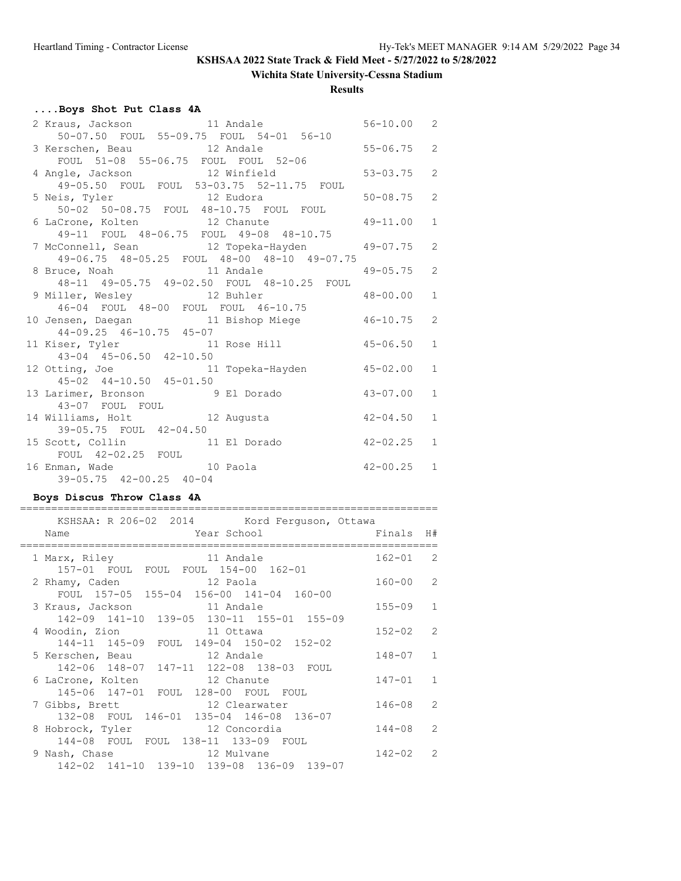# KSHSAA 2022 State Track & Field Meet - 5/27/2022 to 5/28/2022

## Wichita State University-Cessna Stadium

### Results

#### ....Boys Shot Put Class 4A

| Place | Name | Year | School | Finals | H# |
|---|---|---|---|---|---|
| 2 | Kraus, Jackson | 11 | Andale | 56-10.00 | 2 |
| | 50-07.50 FOUL 55-09.75 FOUL 54-01 56-10 | | | | |
| 3 | Kerschen, Beau | 12 | Andale | 55-06.75 | 2 |
| | FOUL 51-08 55-06.75 FOUL FOUL 52-06 | | | | |
| 4 | Angle, Jackson | 12 | Winfield | 53-03.75 | 2 |
| | 49-05.50 FOUL FOUL 53-03.75 52-11.75 FOUL | | | | |
| 5 | Neis, Tyler | 12 | Eudora | 50-08.75 | 2 |
| | 50-02 50-08.75 FOUL 48-10.75 FOUL FOUL | | | | |
| 6 | LaCrone, Kolten | 12 | Chanute | 49-11.00 | 1 |
| | 49-11 FOUL 48-06.75 FOUL 49-08 48-10.75 | | | | |
| 7 | McConnell, Sean | 12 | Topeka-Hayden | 49-07.75 | 2 |
| | 49-06.75 48-05.25 FOUL 48-00 48-10 49-07.75 | | | | |
| 8 | Bruce, Noah | 11 | Andale | 49-05.75 | 2 |
| | 48-11 49-05.75 49-02.50 FOUL 48-10.25 FOUL | | | | |
| 9 | Miller, Wesley | 12 | Buhler | 48-00.00 | 1 |
| | 46-04 FOUL 48-00 FOUL FOUL 46-10.75 | | | | |
| 10 | Jensen, Daegan | 11 | Bishop Miege | 46-10.75 | 2 |
| | 44-09.25 46-10.75 45-07 | | | | |
| 11 | Kiser, Tyler | 11 | Rose Hill | 45-06.50 | 1 |
| | 43-04 45-06.50 42-10.50 | | | | |
| 12 | Otting, Joe | 11 | Topeka-Hayden | 45-02.00 | 1 |
| | 45-02 44-10.50 45-01.50 | | | | |
| 13 | Larimer, Bronson | 9 | El Dorado | 43-07.00 | 1 |
| | 43-07 FOUL FOUL | | | | |
| 14 | Williams, Holt | 12 | Augusta | 42-04.50 | 1 |
| | 39-05.75 FOUL 42-04.50 | | | | |
| 15 | Scott, Collin | 11 | El Dorado | 42-02.25 | 1 |
| | FOUL 42-02.25 FOUL | | | | |
| 16 | Enman, Wade | 10 | Paola | 42-00.25 | 1 |
| | 39-05.75 42-00.25 40-04 | | | | |

#### Boys Discus Throw Class 4A

KSHSAA: R 206-02 2014 Kord Ferguson, Ottawa

| Place | Name | Year | School | Finals | H# |
|---|---|---|---|---|---|
| 1 | Marx, Riley | 11 | Andale | 162-01 | 2 |
| | 157-01 FOUL FOUL FOUL 154-00 162-01 | | | | |
| 2 | Rhamy, Caden | 12 | Paola | 160-00 | 2 |
| | FOUL 157-05 155-04 156-00 141-04 160-00 | | | | |
| 3 | Kraus, Jackson | 11 | Andale | 155-09 | 1 |
| | 142-09 141-10 139-05 130-11 155-01 155-09 | | | | |
| 4 | Woodin, Zion | 11 | Ottawa | 152-02 | 2 |
| | 144-11 145-09 FOUL 149-04 150-02 152-02 | | | | |
| 5 | Kerschen, Beau | 12 | Andale | 148-07 | 1 |
| | 142-06 148-07 147-11 122-08 138-03 FOUL | | | | |
| 6 | LaCrone, Kolten | 12 | Chanute | 147-01 | 1 |
| | 145-06 147-01 FOUL 128-00 FOUL FOUL | | | | |
| 7 | Gibbs, Brett | 12 | Clearwater | 146-08 | 2 |
| | 132-08 FOUL 146-01 135-04 146-08 136-07 | | | | |
| 8 | Hobrock, Tyler | 12 | Concordia | 144-08 | 2 |
| | 144-08 FOUL FOUL 138-11 133-09 FOUL | | | | |
| 9 | Nash, Chase | 12 | Mulvane | 142-02 | 2 |
| | 142-02 141-10 139-10 139-08 136-09 139-07 | | | | |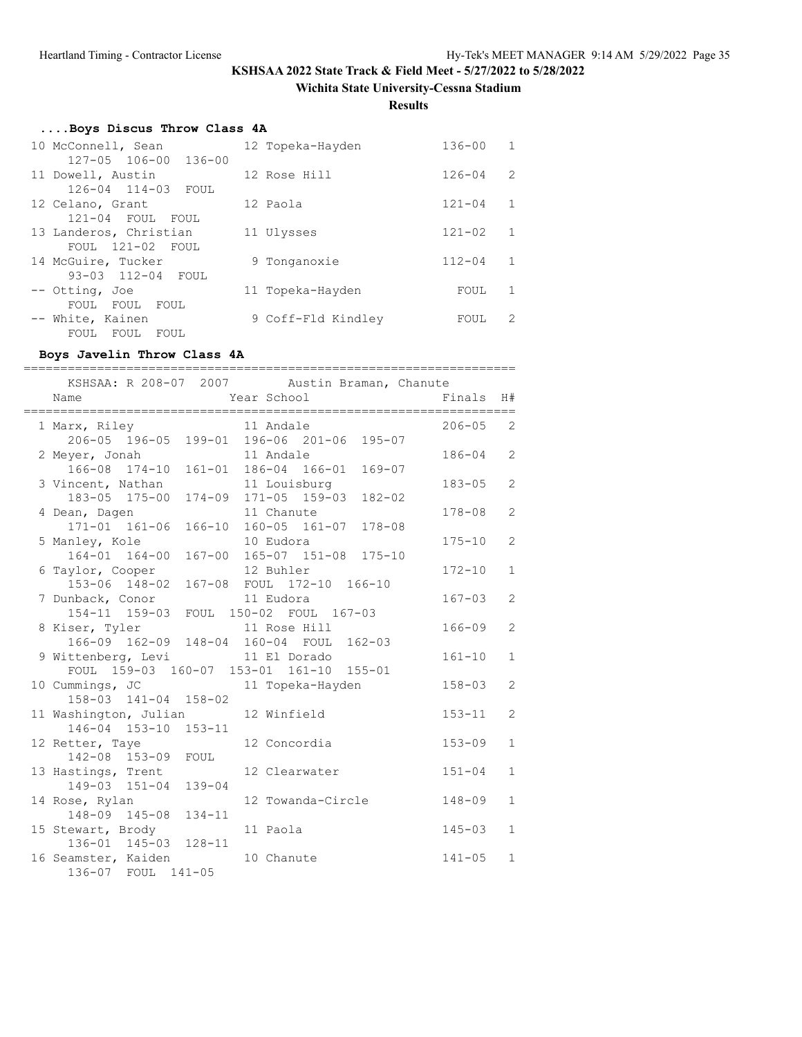**KSHSAA 2022 State Track & Field Meet - 5/27/2022 to 5/28/2022**

**Wichita State University-Cessna Stadium**

**Results**

### ....Boys Discus Throw Class 4A

| Place | Name | Year | School | Finals | H# |
|---|---|---|---|---|---|
| 10 | McConnell, Sean | 12 | Topeka-Hayden | 136-00 | 1 |
| | 127-05 106-00 136-00 | | | | |
| 11 | Dowell, Austin | 12 | Rose Hill | 126-04 | 2 |
| | 126-04 114-03 FOUL | | | | |
| 12 | Celano, Grant | 12 | Paola | 121-04 | 1 |
| | 121-04 FOUL FOUL | | | | |
| 13 | Landeros, Christian | 11 | Ulysses | 121-02 | 1 |
| | FOUL 121-02 FOUL | | | | |
| 14 | McGuire, Tucker | 9 | Tonganoxie | 112-04 | 1 |
| | 93-03 112-04 FOUL | | | | |
| -- | Otting, Joe | 11 | Topeka-Hayden | FOUL | 1 |
| | FOUL FOUL FOUL | | | | |
| -- | White, Kainen | 9 | Coff-Fld Kindley | FOUL | 2 |
| | FOUL FOUL FOUL | | | | |

### Boys Javelin Throw Class 4A

KSHSAA: R 208-07 2007 Austin Braman, Chanute

| Place | Name | Year | School | Finals | H# |
|---|---|---|---|---|---|
| 1 | Marx, Riley | 11 | Andale | 206-05 | 2 |
| | 206-05 196-05 199-01 196-06 201-06 195-07 | | | | |
| 2 | Meyer, Jonah | 11 | Andale | 186-04 | 2 |
| | 166-08 174-10 161-01 186-04 166-01 169-07 | | | | |
| 3 | Vincent, Nathan | 11 | Louisburg | 183-05 | 2 |
| | 183-05 175-00 174-09 171-05 159-03 182-02 | | | | |
| 4 | Dean, Dagen | 11 | Chanute | 178-08 | 2 |
| | 171-01 161-06 166-10 160-05 161-07 178-08 | | | | |
| 5 | Manley, Kole | 10 | Eudora | 175-10 | 2 |
| | 164-01 164-00 167-00 165-07 151-08 175-10 | | | | |
| 6 | Taylor, Cooper | 12 | Buhler | 172-10 | 1 |
| | 153-06 148-02 167-08 FOUL 172-10 166-10 | | | | |
| 7 | Dunback, Conor | 11 | Eudora | 167-03 | 2 |
| | 154-11 159-03 FOUL 150-02 FOUL 167-03 | | | | |
| 8 | Kiser, Tyler | 11 | Rose Hill | 166-09 | 2 |
| | 166-09 162-09 148-04 160-04 FOUL 162-03 | | | | |
| 9 | Wittenberg, Levi | 11 | El Dorado | 161-10 | 1 |
| | FOUL 159-03 160-07 153-01 161-10 155-01 | | | | |
| 10 | Cummings, JC | 11 | Topeka-Hayden | 158-03 | 2 |
| | 158-03 141-04 158-02 | | | | |
| 11 | Washington, Julian | 12 | Winfield | 153-11 | 2 |
| | 146-04 153-10 153-11 | | | | |
| 12 | Retter, Taye | 12 | Concordia | 153-09 | 1 |
| | 142-08 153-09 FOUL | | | | |
| 13 | Hastings, Trent | 12 | Clearwater | 151-04 | 1 |
| | 149-03 151-04 139-04 | | | | |
| 14 | Rose, Rylan | 12 | Towanda-Circle | 148-09 | 1 |
| | 148-09 145-08 134-11 | | | | |
| 15 | Stewart, Brody | 11 | Paola | 145-03 | 1 |
| | 136-01 145-03 128-11 | | | | |
| 16 | Seamster, Kaiden | 10 | Chanute | 141-05 | 1 |
| | 136-07 FOUL 141-05 | | | | |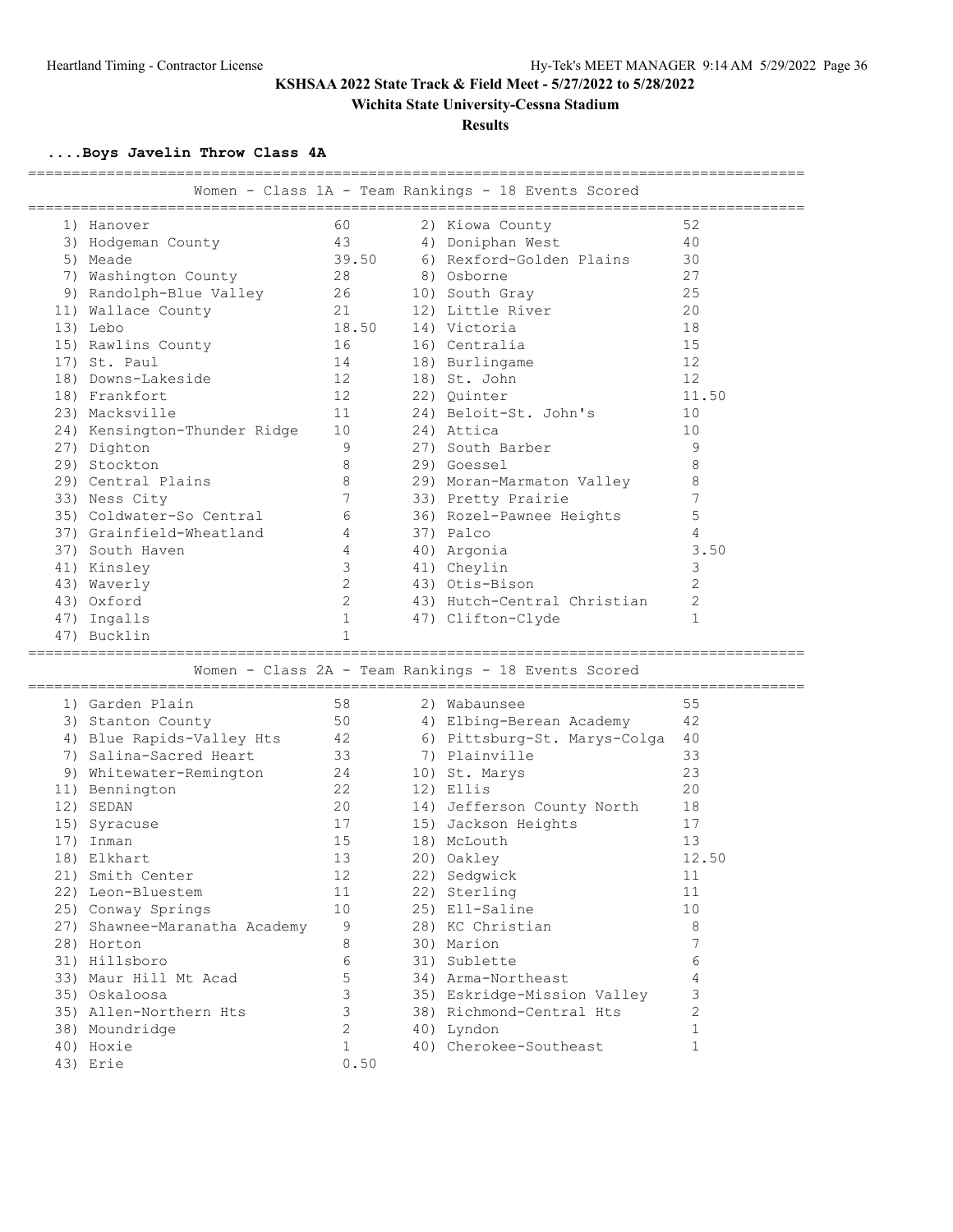**KSHSAA 2022 State Track & Field Meet - 5/27/2022 to 5/28/2022**

**Wichita State University-Cessna Stadium**

**Results**

### ....Boys Javelin Throw Class 4A

#### Women - Class 1A - Team Rankings - 18 Events Scored

| Rank | Team | Points | Rank | Team | Points |
|---|---|---|---|---|---|
| 1) | Hanover | 60 | 2) | Kiowa County | 52 |
| 3) | Hodgeman County | 43 | 4) | Doniphan West | 40 |
| 5) | Meade | 39.50 | 6) | Rexford-Golden Plains | 30 |
| 7) | Washington County | 28 | 8) | Osborne | 27 |
| 9) | Randolph-Blue Valley | 26 | 10) | South Gray | 25 |
| 11) | Wallace County | 21 | 12) | Little River | 20 |
| 13) | Lebo | 18.50 | 14) | Victoria | 18 |
| 15) | Rawlins County | 16 | 16) | Centralia | 15 |
| 17) | St. Paul | 14 | 18) | Burlingame | 12 |
| 18) | Downs-Lakeside | 12 | 18) | St. John | 12 |
| 18) | Frankfort | 12 | 22) | Quinter | 11.50 |
| 23) | Macksville | 11 | 24) | Beloit-St. John's | 10 |
| 24) | Kensington-Thunder Ridge | 10 | 24) | Attica | 10 |
| 27) | Dighton | 9 | 27) | South Barber | 9 |
| 29) | Stockton | 8 | 29) | Goessel | 8 |
| 29) | Central Plains | 8 | 29) | Moran-Marmaton Valley | 8 |
| 33) | Ness City | 7 | 33) | Pretty Prairie | 7 |
| 35) | Coldwater-So Central | 6 | 36) | Rozel-Pawnee Heights | 5 |
| 37) | Grainfield-Wheatland | 4 | 37) | Palco | 4 |
| 37) | South Haven | 4 | 40) | Argonia | 3.50 |
| 41) | Kinsley | 3 | 41) | Cheylin | 3 |
| 43) | Waverly | 2 | 43) | Otis-Bison | 2 |
| 43) | Oxford | 2 | 43) | Hutch-Central Christian | 2 |
| 47) | Ingalls | 1 | 47) | Clifton-Clyde | 1 |
| 47) | Bucklin | 1 | | | |

#### Women - Class 2A - Team Rankings - 18 Events Scored

| Rank | Team | Points | Rank | Team | Points |
|---|---|---|---|---|---|
| 1) | Garden Plain | 58 | 2) | Wabaunsee | 55 |
| 3) | Stanton County | 50 | 4) | Elbing-Berean Academy | 42 |
| 4) | Blue Rapids-Valley Hts | 42 | 6) | Pittsburg-St. Marys-Colga | 40 |
| 7) | Salina-Sacred Heart | 33 | 7) | Plainville | 33 |
| 9) | Whitewater-Remington | 24 | 10) | St. Marys | 23 |
| 11) | Bennington | 22 | 12) | Ellis | 20 |
| 12) | SEDAN | 20 | 14) | Jefferson County North | 18 |
| 15) | Syracuse | 17 | 15) | Jackson Heights | 17 |
| 17) | Inman | 15 | 18) | McLouth | 13 |
| 18) | Elkhart | 13 | 20) | Oakley | 12.50 |
| 21) | Smith Center | 12 | 22) | Sedgwick | 11 |
| 22) | Leon-Bluestem | 11 | 22) | Sterling | 11 |
| 25) | Conway Springs | 10 | 25) | Ell-Saline | 10 |
| 27) | Shawnee-Maranatha Academy | 9 | 28) | KC Christian | 8 |
| 28) | Horton | 8 | 30) | Marion | 7 |
| 31) | Hillsboro | 6 | 31) | Sublette | 6 |
| 33) | Maur Hill Mt Acad | 5 | 34) | Arma-Northeast | 4 |
| 35) | Oskaloosa | 3 | 35) | Eskridge-Mission Valley | 3 |
| 35) | Allen-Northern Hts | 3 | 38) | Richmond-Central Hts | 2 |
| 38) | Moundridge | 2 | 40) | Lyndon | 1 |
| 40) | Hoxie | 1 | 40) | Cherokee-Southeast | 1 |
| 43) | Erie | 0.50 | | | |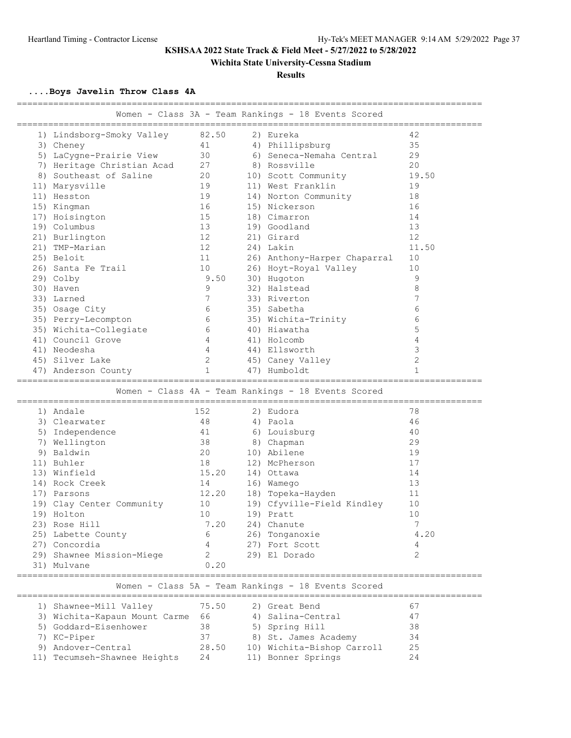**KSHSAA 2022 State Track & Field Meet - 5/27/2022 to 5/28/2022**

**Wichita State University-Cessna Stadium**

**Results**

### ....Boys Javelin Throw Class 4A

#### Women - Class 3A - Team Rankings - 18 Events Scored

| Rank | Team | Points | Rank | Team | Points |
|---|---|---|---|---|---|
| 1) | Lindsborg-Smoky Valley | 82.50 | 2) | Eureka | 42 |
| 3) | Cheney | 41 | 4) | Phillipsburg | 35 |
| 5) | LaCygne-Prairie View | 30 | 6) | Seneca-Nemaha Central | 29 |
| 7) | Heritage Christian Acad | 27 | 8) | Rossville | 20 |
| 8) | Southeast of Saline | 20 | 10) | Scott Community | 19.50 |
| 11) | Marysville | 19 | 11) | West Franklin | 19 |
| 11) | Hesston | 19 | 14) | Norton Community | 18 |
| 15) | Kingman | 16 | 15) | Nickerson | 16 |
| 17) | Hoisington | 15 | 18) | Cimarron | 14 |
| 19) | Columbus | 13 | 19) | Goodland | 13 |
| 21) | Burlington | 12 | 21) | Girard | 12 |
| 21) | TMP-Marian | 12 | 24) | Lakin | 11.50 |
| 25) | Beloit | 11 | 26) | Anthony-Harper Chaparral | 10 |
| 26) | Santa Fe Trail | 10 | 26) | Hoyt-Royal Valley | 10 |
| 29) | Colby | 9.50 | 30) | Hugoton | 9 |
| 30) | Haven | 9 | 32) | Halstead | 8 |
| 33) | Larned | 7 | 33) | Riverton | 7 |
| 35) | Osage City | 6 | 35) | Sabetha | 6 |
| 35) | Perry-Lecompton | 6 | 35) | Wichita-Trinity | 6 |
| 35) | Wichita-Collegiate | 6 | 40) | Hiawatha | 5 |
| 41) | Council Grove | 4 | 41) | Holcomb | 4 |
| 41) | Neodesha | 4 | 44) | Ellsworth | 3 |
| 45) | Silver Lake | 2 | 45) | Caney Valley | 2 |
| 47) | Anderson County | 1 | 47) | Humboldt | 1 |

#### Women - Class 4A - Team Rankings - 18 Events Scored

| Rank | Team | Points | Rank | Team | Points |
|---|---|---|---|---|---|
| 1) | Andale | 152 | 2) | Eudora | 78 |
| 3) | Clearwater | 48 | 4) | Paola | 46 |
| 5) | Independence | 41 | 6) | Louisburg | 40 |
| 7) | Wellington | 38 | 8) | Chapman | 29 |
| 9) | Baldwin | 20 | 10) | Abilene | 19 |
| 11) | Buhler | 18 | 12) | McPherson | 17 |
| 13) | Winfield | 15.20 | 14) | Ottawa | 14 |
| 14) | Rock Creek | 14 | 16) | Wamego | 13 |
| 17) | Parsons | 12.20 | 18) | Topeka-Hayden | 11 |
| 19) | Clay Center Community | 10 | 19) | Cfyville-Field Kindley | 10 |
| 19) | Holton | 10 | 19) | Pratt | 10 |
| 23) | Rose Hill | 7.20 | 24) | Chanute | 7 |
| 25) | Labette County | 6 | 26) | Tonganoxie | 4.20 |
| 27) | Concordia | 4 | 27) | Fort Scott | 4 |
| 29) | Shawnee Mission-Miege | 2 | 29) | El Dorado | 2 |
| 31) | Mulvane | 0.20 | | | |

#### Women - Class 5A - Team Rankings - 18 Events Scored

| Rank | Team | Points | Rank | Team | Points |
|---|---|---|---|---|---|
| 1) | Shawnee-Mill Valley | 75.50 | 2) | Great Bend | 67 |
| 3) | Wichita-Kapaun Mount Carme | 66 | 4) | Salina-Central | 47 |
| 5) | Goddard-Eisenhower | 38 | 5) | Spring Hill | 38 |
| 7) | KC-Piper | 37 | 8) | St. James Academy | 34 |
| 9) | Andover-Central | 28.50 | 10) | Wichita-Bishop Carroll | 25 |
| 11) | Tecumseh-Shawnee Heights | 24 | 11) | Bonner Springs | 24 |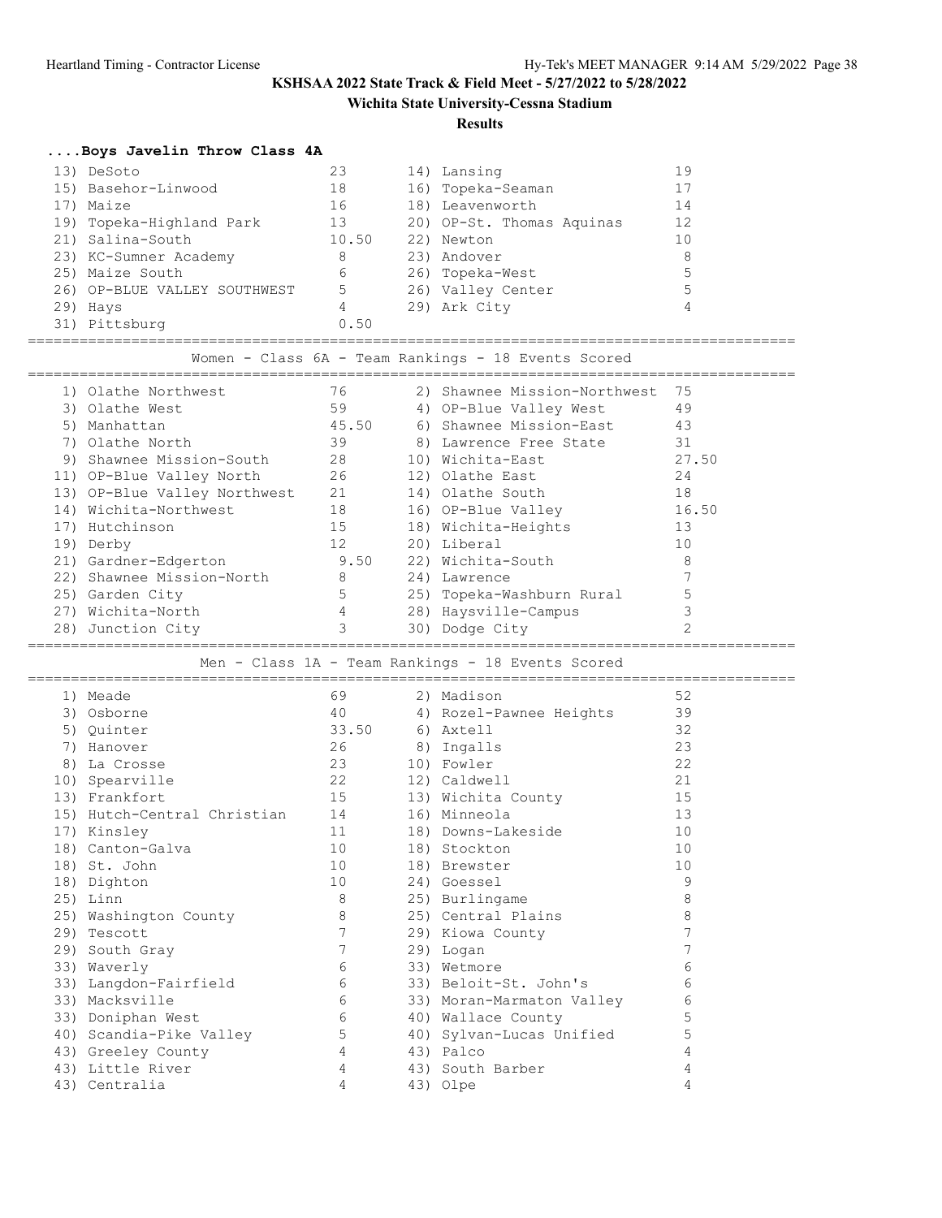**KSHSAA 2022 State Track & Field Meet - 5/27/2022 to 5/28/2022**

**Wichita State University-Cessna Stadium**

**Results**

### ....Boys Javelin Throw Class 4A

| Place | Team | Points | Place | Team | Points |
|---|---|---|---|---|---|
| 13) | DeSoto | 23 | 14) | Lansing | 19 |
| 15) | Basehor-Linwood | 18 | 16) | Topeka-Seaman | 17 |
| 17) | Maize | 16 | 18) | Leavenworth | 14 |
| 19) | Topeka-Highland Park | 13 | 20) | OP-St. Thomas Aquinas | 12 |
| 21) | Salina-South | 10.50 | 22) | Newton | 10 |
| 23) | KC-Sumner Academy | 8 | 23) | Andover | 8 |
| 25) | Maize South | 6 | 26) | Topeka-West | 5 |
| 26) | OP-BLUE VALLEY SOUTHWEST | 5 | 26) | Valley Center | 5 |
| 29) | Hays | 4 | 29) | Ark City | 4 |
| 31) | Pittsburg | 0.50 | | | |

### Women - Class 6A - Team Rankings - 18 Events Scored

| Place | Team | Points | Place | Team | Points |
|---|---|---|---|---|---|
| 1) | Olathe Northwest | 76 | 2) | Shawnee Mission-Northwest | 75 |
| 3) | Olathe West | 59 | 4) | OP-Blue Valley West | 49 |
| 5) | Manhattan | 45.50 | 6) | Shawnee Mission-East | 43 |
| 7) | Olathe North | 39 | 8) | Lawrence Free State | 31 |
| 9) | Shawnee Mission-South | 28 | 10) | Wichita-East | 27.50 |
| 11) | OP-Blue Valley North | 26 | 12) | Olathe East | 24 |
| 13) | OP-Blue Valley Northwest | 21 | 14) | Olathe South | 18 |
| 14) | Wichita-Northwest | 18 | 16) | OP-Blue Valley | 16.50 |
| 17) | Hutchinson | 15 | 18) | Wichita-Heights | 13 |
| 19) | Derby | 12 | 20) | Liberal | 10 |
| 21) | Gardner-Edgerton | 9.50 | 22) | Wichita-South | 8 |
| 22) | Shawnee Mission-North | 8 | 24) | Lawrence | 7 |
| 25) | Garden City | 5 | 25) | Topeka-Washburn Rural | 5 |
| 27) | Wichita-North | 4 | 28) | Haysville-Campus | 3 |
| 28) | Junction City | 3 | 30) | Dodge City | 2 |

### Men - Class 1A - Team Rankings - 18 Events Scored

| Place | Team | Points | Place | Team | Points |
|---|---|---|---|---|---|
| 1) | Meade | 69 | 2) | Madison | 52 |
| 3) | Osborne | 40 | 4) | Rozel-Pawnee Heights | 39 |
| 5) | Quinter | 33.50 | 6) | Axtell | 32 |
| 7) | Hanover | 26 | 8) | Ingalls | 23 |
| 8) | La Crosse | 23 | 10) | Fowler | 22 |
| 10) | Spearville | 22 | 12) | Caldwell | 21 |
| 13) | Frankfort | 15 | 13) | Wichita County | 15 |
| 15) | Hutch-Central Christian | 14 | 16) | Minneola | 13 |
| 17) | Kinsley | 11 | 18) | Downs-Lakeside | 10 |
| 18) | Canton-Galva | 10 | 18) | Stockton | 10 |
| 18) | St. John | 10 | 18) | Brewster | 10 |
| 18) | Dighton | 10 | 24) | Goessel | 9 |
| 25) | Linn | 8 | 25) | Burlingame | 8 |
| 25) | Washington County | 8 | 25) | Central Plains | 8 |
| 29) | Tescott | 7 | 29) | Kiowa County | 7 |
| 29) | South Gray | 7 | 29) | Logan | 7 |
| 33) | Waverly | 6 | 33) | Wetmore | 6 |
| 33) | Langdon-Fairfield | 6 | 33) | Beloit-St. John's | 6 |
| 33) | Macksville | 6 | 33) | Moran-Marmaton Valley | 6 |
| 33) | Doniphan West | 6 | 40) | Wallace County | 5 |
| 40) | Scandia-Pike Valley | 5 | 40) | Sylvan-Lucas Unified | 5 |
| 43) | Greeley County | 4 | 43) | Palco | 4 |
| 43) | Little River | 4 | 43) | South Barber | 4 |
| 43) | Centralia | 4 | 43) | Olpe | 4 |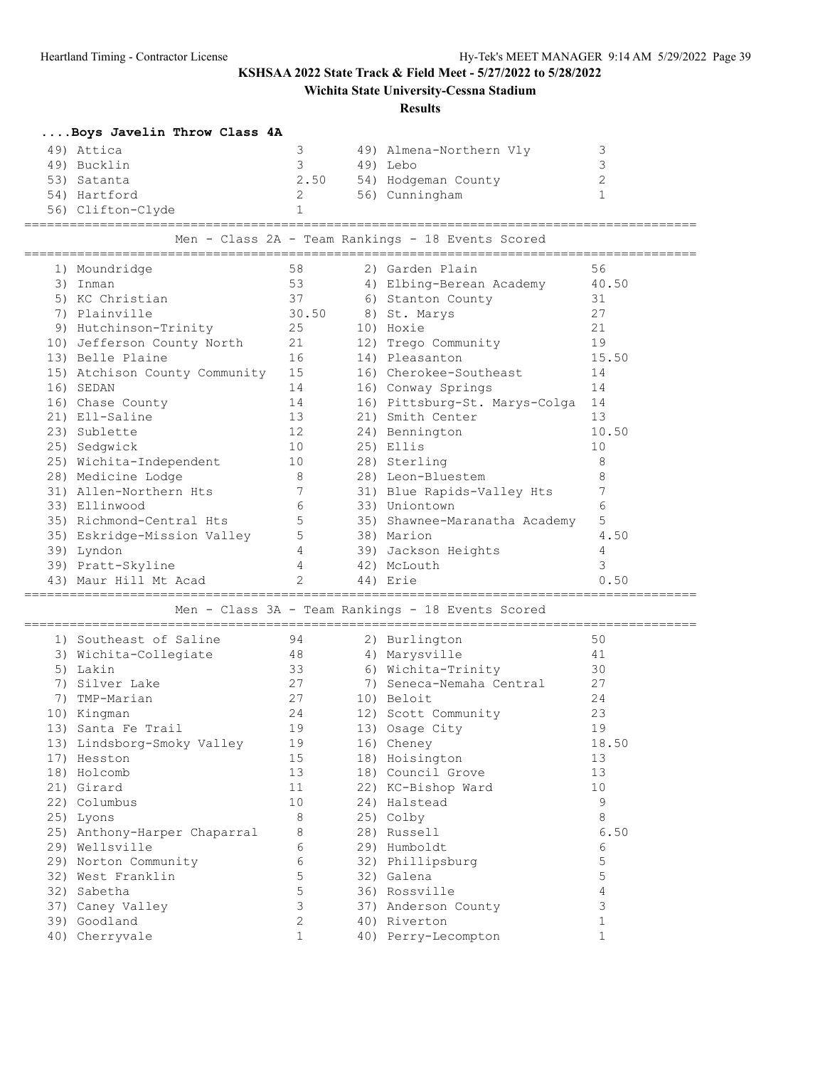KSHSAA 2022 State Track & Field Meet - 5/27/2022 to 5/28/2022

Wichita State University-Cessna Stadium

Results

**....Boys Javelin Throw Class 4A**

| Place | Team | Points | Place | Team | Points |
|---|---|---|---|---|---|
| 49) | Attica | 3 | 49) | Almena-Northern Vly | 3 |
| 49) | Bucklin | 3 | 49) | Lebo | 3 |
| 53) | Satanta | 2.50 | 54) | Hodgeman County | 2 |
| 54) | Hartford | 2 | 56) | Cunningham | 1 |
| 56) | Clifton-Clyde | 1 | | | |

## Men - Class 2A - Team Rankings - 18 Events Scored

| Place | Team | Points | Place | Team | Points |
|---|---|---|---|---|---|
| 1) | Moundridge | 58 | 2) | Garden Plain | 56 |
| 3) | Inman | 53 | 4) | Elbing-Berean Academy | 40.50 |
| 5) | KC Christian | 37 | 6) | Stanton County | 31 |
| 7) | Plainville | 30.50 | 8) | St. Marys | 27 |
| 9) | Hutchinson-Trinity | 25 | 10) | Hoxie | 21 |
| 10) | Jefferson County North | 21 | 12) | Trego Community | 19 |
| 13) | Belle Plaine | 16 | 14) | Pleasanton | 15.50 |
| 15) | Atchison County Community | 15 | 16) | Cherokee-Southeast | 14 |
| 16) | SEDAN | 14 | 16) | Conway Springs | 14 |
| 16) | Chase County | 14 | 16) | Pittsburg-St. Marys-Colga | 14 |
| 21) | Ell-Saline | 13 | 21) | Smith Center | 13 |
| 23) | Sublette | 12 | 24) | Bennington | 10.50 |
| 25) | Sedgwick | 10 | 25) | Ellis | 10 |
| 25) | Wichita-Independent | 10 | 28) | Sterling | 8 |
| 28) | Medicine Lodge | 8 | 28) | Leon-Bluestem | 8 |
| 31) | Allen-Northern Hts | 7 | 31) | Blue Rapids-Valley Hts | 7 |
| 33) | Ellinwood | 6 | 33) | Uniontown | 6 |
| 35) | Richmond-Central Hts | 5 | 35) | Shawnee-Maranatha Academy | 5 |
| 35) | Eskridge-Mission Valley | 5 | 38) | Marion | 4.50 |
| 39) | Lyndon | 4 | 39) | Jackson Heights | 4 |
| 39) | Pratt-Skyline | 4 | 42) | McLouth | 3 |
| 43) | Maur Hill Mt Acad | 2 | 44) | Erie | 0.50 |

## Men - Class 3A - Team Rankings - 18 Events Scored

| Place | Team | Points | Place | Team | Points |
|---|---|---|---|---|---|
| 1) | Southeast of Saline | 94 | 2) | Burlington | 50 |
| 3) | Wichita-Collegiate | 48 | 4) | Marysville | 41 |
| 5) | Lakin | 33 | 6) | Wichita-Trinity | 30 |
| 7) | Silver Lake | 27 | 7) | Seneca-Nemaha Central | 27 |
| 7) | TMP-Marian | 27 | 10) | Beloit | 24 |
| 10) | Kingman | 24 | 12) | Scott Community | 23 |
| 13) | Santa Fe Trail | 19 | 13) | Osage City | 19 |
| 13) | Lindsborg-Smoky Valley | 19 | 16) | Cheney | 18.50 |
| 17) | Hesston | 15 | 18) | Hoisington | 13 |
| 18) | Holcomb | 13 | 18) | Council Grove | 13 |
| 21) | Girard | 11 | 22) | KC-Bishop Ward | 10 |
| 22) | Columbus | 10 | 24) | Halstead | 9 |
| 25) | Lyons | 8 | 25) | Colby | 8 |
| 25) | Anthony-Harper Chaparral | 8 | 28) | Russell | 6.50 |
| 29) | Wellsville | 6 | 29) | Humboldt | 6 |
| 29) | Norton Community | 6 | 32) | Phillipsburg | 5 |
| 32) | West Franklin | 5 | 32) | Galena | 5 |
| 32) | Sabetha | 5 | 36) | Rossville | 4 |
| 37) | Caney Valley | 3 | 37) | Anderson County | 3 |
| 39) | Goodland | 2 | 40) | Riverton | 1 |
| 40) | Cherryvale | 1 | 40) | Perry-Lecompton | 1 |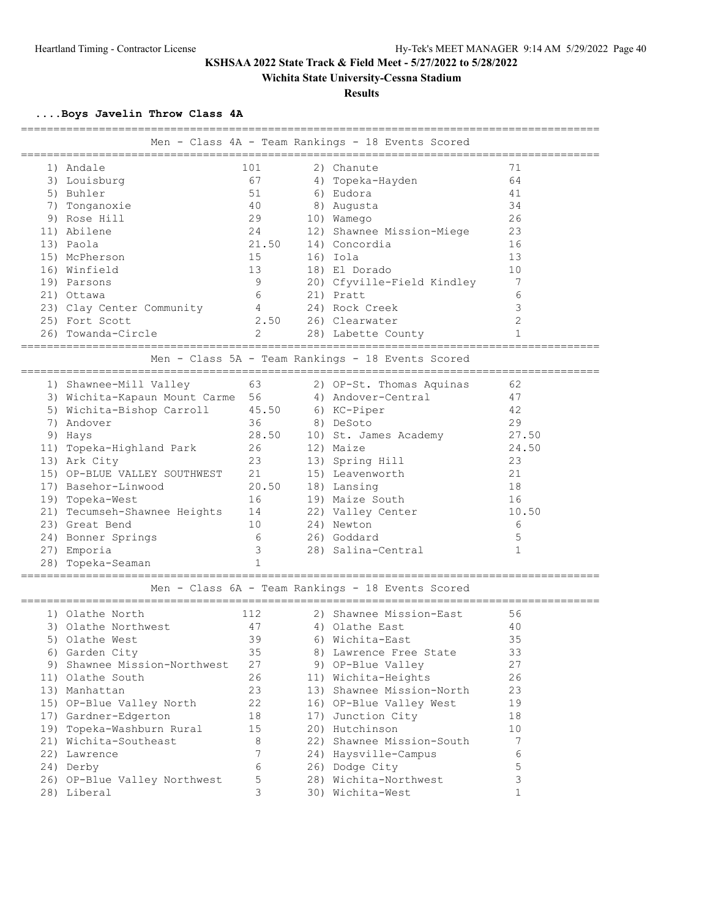**KSHSAA 2022 State Track & Field Meet - 5/27/2022 to 5/28/2022**

**Wichita State University-Cessna Stadium**

**Results**

### ....Boys Javelin Throw Class 4A

#### Men - Class 4A - Team Rankings - 18 Events Scored

| | | | | | |
|---|---|---|---|---|---|
| 1) | Andale | 101 | 2) | Chanute | 71 |
| 3) | Louisburg | 67 | 4) | Topeka-Hayden | 64 |
| 5) | Buhler | 51 | 6) | Eudora | 41 |
| 7) | Tonganoxie | 40 | 8) | Augusta | 34 |
| 9) | Rose Hill | 29 | 10) | Wamego | 26 |
| 11) | Abilene | 24 | 12) | Shawnee Mission-Miege | 23 |
| 13) | Paola | 21.50 | 14) | Concordia | 16 |
| 15) | McPherson | 15 | 16) | Iola | 13 |
| 16) | Winfield | 13 | 18) | El Dorado | 10 |
| 19) | Parsons | 9 | 20) | Cfyville-Field Kindley | 7 |
| 21) | Ottawa | 6 | 21) | Pratt | 6 |
| 23) | Clay Center Community | 4 | 24) | Rock Creek | 3 |
| 25) | Fort Scott | 2.50 | 26) | Clearwater | 2 |
| 26) | Towanda-Circle | 2 | 28) | Labette County | 1 |

#### Men - Class 5A - Team Rankings - 18 Events Scored

| | | | | | |
|---|---|---|---|---|---|
| 1) | Shawnee-Mill Valley | 63 | 2) | OP-St. Thomas Aquinas | 62 |
| 3) | Wichita-Kapaun Mount Carme | 56 | 4) | Andover-Central | 47 |
| 5) | Wichita-Bishop Carroll | 45.50 | 6) | KC-Piper | 42 |
| 7) | Andover | 36 | 8) | DeSoto | 29 |
| 9) | Hays | 28.50 | 10) | St. James Academy | 27.50 |
| 11) | Topeka-Highland Park | 26 | 12) | Maize | 24.50 |
| 13) | Ark City | 23 | 13) | Spring Hill | 23 |
| 15) | OP-BLUE VALLEY SOUTHWEST | 21 | 15) | Leavenworth | 21 |
| 17) | Basehor-Linwood | 20.50 | 18) | Lansing | 18 |
| 19) | Topeka-West | 16 | 19) | Maize South | 16 |
| 21) | Tecumseh-Shawnee Heights | 14 | 22) | Valley Center | 10.50 |
| 23) | Great Bend | 10 | 24) | Newton | 6 |
| 24) | Bonner Springs | 6 | 26) | Goddard | 5 |
| 27) | Emporia | 3 | 28) | Salina-Central | 1 |
| 28) | Topeka-Seaman | 1 | | | |

#### Men - Class 6A - Team Rankings - 18 Events Scored

| | | | | | |
|---|---|---|---|---|---|
| 1) | Olathe North | 112 | 2) | Shawnee Mission-East | 56 |
| 3) | Olathe Northwest | 47 | 4) | Olathe East | 40 |
| 5) | Olathe West | 39 | 6) | Wichita-East | 35 |
| 6) | Garden City | 35 | 8) | Lawrence Free State | 33 |
| 9) | Shawnee Mission-Northwest | 27 | 9) | OP-Blue Valley | 27 |
| 11) | Olathe South | 26 | 11) | Wichita-Heights | 26 |
| 13) | Manhattan | 23 | 13) | Shawnee Mission-North | 23 |
| 15) | OP-Blue Valley North | 22 | 16) | OP-Blue Valley West | 19 |
| 17) | Gardner-Edgerton | 18 | 17) | Junction City | 18 |
| 19) | Topeka-Washburn Rural | 15 | 20) | Hutchinson | 10 |
| 21) | Wichita-Southeast | 8 | 22) | Shawnee Mission-South | 7 |
| 22) | Lawrence | 7 | 24) | Haysville-Campus | 6 |
| 24) | Derby | 6 | 26) | Dodge City | 5 |
| 26) | OP-Blue Valley Northwest | 5 | 28) | Wichita-Northwest | 3 |
| 28) | Liberal | 3 | 30) | Wichita-West | 1 |